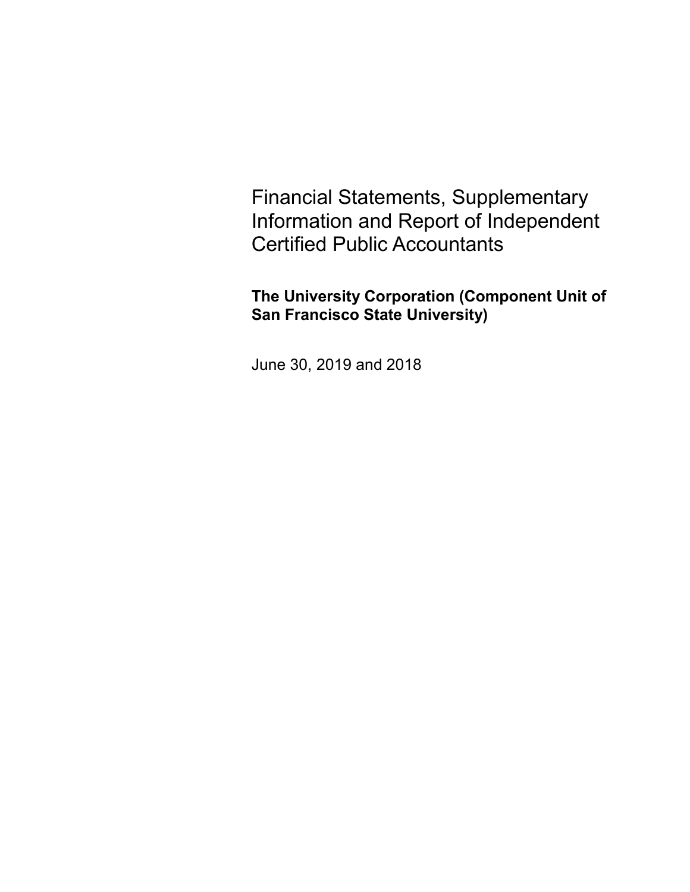# Financial Statements, Supplementary Information and Report of Independent Certified Public Accountants

**The University Corporation (Component Unit of San Francisco State University)**

June 30, 2019 and 2018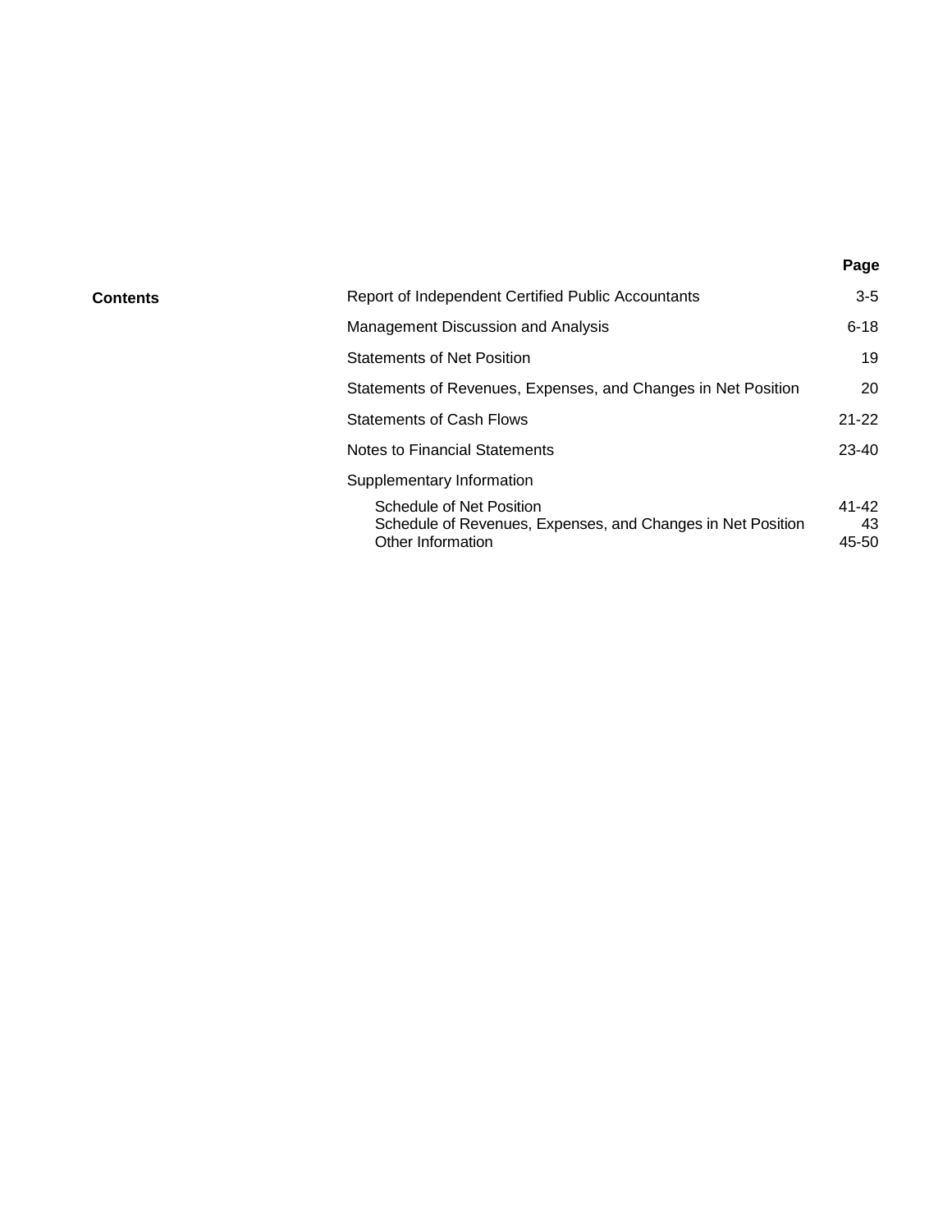## Contents

| | Page |
|---|---|
| Report of Independent Certified Public Accountants | 3-5 |
| Management Discussion and Analysis | 6-18 |
| Statements of Net Position | 19 |
| Statements of Revenues, Expenses, and Changes in Net Position | 20 |
| Statements of Cash Flows | 21-22 |
| Notes to Financial Statements | 23-40 |
| Supplementary Information | |
| Schedule of Net Position | 41-42 |
| Schedule of Revenues, Expenses, and Changes in Net Position | 43 |
| Other Information | 45-50 |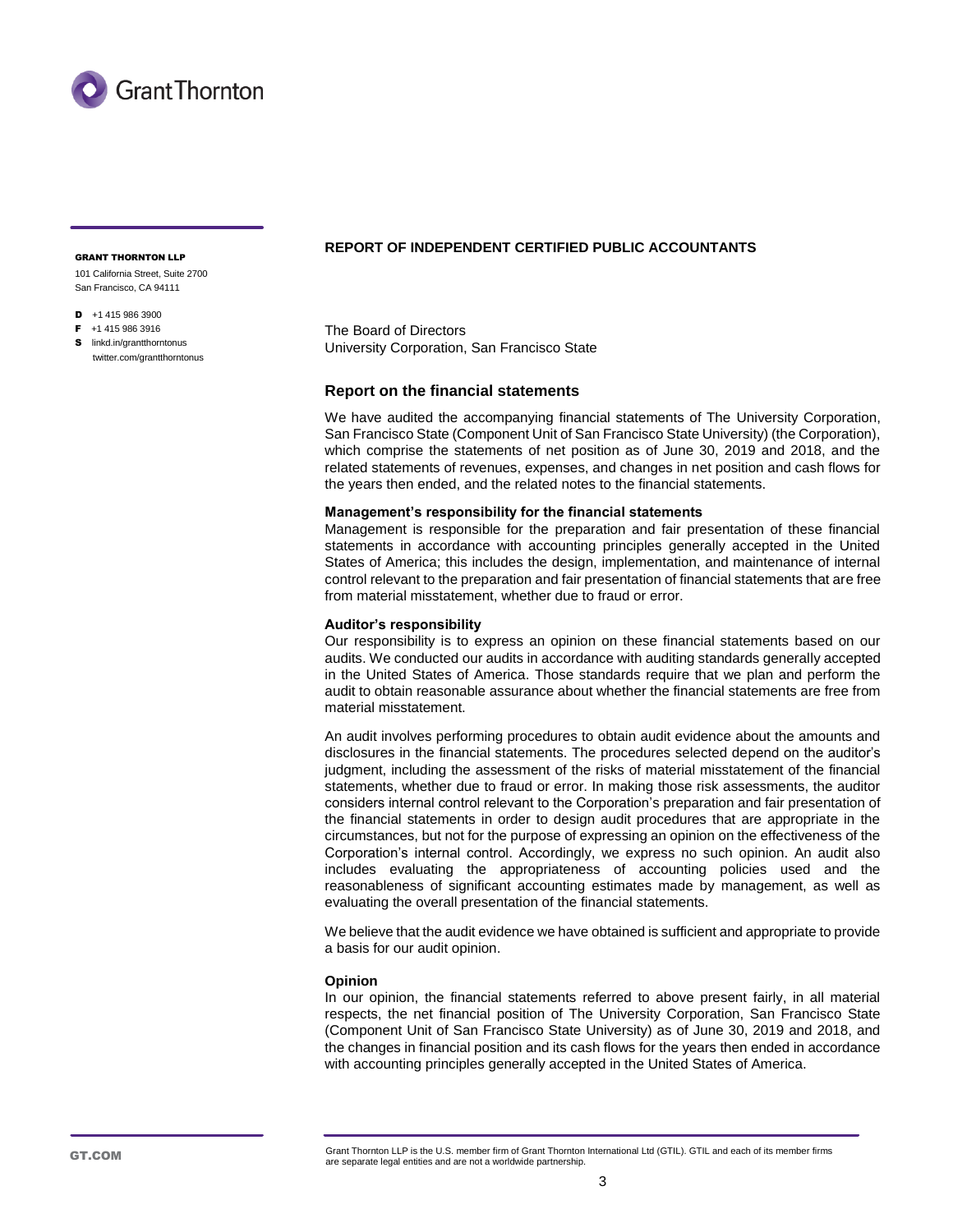**GRANT THORNTON LLP**
101 California Street, Suite 2700
San Francisco, CA 94111

**D** +1 415 986 3900
**F** +1 415 986 3916
**S** linkd.in/grantthorntonus
twitter.com/grantthorntonus

## REPORT OF INDEPENDENT CERTIFIED PUBLIC ACCOUNTANTS

The Board of Directors
University Corporation, San Francisco State

### Report on the financial statements

We have audited the accompanying financial statements of The University Corporation, San Francisco State (Component Unit of San Francisco State University) (the Corporation), which comprise the statements of net position as of June 30, 2019 and 2018, and the related statements of revenues, expenses, and changes in net position and cash flows for the years then ended, and the related notes to the financial statements.

**Management's responsibility for the financial statements**
Management is responsible for the preparation and fair presentation of these financial statements in accordance with accounting principles generally accepted in the United States of America; this includes the design, implementation, and maintenance of internal control relevant to the preparation and fair presentation of financial statements that are free from material misstatement, whether due to fraud or error.

**Auditor's responsibility**
Our responsibility is to express an opinion on these financial statements based on our audits. We conducted our audits in accordance with auditing standards generally accepted in the United States of America. Those standards require that we plan and perform the audit to obtain reasonable assurance about whether the financial statements are free from material misstatement.

An audit involves performing procedures to obtain audit evidence about the amounts and disclosures in the financial statements. The procedures selected depend on the auditor's judgment, including the assessment of the risks of material misstatement of the financial statements, whether due to fraud or error. In making those risk assessments, the auditor considers internal control relevant to the Corporation's preparation and fair presentation of the financial statements in order to design audit procedures that are appropriate in the circumstances, but not for the purpose of expressing an opinion on the effectiveness of the Corporation's internal control. Accordingly, we express no such opinion. An audit also includes evaluating the appropriateness of accounting policies used and the reasonableness of significant accounting estimates made by management, as well as evaluating the overall presentation of the financial statements.

We believe that the audit evidence we have obtained is sufficient and appropriate to provide a basis for our audit opinion.

**Opinion**
In our opinion, the financial statements referred to above present fairly, in all material respects, the net financial position of The University Corporation, San Francisco State (Component Unit of San Francisco State University) as of June 30, 2019 and 2018, and the changes in financial position and its cash flows for the years then ended in accordance with accounting principles generally accepted in the United States of America.

GT.COM

Grant Thornton LLP is the U.S. member firm of Grant Thornton International Ltd (GTIL). GTIL and each of its member firms are separate legal entities and are not a worldwide partnership.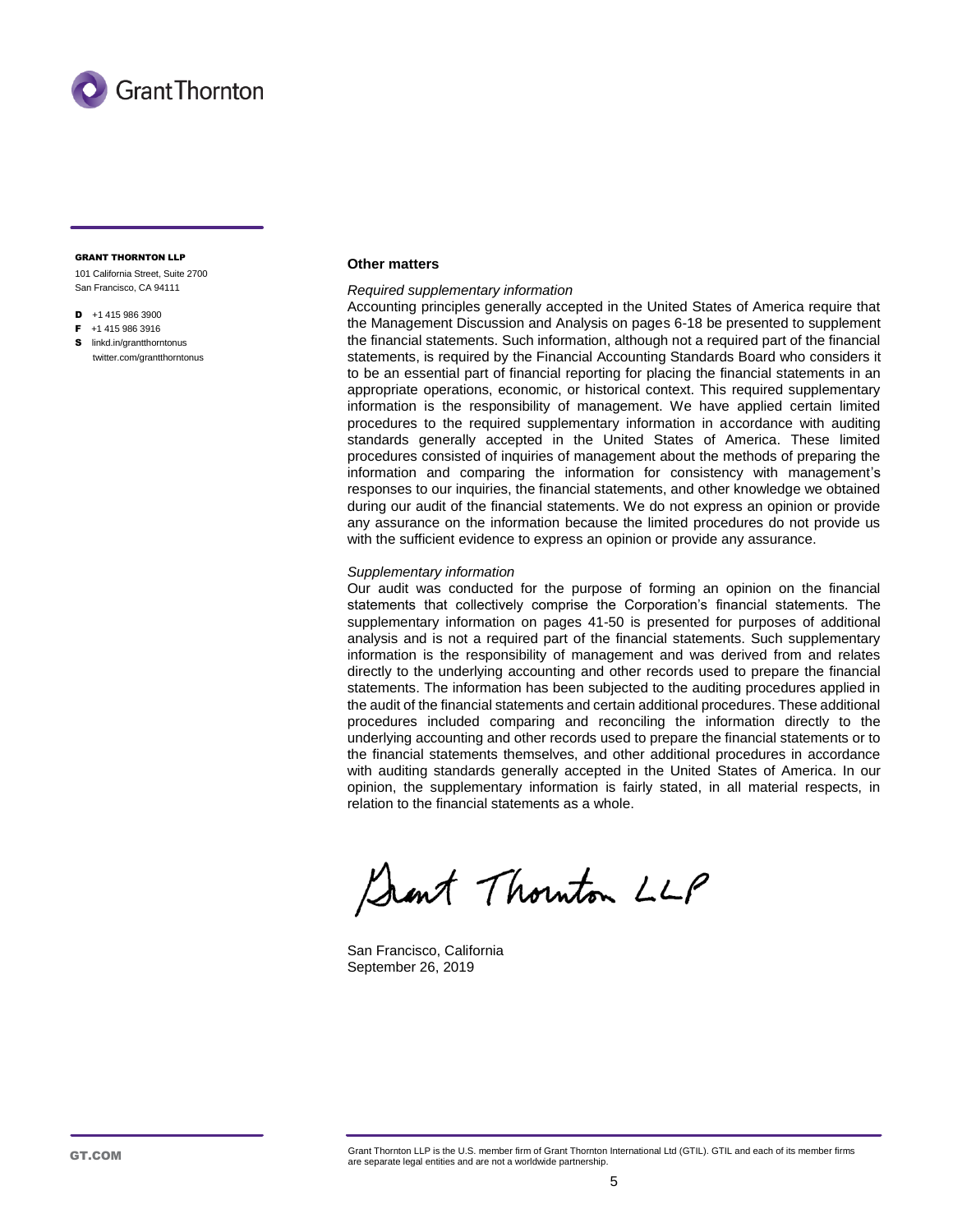**GRANT THORNTON LLP**

101 California Street, Suite 2700
San Francisco, CA 94111

**D** +1 415 986 3900
**F** +1 415 986 3916
**S** linkd.in/grantthorntonus
twitter.com/grantthorntonus

**Other matters**

*Required supplementary information*

Accounting principles generally accepted in the United States of America require that the Management Discussion and Analysis on pages 6-18 be presented to supplement the financial statements. Such information, although not a required part of the financial statements, is required by the Financial Accounting Standards Board who considers it to be an essential part of financial reporting for placing the financial statements in an appropriate operations, economic, or historical context. This required supplementary information is the responsibility of management. We have applied certain limited procedures to the required supplementary information in accordance with auditing standards generally accepted in the United States of America. These limited procedures consisted of inquiries of management about the methods of preparing the information and comparing the information for consistency with management's responses to our inquiries, the financial statements, and other knowledge we obtained during our audit of the financial statements. We do not express an opinion or provide any assurance on the information because the limited procedures do not provide us with the sufficient evidence to express an opinion or provide any assurance.

*Supplementary information*

Our audit was conducted for the purpose of forming an opinion on the financial statements that collectively comprise the Corporation's financial statements. The supplementary information on pages 41-50 is presented for purposes of additional analysis and is not a required part of the financial statements. Such supplementary information is the responsibility of management and was derived from and relates directly to the underlying accounting and other records used to prepare the financial statements. The information has been subjected to the auditing procedures applied in the audit of the financial statements and certain additional procedures. These additional procedures included comparing and reconciling the information directly to the underlying accounting and other records used to prepare the financial statements or to the financial statements themselves, and other additional procedures in accordance with auditing standards generally accepted in the United States of America. In our opinion, the supplementary information is fairly stated, in all material respects, in relation to the financial statements as a whole.

Grant Thornton LLP

San Francisco, California
September 26, 2019

GT.COM

Grant Thornton LLP is the U.S. member firm of Grant Thornton International Ltd (GTIL). GTIL and each of its member firms are separate legal entities and are not a worldwide partnership.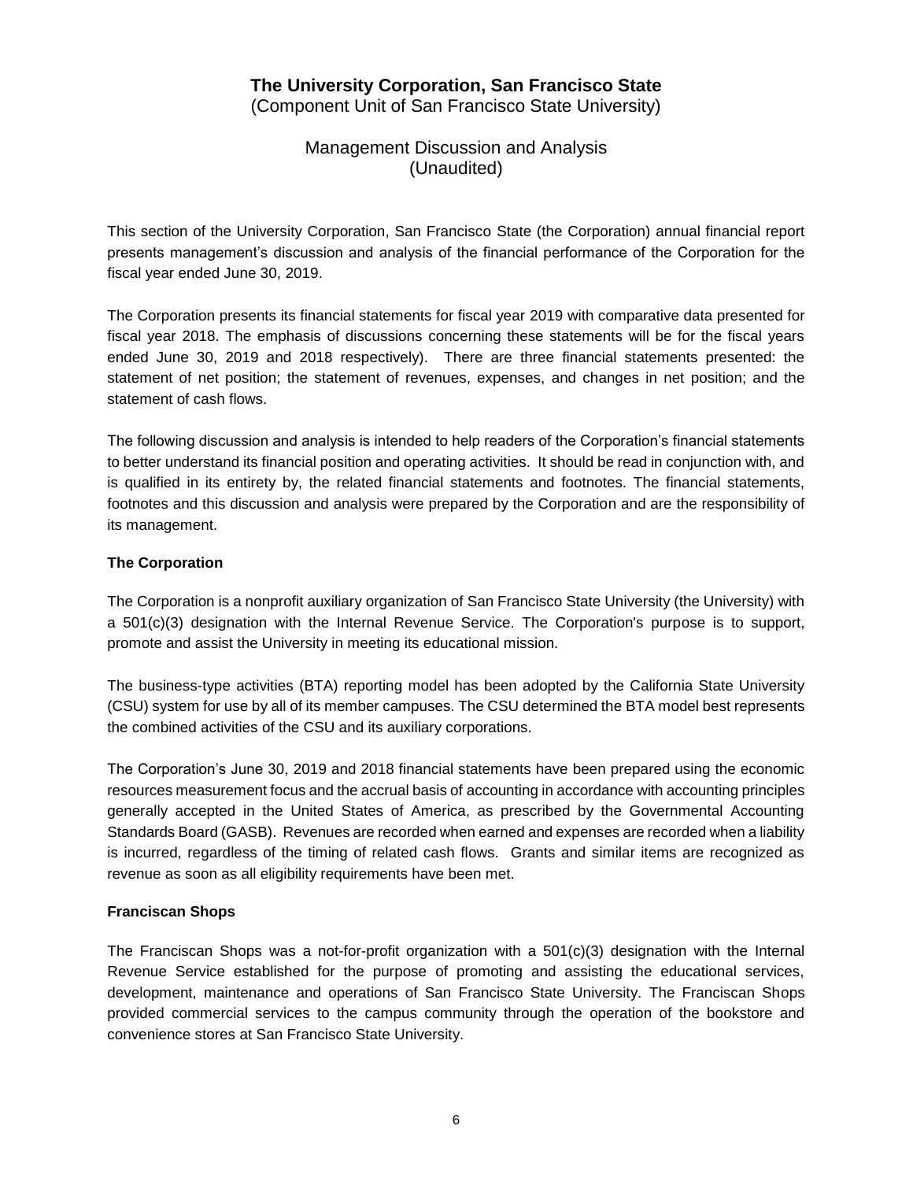# The University Corporation, San Francisco State
(Component Unit of San Francisco State University)

## Management Discussion and Analysis
(Unaudited)

This section of the University Corporation, San Francisco State (the Corporation) annual financial report presents management's discussion and analysis of the financial performance of the Corporation for the fiscal year ended June 30, 2019.

The Corporation presents its financial statements for fiscal year 2019 with comparative data presented for fiscal year 2018. The emphasis of discussions concerning these statements will be for the fiscal years ended June 30, 2019 and 2018 respectively). There are three financial statements presented: the statement of net position; the statement of revenues, expenses, and changes in net position; and the statement of cash flows.

The following discussion and analysis is intended to help readers of the Corporation's financial statements to better understand its financial position and operating activities. It should be read in conjunction with, and is qualified in its entirety by, the related financial statements and footnotes. The financial statements, footnotes and this discussion and analysis were prepared by the Corporation and are the responsibility of its management.

**The Corporation**

The Corporation is a nonprofit auxiliary organization of San Francisco State University (the University) with a 501(c)(3) designation with the Internal Revenue Service. The Corporation's purpose is to support, promote and assist the University in meeting its educational mission.

The business-type activities (BTA) reporting model has been adopted by the California State University (CSU) system for use by all of its member campuses. The CSU determined the BTA model best represents the combined activities of the CSU and its auxiliary corporations.

The Corporation's June 30, 2019 and 2018 financial statements have been prepared using the economic resources measurement focus and the accrual basis of accounting in accordance with accounting principles generally accepted in the United States of America, as prescribed by the Governmental Accounting Standards Board (GASB). Revenues are recorded when earned and expenses are recorded when a liability is incurred, regardless of the timing of related cash flows. Grants and similar items are recognized as revenue as soon as all eligibility requirements have been met.

**Franciscan Shops**

The Franciscan Shops was a not-for-profit organization with a 501(c)(3) designation with the Internal Revenue Service established for the purpose of promoting and assisting the educational services, development, maintenance and operations of San Francisco State University. The Franciscan Shops provided commercial services to the campus community through the operation of the bookstore and convenience stores at San Francisco State University.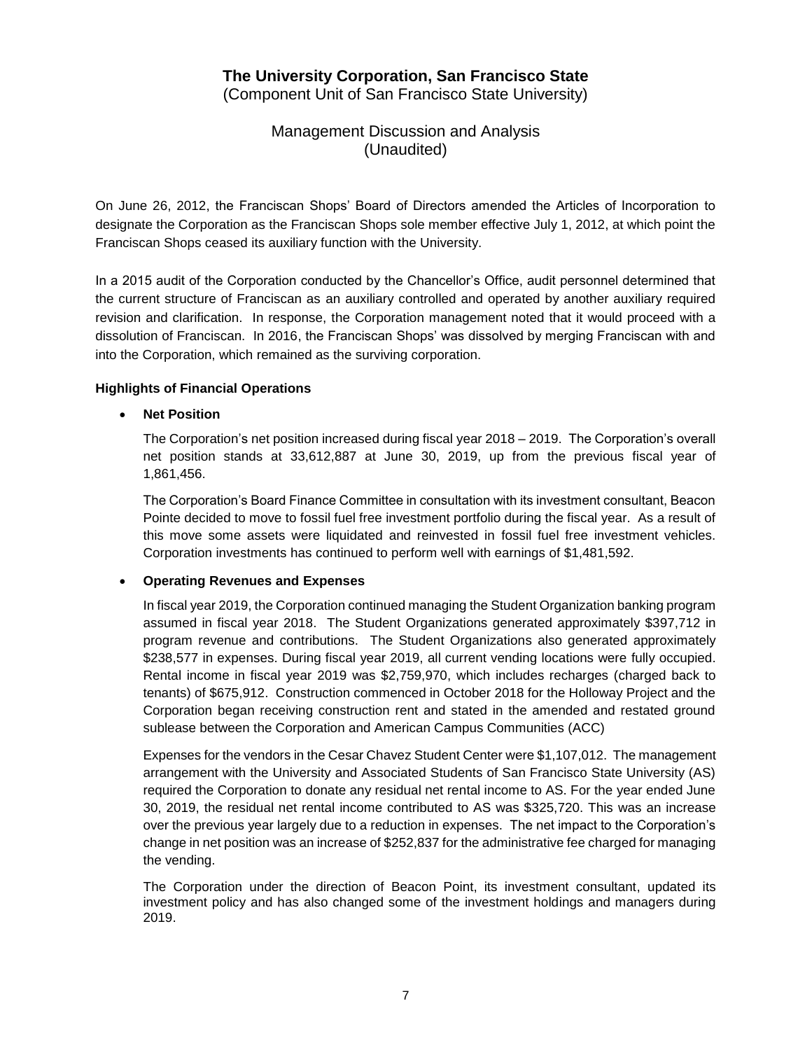# The University Corporation, San Francisco State

(Component Unit of San Francisco State University)

## Management Discussion and Analysis
(Unaudited)

On June 26, 2012, the Franciscan Shops' Board of Directors amended the Articles of Incorporation to designate the Corporation as the Franciscan Shops sole member effective July 1, 2012, at which point the Franciscan Shops ceased its auxiliary function with the University.

In a 2015 audit of the Corporation conducted by the Chancellor's Office, audit personnel determined that the current structure of Franciscan as an auxiliary controlled and operated by another auxiliary required revision and clarification. In response, the Corporation management noted that it would proceed with a dissolution of Franciscan. In 2016, the Franciscan Shops' was dissolved by merging Franciscan with and into the Corporation, which remained as the surviving corporation.

**Highlights of Financial Operations**

- **Net Position**

  The Corporation's net position increased during fiscal year 2018 – 2019. The Corporation's overall net position stands at 33,612,887 at June 30, 2019, up from the previous fiscal year of 1,861,456.

  The Corporation's Board Finance Committee in consultation with its investment consultant, Beacon Pointe decided to move to fossil fuel free investment portfolio during the fiscal year. As a result of this move some assets were liquidated and reinvested in fossil fuel free investment vehicles. Corporation investments has continued to perform well with earnings of $1,481,592.

- **Operating Revenues and Expenses**

  In fiscal year 2019, the Corporation continued managing the Student Organization banking program assumed in fiscal year 2018. The Student Organizations generated approximately $397,712 in program revenue and contributions. The Student Organizations also generated approximately $238,577 in expenses. During fiscal year 2019, all current vending locations were fully occupied. Rental income in fiscal year 2019 was $2,759,970, which includes recharges (charged back to tenants) of $675,912. Construction commenced in October 2018 for the Holloway Project and the Corporation began receiving construction rent and stated in the amended and restated ground sublease between the Corporation and American Campus Communities (ACC)

  Expenses for the vendors in the Cesar Chavez Student Center were $1,107,012. The management arrangement with the University and Associated Students of San Francisco State University (AS) required the Corporation to donate any residual net rental income to AS. For the year ended June 30, 2019, the residual net rental income contributed to AS was $325,720. This was an increase over the previous year largely due to a reduction in expenses. The net impact to the Corporation's change in net position was an increase of $252,837 for the administrative fee charged for managing the vending.

  The Corporation under the direction of Beacon Point, its investment consultant, updated its investment policy and has also changed some of the investment holdings and managers during 2019.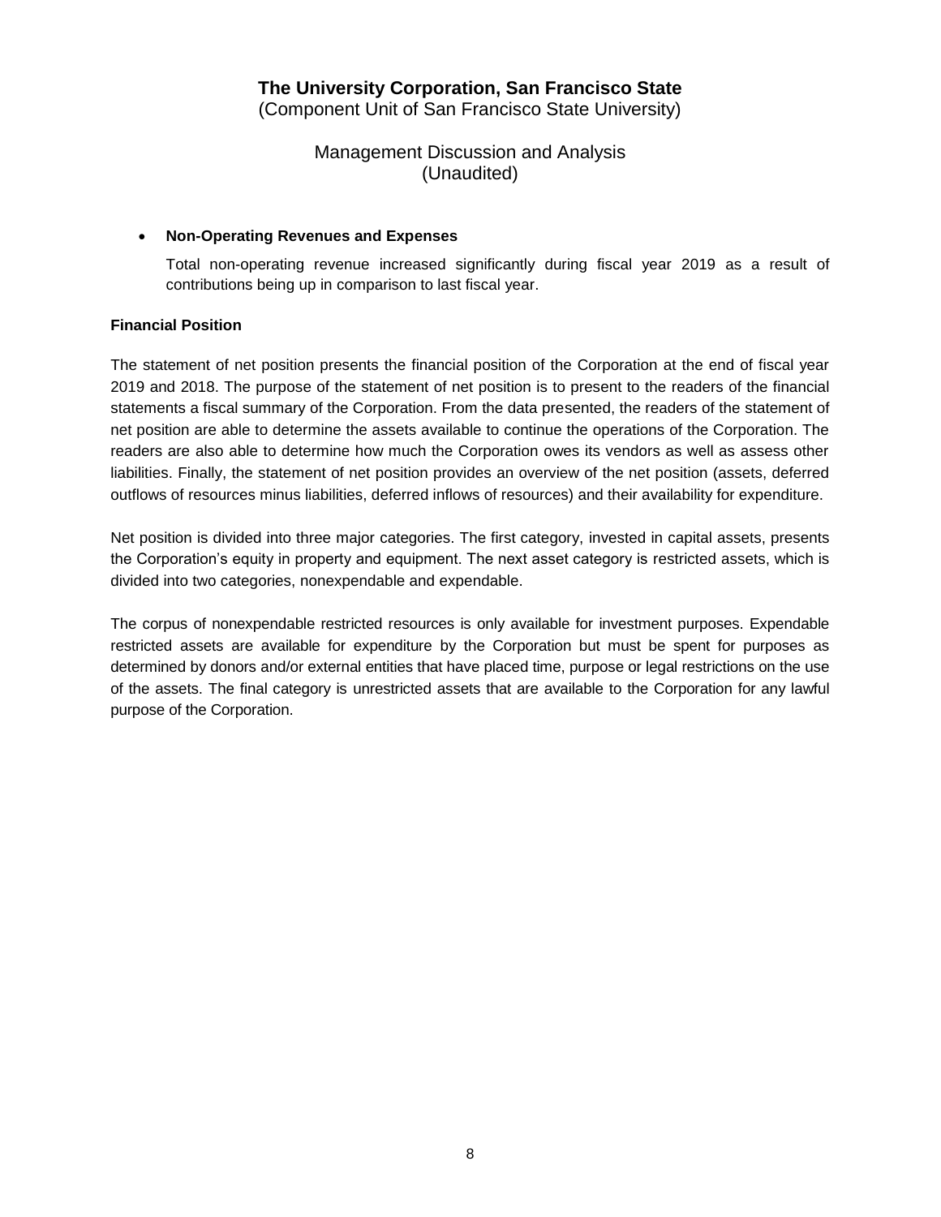- **Non-Operating Revenues and Expenses**

  Total non-operating revenue increased significantly during fiscal year 2019 as a result of contributions being up in comparison to last fiscal year.

**Financial Position**

The statement of net position presents the financial position of the Corporation at the end of fiscal year 2019 and 2018. The purpose of the statement of net position is to present to the readers of the financial statements a fiscal summary of the Corporation. From the data presented, the readers of the statement of net position are able to determine the assets available to continue the operations of the Corporation. The readers are also able to determine how much the Corporation owes its vendors as well as assess other liabilities. Finally, the statement of net position provides an overview of the net position (assets, deferred outflows of resources minus liabilities, deferred inflows of resources) and their availability for expenditure.

Net position is divided into three major categories. The first category, invested in capital assets, presents the Corporation's equity in property and equipment. The next asset category is restricted assets, which is divided into two categories, nonexpendable and expendable.

The corpus of nonexpendable restricted resources is only available for investment purposes. Expendable restricted assets are available for expenditure by the Corporation but must be spent for purposes as determined by donors and/or external entities that have placed time, purpose or legal restrictions on the use of the assets. The final category is unrestricted assets that are available to the Corporation for any lawful purpose of the Corporation.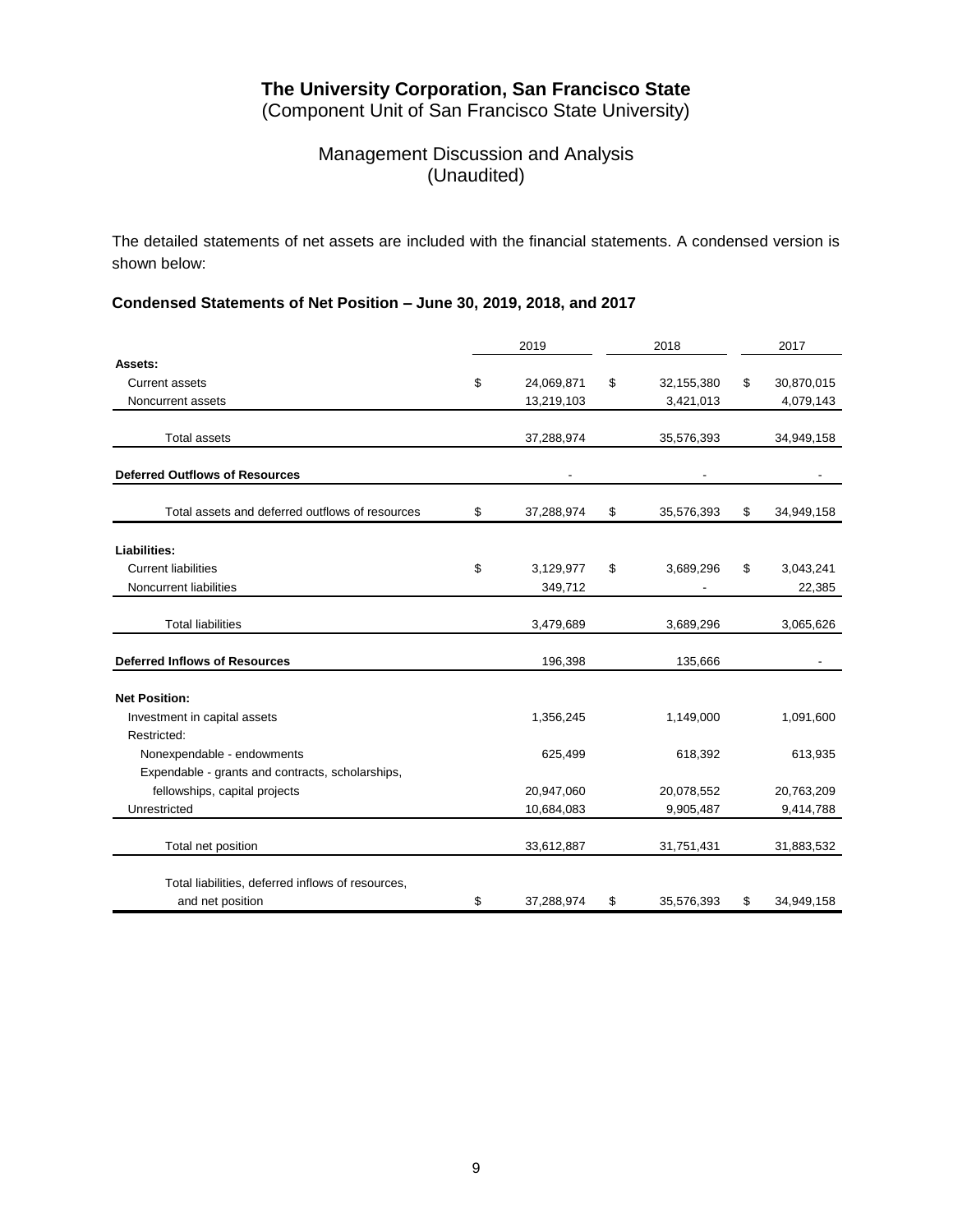# The University Corporation, San Francisco State

(Component Unit of San Francisco State University)

## Management Discussion and Analysis
(Unaudited)

The detailed statements of net assets are included with the financial statements. A condensed version is shown below:

### Condensed Statements of Net Position – June 30, 2019, 2018, and 2017

| | 2019 | 2018 | 2017 |
|---|---|---|---|
| **Assets:** | | | |
| Current assets | $ 24,069,871 | $ 32,155,380 | $ 30,870,015 |
| Noncurrent assets | 13,219,103 | 3,421,013 | 4,079,143 |
| Total assets | 37,288,974 | 35,576,393 | 34,949,158 |
| **Deferred Outflows of Resources** | - | - | - |
| Total assets and deferred outflows of resources | $ 37,288,974 | $ 35,576,393 | $ 34,949,158 |
| **Liabilities:** | | | |
| Current liabilities | $ 3,129,977 | $ 3,689,296 | $ 3,043,241 |
| Noncurrent liabilities | 349,712 | - | 22,385 |
| Total liabilities | 3,479,689 | 3,689,296 | 3,065,626 |
| **Deferred Inflows of Resources** | 196,398 | 135,666 | - |
| **Net Position:** | | | |
| Investment in capital assets | 1,356,245 | 1,149,000 | 1,091,600 |
| Restricted: | | | |
| Nonexpendable - endowments | 625,499 | 618,392 | 613,935 |
| Expendable - grants and contracts, scholarships, fellowships, capital projects | 20,947,060 | 20,078,552 | 20,763,209 |
| Unrestricted | 10,684,083 | 9,905,487 | 9,414,788 |
| Total net position | 33,612,887 | 31,751,431 | 31,883,532 |
| Total liabilities, deferred inflows of resources, and net position | $ 37,288,974 | $ 35,576,393 | $ 34,949,158 |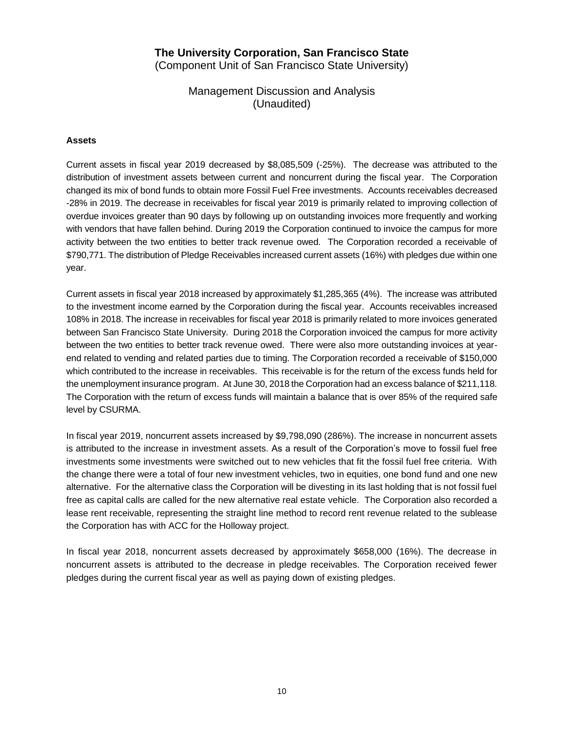**The University Corporation, San Francisco State**
(Component Unit of San Francisco State University)

Management Discussion and Analysis
(Unaudited)

### Assets

Current assets in fiscal year 2019 decreased by $8,085,509 (-25%). The decrease was attributed to the distribution of investment assets between current and noncurrent during the fiscal year. The Corporation changed its mix of bond funds to obtain more Fossil Fuel Free investments. Accounts receivables decreased -28% in 2019. The decrease in receivables for fiscal year 2019 is primarily related to improving collection of overdue invoices greater than 90 days by following up on outstanding invoices more frequently and working with vendors that have fallen behind. During 2019 the Corporation continued to invoice the campus for more activity between the two entities to better track revenue owed. The Corporation recorded a receivable of $790,771. The distribution of Pledge Receivables increased current assets (16%) with pledges due within one year.

Current assets in fiscal year 2018 increased by approximately $1,285,365 (4%). The increase was attributed to the investment income earned by the Corporation during the fiscal year. Accounts receivables increased 108% in 2018. The increase in receivables for fiscal year 2018 is primarily related to more invoices generated between San Francisco State University. During 2018 the Corporation invoiced the campus for more activity between the two entities to better track revenue owed. There were also more outstanding invoices at year-end related to vending and related parties due to timing. The Corporation recorded a receivable of $150,000 which contributed to the increase in receivables. This receivable is for the return of the excess funds held for the unemployment insurance program. At June 30, 2018 the Corporation had an excess balance of $211,118. The Corporation with the return of excess funds will maintain a balance that is over 85% of the required safe level by CSURMA.

In fiscal year 2019, noncurrent assets increased by $9,798,090 (286%). The increase in noncurrent assets is attributed to the increase in investment assets. As a result of the Corporation's move to fossil fuel free investments some investments were switched out to new vehicles that fit the fossil fuel free criteria. With the change there were a total of four new investment vehicles, two in equities, one bond fund and one new alternative. For the alternative class the Corporation will be divesting in its last holding that is not fossil fuel free as capital calls are called for the new alternative real estate vehicle. The Corporation also recorded a lease rent receivable, representing the straight line method to record rent revenue related to the sublease the Corporation has with ACC for the Holloway project.

In fiscal year 2018, noncurrent assets decreased by approximately $658,000 (16%). The decrease in noncurrent assets is attributed to the decrease in pledge receivables. The Corporation received fewer pledges during the current fiscal year as well as paying down of existing pledges.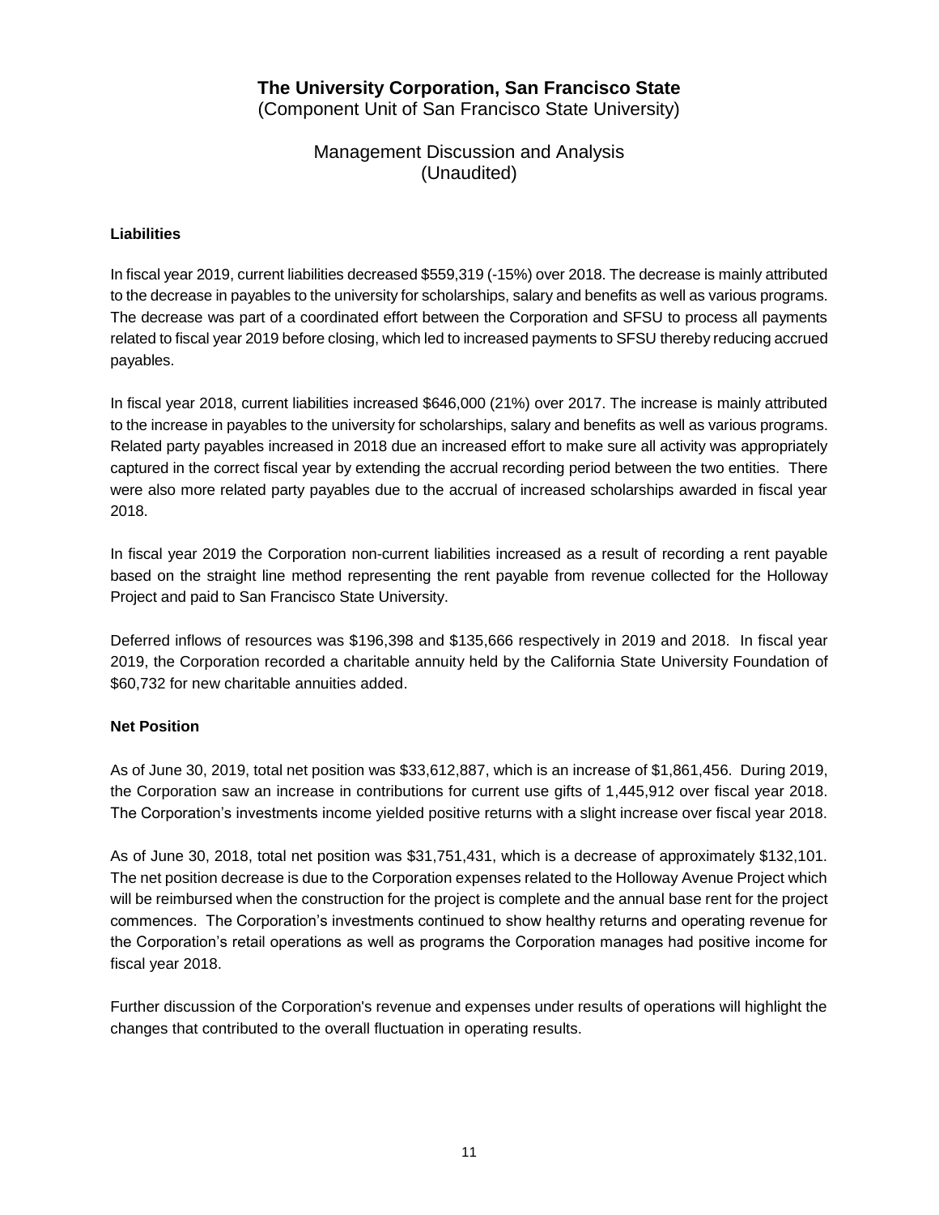### Liabilities

In fiscal year 2019, current liabilities decreased $559,319 (-15%) over 2018. The decrease is mainly attributed to the decrease in payables to the university for scholarships, salary and benefits as well as various programs. The decrease was part of a coordinated effort between the Corporation and SFSU to process all payments related to fiscal year 2019 before closing, which led to increased payments to SFSU thereby reducing accrued payables.

In fiscal year 2018, current liabilities increased $646,000 (21%) over 2017. The increase is mainly attributed to the increase in payables to the university for scholarships, salary and benefits as well as various programs. Related party payables increased in 2018 due an increased effort to make sure all activity was appropriately captured in the correct fiscal year by extending the accrual recording period between the two entities. There were also more related party payables due to the accrual of increased scholarships awarded in fiscal year 2018.

In fiscal year 2019 the Corporation non-current liabilities increased as a result of recording a rent payable based on the straight line method representing the rent payable from revenue collected for the Holloway Project and paid to San Francisco State University.

Deferred inflows of resources was $196,398 and $135,666 respectively in 2019 and 2018. In fiscal year 2019, the Corporation recorded a charitable annuity held by the California State University Foundation of $60,732 for new charitable annuities added.

### Net Position

As of June 30, 2019, total net position was $33,612,887, which is an increase of $1,861,456. During 2019, the Corporation saw an increase in contributions for current use gifts of 1,445,912 over fiscal year 2018. The Corporation's investments income yielded positive returns with a slight increase over fiscal year 2018.

As of June 30, 2018, total net position was $31,751,431, which is a decrease of approximately $132,101. The net position decrease is due to the Corporation expenses related to the Holloway Avenue Project which will be reimbursed when the construction for the project is complete and the annual base rent for the project commences. The Corporation's investments continued to show healthy returns and operating revenue for the Corporation's retail operations as well as programs the Corporation manages had positive income for fiscal year 2018.

Further discussion of the Corporation's revenue and expenses under results of operations will highlight the changes that contributed to the overall fluctuation in operating results.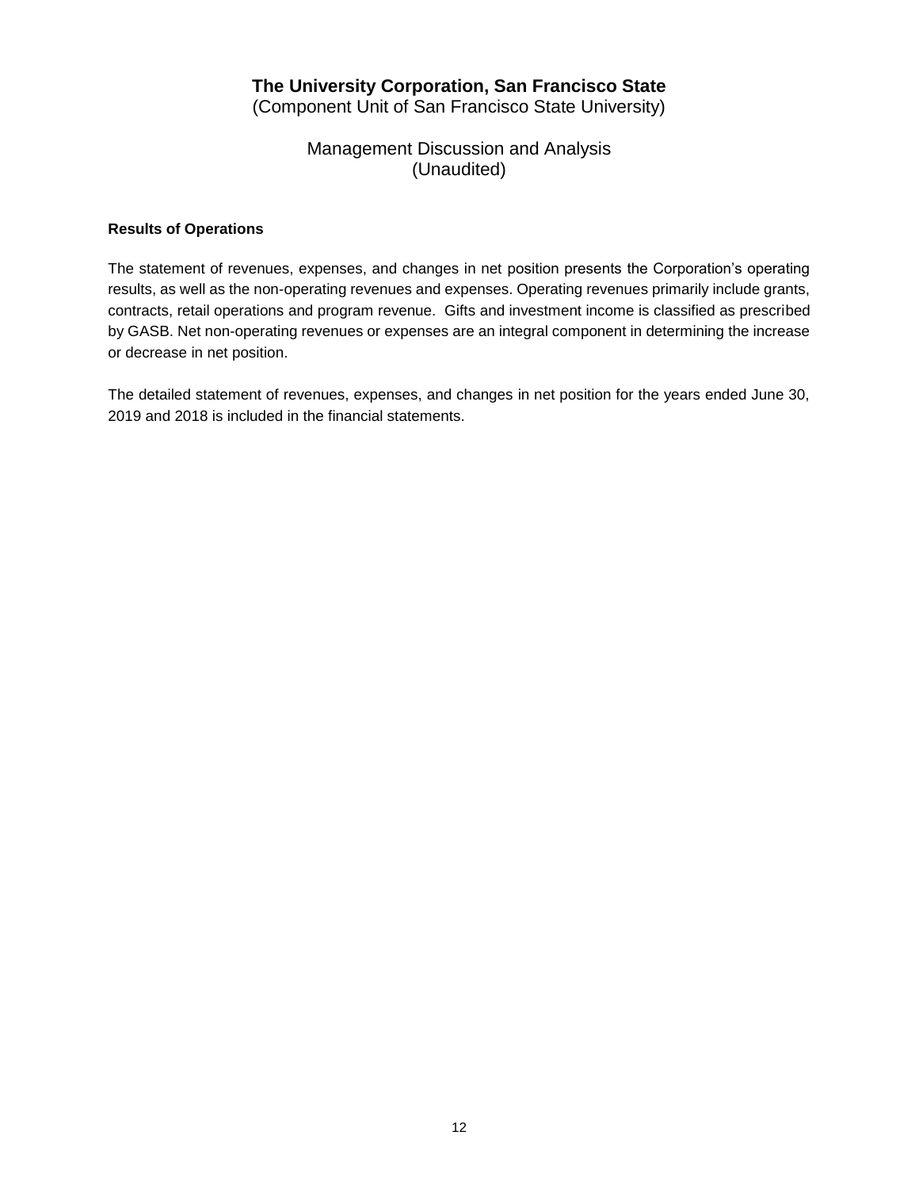# The University Corporation, San Francisco State

(Component Unit of San Francisco State University)

## Management Discussion and Analysis

(Unaudited)

**Results of Operations**

The statement of revenues, expenses, and changes in net position presents the Corporation's operating results, as well as the non-operating revenues and expenses. Operating revenues primarily include grants, contracts, retail operations and program revenue. Gifts and investment income is classified as prescribed by GASB. Net non-operating revenues or expenses are an integral component in determining the increase or decrease in net position.

The detailed statement of revenues, expenses, and changes in net position for the years ended June 30, 2019 and 2018 is included in the financial statements.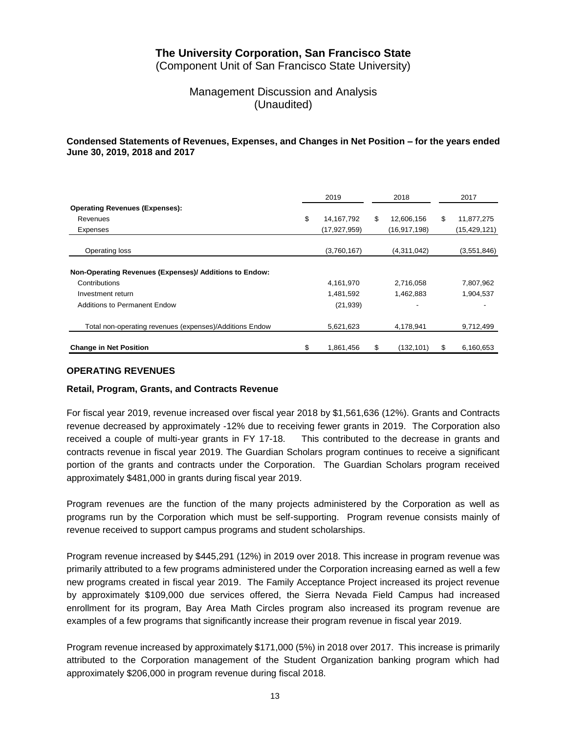# The University Corporation, San Francisco State

(Component Unit of San Francisco State University)

## Management Discussion and Analysis
(Unaudited)

**Condensed Statements of Revenues, Expenses, and Changes in Net Position – for the years ended June 30, 2019, 2018 and 2017**

| | 2019 | 2018 | 2017 |
|---|---|---|---|
| **Operating Revenues (Expenses):** | | | |
| Revenues | $ 14,167,792 | $ 12,606,156 | $ 11,877,275 |
| Expenses | (17,927,959) | (16,917,198) | (15,429,121) |
| Operating loss | (3,760,167) | (4,311,042) | (3,551,846) |
| **Non-Operating Revenues (Expenses)/ Additions to Endow:** | | | |
| Contributions | 4,161,970 | 2,716,058 | 7,807,962 |
| Investment return | 1,481,592 | 1,462,883 | 1,904,537 |
| Additions to Permanent Endow | (21,939) | - | - |
| Total non-operating revenues (expenses)/Additions Endow | 5,621,623 | 4,178,941 | 9,712,499 |
| **Change in Net Position** | $ 1,861,456 | $ (132,101) | $ 6,160,653 |

### OPERATING REVENUES

#### Retail, Program, Grants, and Contracts Revenue

For fiscal year 2019, revenue increased over fiscal year 2018 by $1,561,636 (12%). Grants and Contracts revenue decreased by approximately -12% due to receiving fewer grants in 2019. The Corporation also received a couple of multi-year grants in FY 17-18. This contributed to the decrease in grants and contracts revenue in fiscal year 2019. The Guardian Scholars program continues to receive a significant portion of the grants and contracts under the Corporation. The Guardian Scholars program received approximately $481,000 in grants during fiscal year 2019.

Program revenues are the function of the many projects administered by the Corporation as well as programs run by the Corporation which must be self-supporting. Program revenue consists mainly of revenue received to support campus programs and student scholarships.

Program revenue increased by $445,291 (12%) in 2019 over 2018. This increase in program revenue was primarily attributed to a few programs administered under the Corporation increasing earned as well a few new programs created in fiscal year 2019. The Family Acceptance Project increased its project revenue by approximately $109,000 due services offered, the Sierra Nevada Field Campus had increased enrollment for its program, Bay Area Math Circles program also increased its program revenue are examples of a few programs that significantly increase their program revenue in fiscal year 2019.

Program revenue increased by approximately $171,000 (5%) in 2018 over 2017. This increase is primarily attributed to the Corporation management of the Student Organization banking program which had approximately $206,000 in program revenue during fiscal 2018.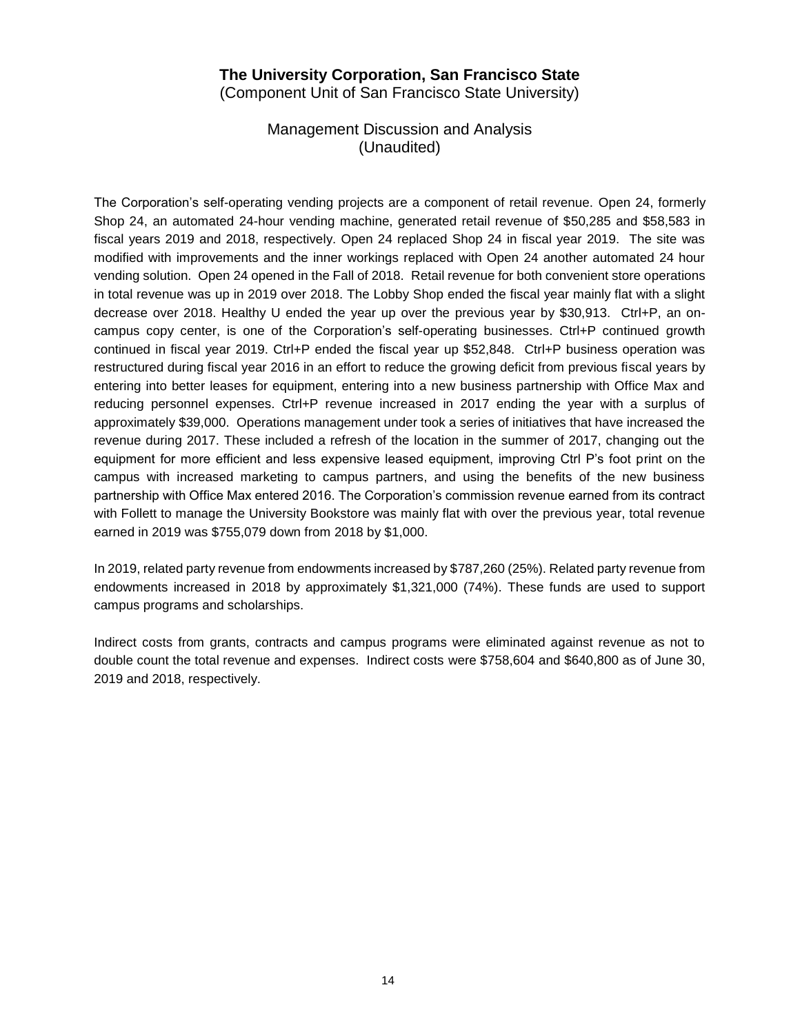The Corporation's self-operating vending projects are a component of retail revenue. Open 24, formerly Shop 24, an automated 24-hour vending machine, generated retail revenue of $50,285 and $58,583 in fiscal years 2019 and 2018, respectively. Open 24 replaced Shop 24 in fiscal year 2019. The site was modified with improvements and the inner workings replaced with Open 24 another automated 24 hour vending solution. Open 24 opened in the Fall of 2018. Retail revenue for both convenient store operations in total revenue was up in 2019 over 2018. The Lobby Shop ended the fiscal year mainly flat with a slight decrease over 2018. Healthy U ended the year up over the previous year by $30,913. Ctrl+P, an on-campus copy center, is one of the Corporation's self-operating businesses. Ctrl+P continued growth continued in fiscal year 2019. Ctrl+P ended the fiscal year up $52,848. Ctrl+P business operation was restructured during fiscal year 2016 in an effort to reduce the growing deficit from previous fiscal years by entering into better leases for equipment, entering into a new business partnership with Office Max and reducing personnel expenses. Ctrl+P revenue increased in 2017 ending the year with a surplus of approximately $39,000. Operations management under took a series of initiatives that have increased the revenue during 2017. These included a refresh of the location in the summer of 2017, changing out the equipment for more efficient and less expensive leased equipment, improving Ctrl P's foot print on the campus with increased marketing to campus partners, and using the benefits of the new business partnership with Office Max entered 2016. The Corporation's commission revenue earned from its contract with Follett to manage the University Bookstore was mainly flat with over the previous year, total revenue earned in 2019 was $755,079 down from 2018 by $1,000.

In 2019, related party revenue from endowments increased by $787,260 (25%). Related party revenue from endowments increased in 2018 by approximately $1,321,000 (74%). These funds are used to support campus programs and scholarships.

Indirect costs from grants, contracts and campus programs were eliminated against revenue as not to double count the total revenue and expenses. Indirect costs were $758,604 and $640,800 as of June 30, 2019 and 2018, respectively.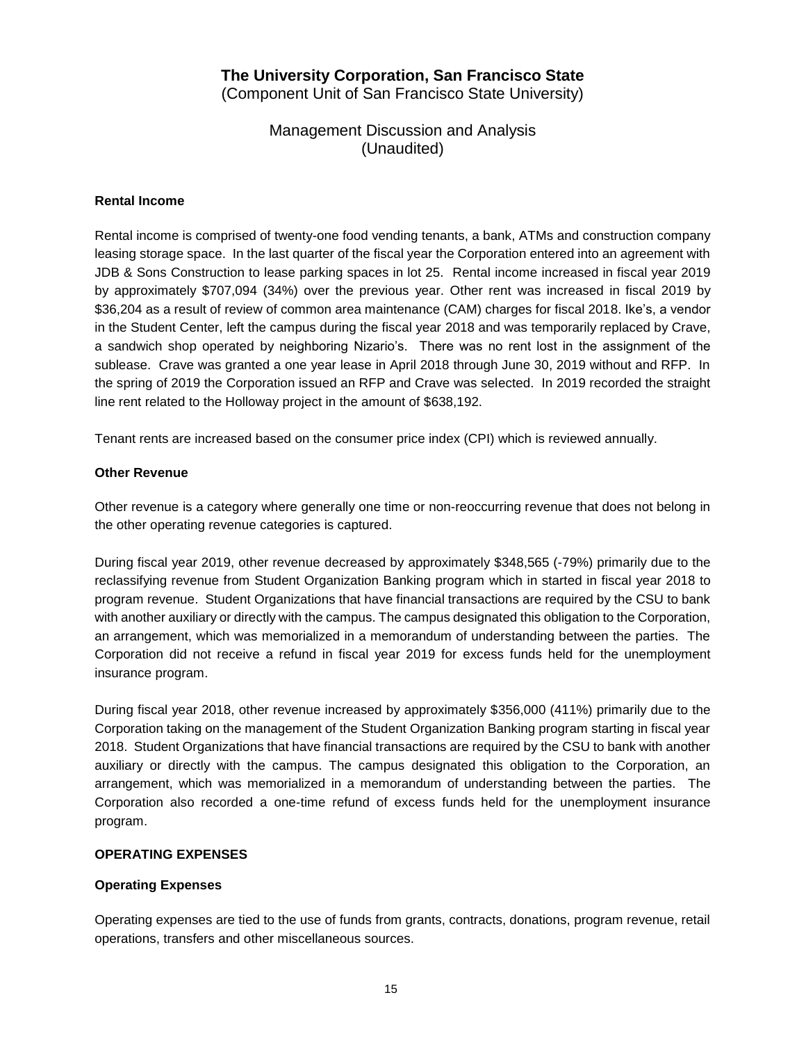# The University Corporation, San Francisco State
(Component Unit of San Francisco State University)

Management Discussion and Analysis
(Unaudited)

### Rental Income

Rental income is comprised of twenty-one food vending tenants, a bank, ATMs and construction company leasing storage space. In the last quarter of the fiscal year the Corporation entered into an agreement with JDB & Sons Construction to lease parking spaces in lot 25. Rental income increased in fiscal year 2019 by approximately $707,094 (34%) over the previous year. Other rent was increased in fiscal 2019 by $36,204 as a result of review of common area maintenance (CAM) charges for fiscal 2018. Ike's, a vendor in the Student Center, left the campus during the fiscal year 2018 and was temporarily replaced by Crave, a sandwich shop operated by neighboring Nizario's. There was no rent lost in the assignment of the sublease. Crave was granted a one year lease in April 2018 through June 30, 2019 without and RFP. In the spring of 2019 the Corporation issued an RFP and Crave was selected. In 2019 recorded the straight line rent related to the Holloway project in the amount of $638,192.

Tenant rents are increased based on the consumer price index (CPI) which is reviewed annually.

### Other Revenue

Other revenue is a category where generally one time or non-reoccurring revenue that does not belong in the other operating revenue categories is captured.

During fiscal year 2019, other revenue decreased by approximately $348,565 (-79%) primarily due to the reclassifying revenue from Student Organization Banking program which in started in fiscal year 2018 to program revenue. Student Organizations that have financial transactions are required by the CSU to bank with another auxiliary or directly with the campus. The campus designated this obligation to the Corporation, an arrangement, which was memorialized in a memorandum of understanding between the parties. The Corporation did not receive a refund in fiscal year 2019 for excess funds held for the unemployment insurance program.

During fiscal year 2018, other revenue increased by approximately $356,000 (411%) primarily due to the Corporation taking on the management of the Student Organization Banking program starting in fiscal year 2018. Student Organizations that have financial transactions are required by the CSU to bank with another auxiliary or directly with the campus. The campus designated this obligation to the Corporation, an arrangement, which was memorialized in a memorandum of understanding between the parties. The Corporation also recorded a one-time refund of excess funds held for the unemployment insurance program.

## OPERATING EXPENSES

### Operating Expenses

Operating expenses are tied to the use of funds from grants, contracts, donations, program revenue, retail operations, transfers and other miscellaneous sources.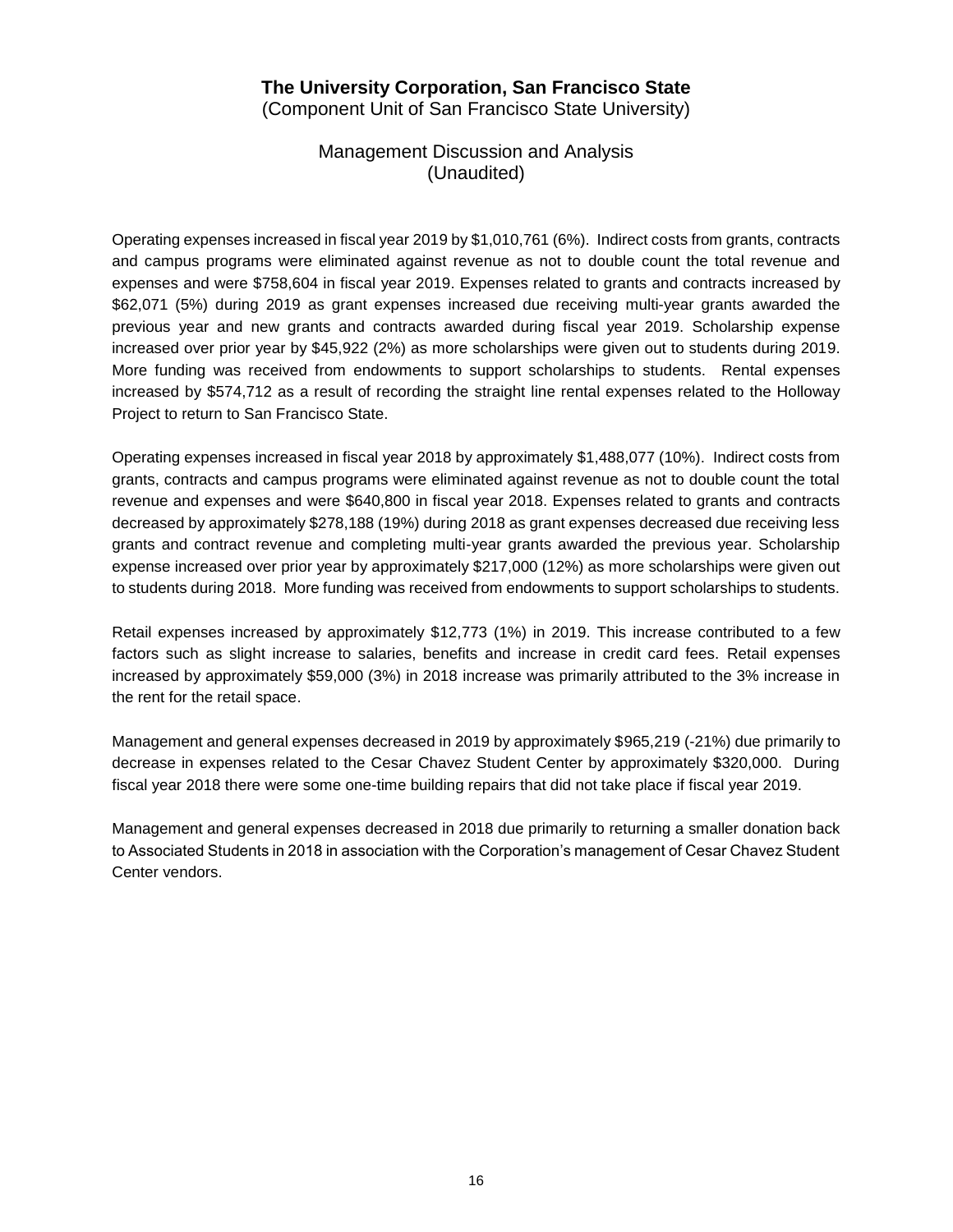# The University Corporation, San Francisco State
(Component Unit of San Francisco State University)

## Management Discussion and Analysis
(Unaudited)

Operating expenses increased in fiscal year 2019 by $1,010,761 (6%). Indirect costs from grants, contracts and campus programs were eliminated against revenue as not to double count the total revenue and expenses and were $758,604 in fiscal year 2019. Expenses related to grants and contracts increased by $62,071 (5%) during 2019 as grant expenses increased due receiving multi-year grants awarded the previous year and new grants and contracts awarded during fiscal year 2019. Scholarship expense increased over prior year by $45,922 (2%) as more scholarships were given out to students during 2019. More funding was received from endowments to support scholarships to students. Rental expenses increased by $574,712 as a result of recording the straight line rental expenses related to the Holloway Project to return to San Francisco State.

Operating expenses increased in fiscal year 2018 by approximately $1,488,077 (10%). Indirect costs from grants, contracts and campus programs were eliminated against revenue as not to double count the total revenue and expenses and were $640,800 in fiscal year 2018. Expenses related to grants and contracts decreased by approximately $278,188 (19%) during 2018 as grant expenses decreased due receiving less grants and contract revenue and completing multi-year grants awarded the previous year. Scholarship expense increased over prior year by approximately $217,000 (12%) as more scholarships were given out to students during 2018. More funding was received from endowments to support scholarships to students.

Retail expenses increased by approximately $12,773 (1%) in 2019. This increase contributed to a few factors such as slight increase to salaries, benefits and increase in credit card fees. Retail expenses increased by approximately $59,000 (3%) in 2018 increase was primarily attributed to the 3% increase in the rent for the retail space.

Management and general expenses decreased in 2019 by approximately $965,219 (-21%) due primarily to decrease in expenses related to the Cesar Chavez Student Center by approximately $320,000. During fiscal year 2018 there were some one-time building repairs that did not take place if fiscal year 2019.

Management and general expenses decreased in 2018 due primarily to returning a smaller donation back to Associated Students in 2018 in association with the Corporation's management of Cesar Chavez Student Center vendors.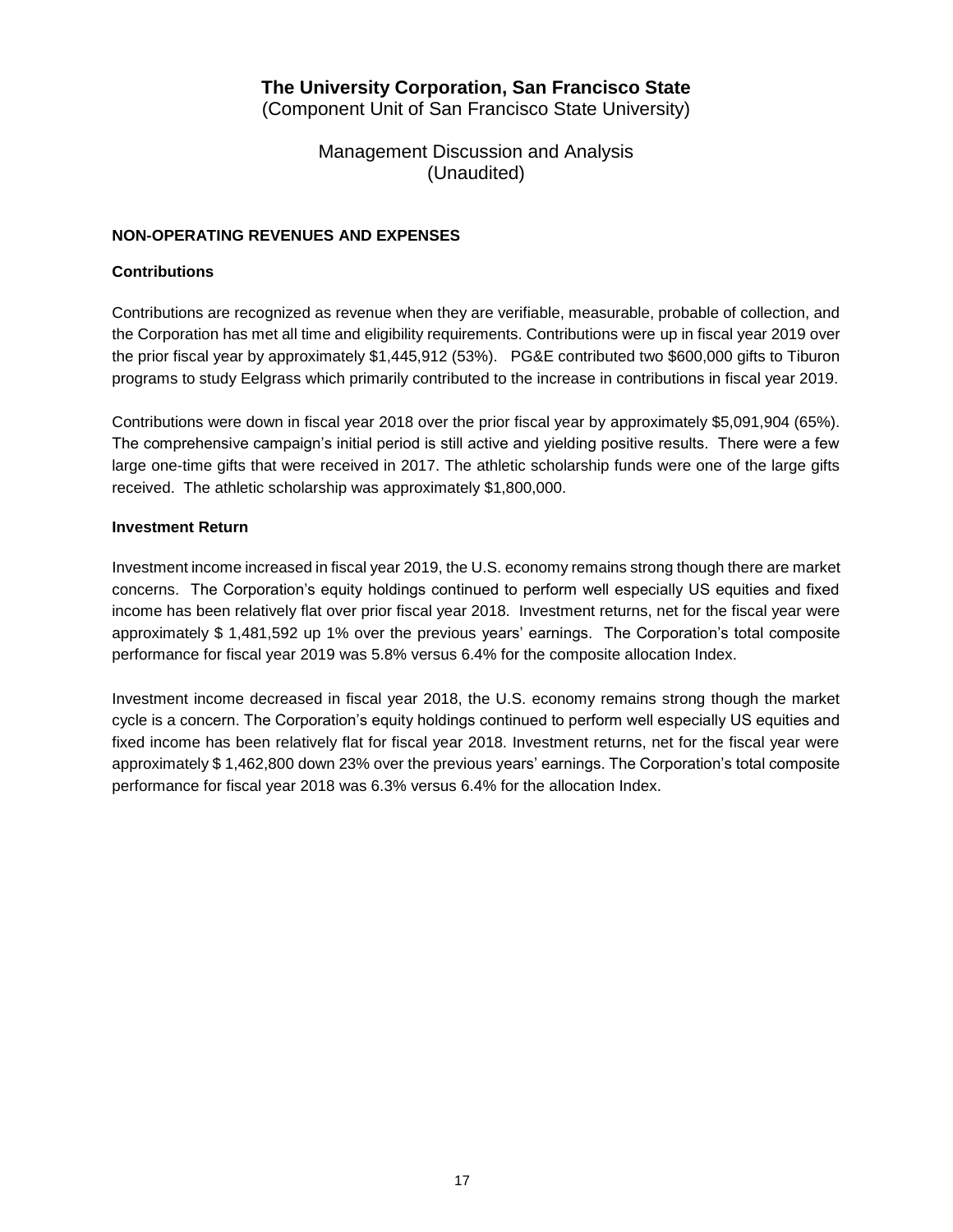# The University Corporation, San Francisco State

(Component Unit of San Francisco State University)

Management Discussion and Analysis
(Unaudited)

## NON-OPERATING REVENUES AND EXPENSES

### Contributions

Contributions are recognized as revenue when they are verifiable, measurable, probable of collection, and the Corporation has met all time and eligibility requirements. Contributions were up in fiscal year 2019 over the prior fiscal year by approximately $1,445,912 (53%). PG&E contributed two $600,000 gifts to Tiburon programs to study Eelgrass which primarily contributed to the increase in contributions in fiscal year 2019.

Contributions were down in fiscal year 2018 over the prior fiscal year by approximately $5,091,904 (65%). The comprehensive campaign's initial period is still active and yielding positive results. There were a few large one-time gifts that were received in 2017. The athletic scholarship funds were one of the large gifts received. The athletic scholarship was approximately $1,800,000.

### Investment Return

Investment income increased in fiscal year 2019, the U.S. economy remains strong though there are market concerns. The Corporation's equity holdings continued to perform well especially US equities and fixed income has been relatively flat over prior fiscal year 2018. Investment returns, net for the fiscal year were approximately $ 1,481,592 up 1% over the previous years' earnings. The Corporation's total composite performance for fiscal year 2019 was 5.8% versus 6.4% for the composite allocation Index.

Investment income decreased in fiscal year 2018, the U.S. economy remains strong though the market cycle is a concern. The Corporation's equity holdings continued to perform well especially US equities and fixed income has been relatively flat for fiscal year 2018. Investment returns, net for the fiscal year were approximately $ 1,462,800 down 23% over the previous years' earnings. The Corporation's total composite performance for fiscal year 2018 was 6.3% versus 6.4% for the allocation Index.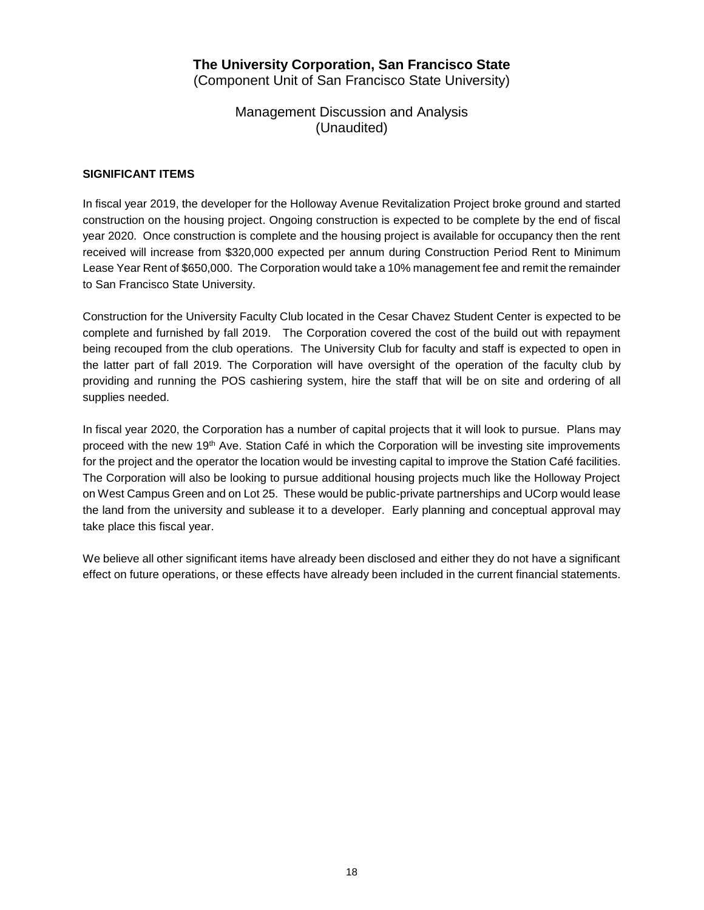# The University Corporation, San Francisco State

(Component Unit of San Francisco State University)

## Management Discussion and Analysis (Unaudited)

### SIGNIFICANT ITEMS

In fiscal year 2019, the developer for the Holloway Avenue Revitalization Project broke ground and started construction on the housing project. Ongoing construction is expected to be complete by the end of fiscal year 2020. Once construction is complete and the housing project is available for occupancy then the rent received will increase from \$320,000 expected per annum during Construction Period Rent to Minimum Lease Year Rent of \$650,000. The Corporation would take a 10% management fee and remit the remainder to San Francisco State University.

Construction for the University Faculty Club located in the Cesar Chavez Student Center is expected to be complete and furnished by fall 2019. The Corporation covered the cost of the build out with repayment being recouped from the club operations. The University Club for faculty and staff is expected to open in the latter part of fall 2019. The Corporation will have oversight of the operation of the faculty club by providing and running the POS cashiering system, hire the staff that will be on site and ordering of all supplies needed.

In fiscal year 2020, the Corporation has a number of capital projects that it will look to pursue. Plans may proceed with the new 19th Ave. Station Café in which the Corporation will be investing site improvements for the project and the operator the location would be investing capital to improve the Station Café facilities. The Corporation will also be looking to pursue additional housing projects much like the Holloway Project on West Campus Green and on Lot 25. These would be public-private partnerships and UCorp would lease the land from the university and sublease it to a developer. Early planning and conceptual approval may take place this fiscal year.

We believe all other significant items have already been disclosed and either they do not have a significant effect on future operations, or these effects have already been included in the current financial statements.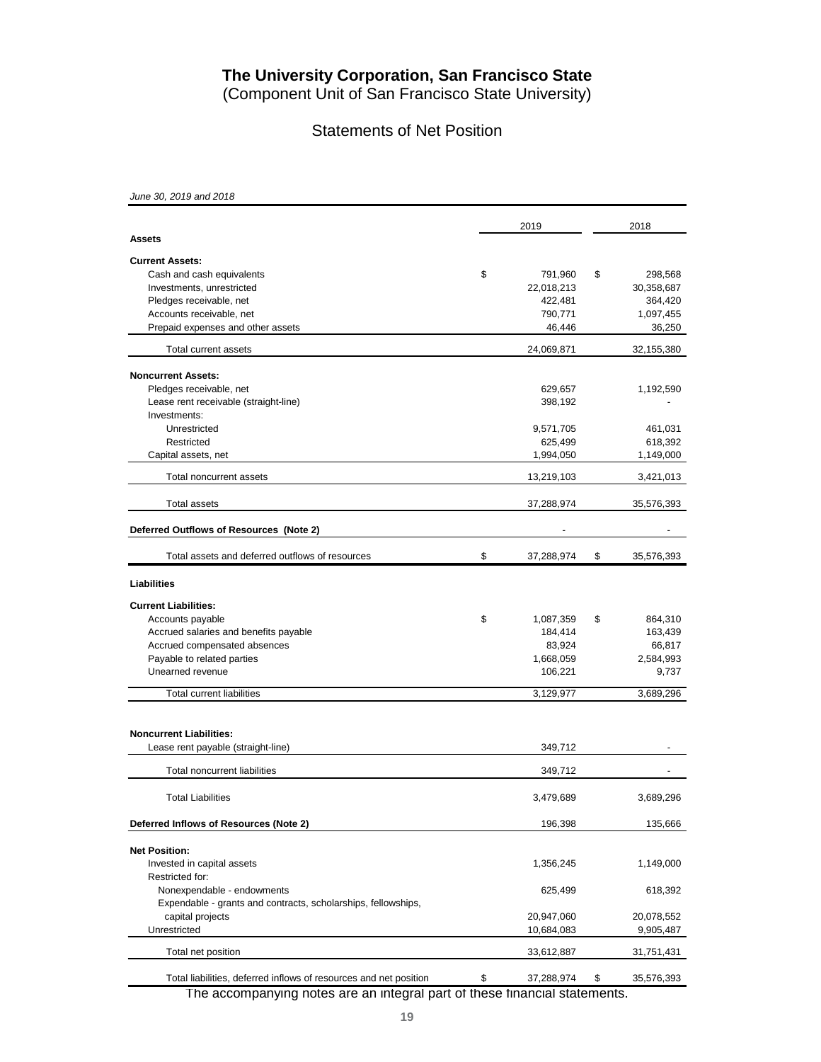# The University Corporation, San Francisco State

(Component Unit of San Francisco State University)

## Statements of Net Position

*June 30, 2019 and 2018*

| | 2019 | 2018 |
|---|---|---|
| **Assets** | | |
| **Current Assets:** | | |
| Cash and cash equivalents | $ 791,960 | $ 298,568 |
| Investments, unrestricted | 22,018,213 | 30,358,687 |
| Pledges receivable, net | 422,481 | 364,420 |
| Accounts receivable, net | 790,771 | 1,097,455 |
| Prepaid expenses and other assets | 46,446 | 36,250 |
| Total current assets | 24,069,871 | 32,155,380 |
| **Noncurrent Assets:** | | |
| Pledges receivable, net | 629,657 | 1,192,590 |
| Lease rent receivable (straight-line) | 398,192 | - |
| Investments: | | |
| Unrestricted | 9,571,705 | 461,031 |
| Restricted | 625,499 | 618,392 |
| Capital assets, net | 1,994,050 | 1,149,000 |
| Total noncurrent assets | 13,219,103 | 3,421,013 |
| Total assets | 37,288,974 | 35,576,393 |
| **Deferred Outflows of Resources (Note 2)** | - | - |
| Total assets and deferred outflows of resources | $ 37,288,974 | $ 35,576,393 |
| **Liabilities** | | |
| **Current Liabilities:** | | |
| Accounts payable | $ 1,087,359 | $ 864,310 |
| Accrued salaries and benefits payable | 184,414 | 163,439 |
| Accrued compensated absences | 83,924 | 66,817 |
| Payable to related parties | 1,668,059 | 2,584,993 |
| Unearned revenue | 106,221 | 9,737 |
| Total current liabilities | 3,129,977 | 3,689,296 |
| **Noncurrent Liabilities:** | | |
| Lease rent payable (straight-line) | 349,712 | - |
| Total noncurrent liabilities | 349,712 | - |
| Total Liabilities | 3,479,689 | 3,689,296 |
| **Deferred Inflows of Resources (Note 2)** | 196,398 | 135,666 |
| **Net Position:** | | |
| Invested in capital assets | 1,356,245 | 1,149,000 |
| Restricted for: | | |
| Nonexpendable - endowments | 625,499 | 618,392 |
| Expendable - grants and contracts, scholarships, fellowships, capital projects | 20,947,060 | 20,078,552 |
| Unrestricted | 10,684,083 | 9,905,487 |
| Total net position | 33,612,887 | 31,751,431 |
| Total liabilities, deferred inflows of resources and net position | $ 37,288,974 | $ 35,576,393 |

The accompanying notes are an integral part of these financial statements.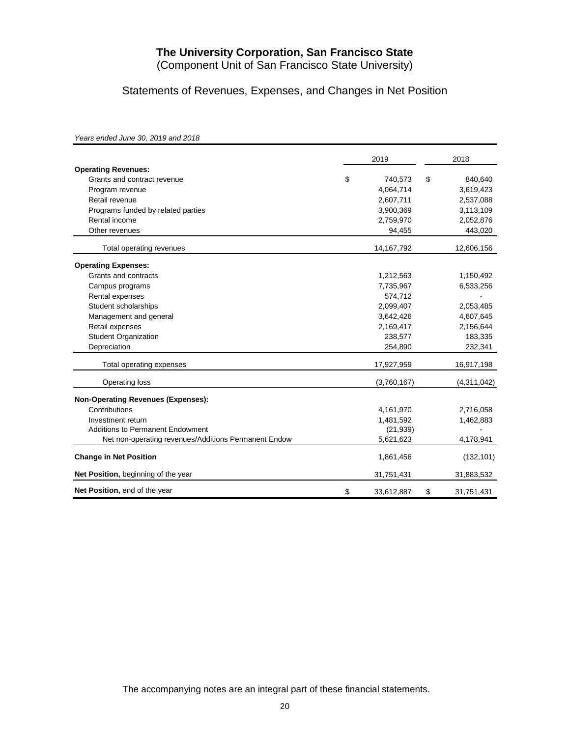# The University Corporation, San Francisco State

(Component Unit of San Francisco State University)

## Statements of Revenues, Expenses, and Changes in Net Position

*Years ended June 30, 2019 and 2018*

| | 2019 | 2018 |
|---|---|---|
| **Operating Revenues:** | | |
| Grants and contract revenue | $ 740,573 | $ 840,640 |
| Program revenue | 4,064,714 | 3,619,423 |
| Retail revenue | 2,607,711 | 2,537,088 |
| Programs funded by related parties | 3,900,369 | 3,113,109 |
| Rental income | 2,759,970 | 2,052,876 |
| Other revenues | 94,455 | 443,020 |
| Total operating revenues | 14,167,792 | 12,606,156 |
| **Operating Expenses:** | | |
| Grants and contracts | 1,212,563 | 1,150,492 |
| Campus programs | 7,735,967 | 6,533,256 |
| Rental expenses | 574,712 | - |
| Student scholarships | 2,099,407 | 2,053,485 |
| Management and general | 3,642,426 | 4,607,645 |
| Retail expenses | 2,169,417 | 2,156,644 |
| Student Organization | 238,577 | 183,335 |
| Depreciation | 254,890 | 232,341 |
| Total operating expenses | 17,927,959 | 16,917,198 |
| Operating loss | (3,760,167) | (4,311,042) |
| **Non-Operating Revenues (Expenses):** | | |
| Contributions | 4,161,970 | 2,716,058 |
| Investment return | 1,481,592 | 1,462,883 |
| Additions to Permanent Endowment | (21,939) | - |
| Net non-operating revenues/Additions Permanent Endow | 5,621,623 | 4,178,941 |
| **Change in Net Position** | 1,861,456 | (132,101) |
| **Net Position,** beginning of the year | 31,751,431 | 31,883,532 |
| **Net Position,** end of the year | $ 33,612,887 | $ 31,751,431 |

The accompanying notes are an integral part of these financial statements.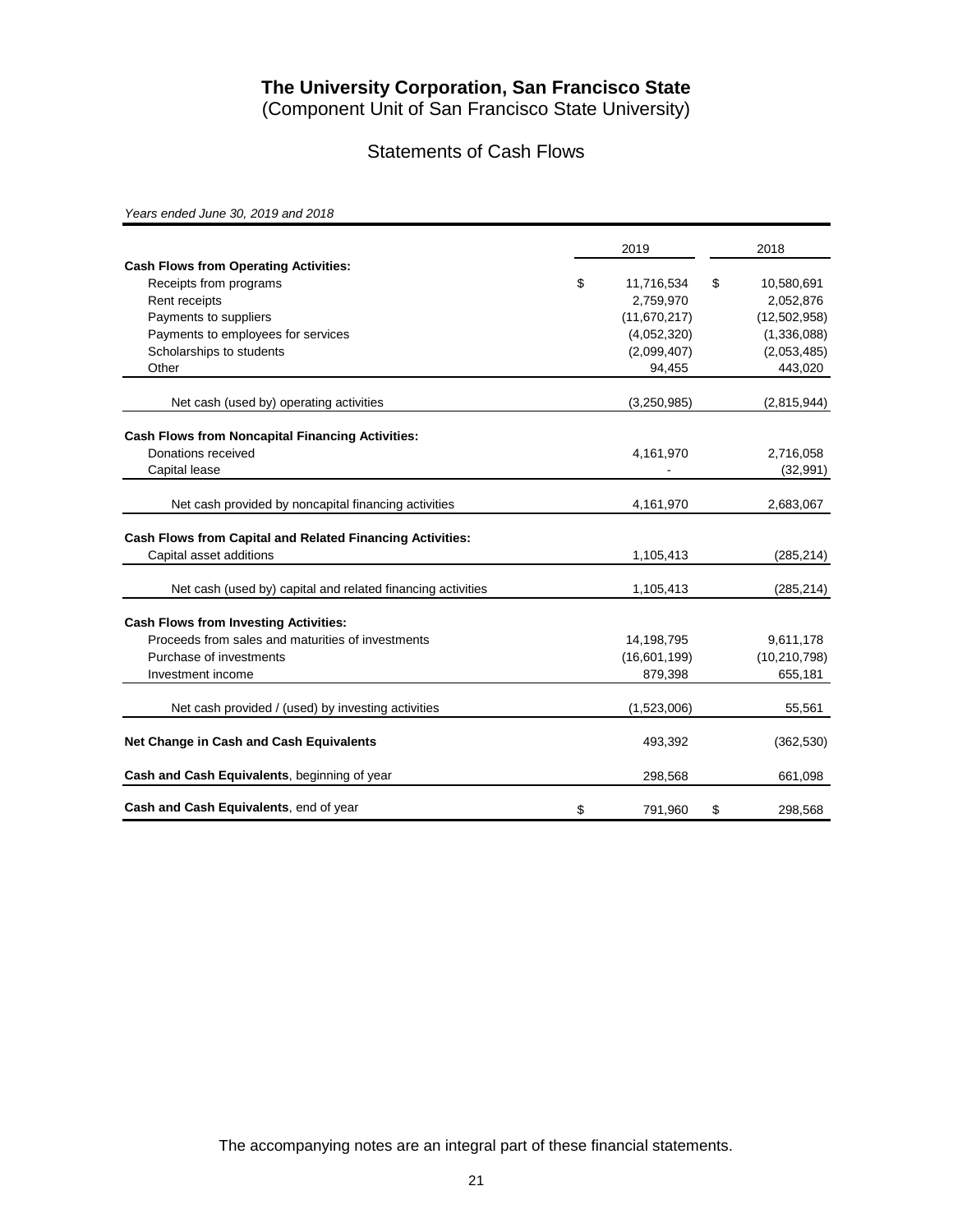# The University Corporation, San Francisco State

(Component Unit of San Francisco State University)

## Statements of Cash Flows

*Years ended June 30, 2019 and 2018*

| | 2019 | 2018 |
|---|---|---|
| **Cash Flows from Operating Activities:** | | |
| Receipts from programs | $ 11,716,534 | $ 10,580,691 |
| Rent receipts | 2,759,970 | 2,052,876 |
| Payments to suppliers | (11,670,217) | (12,502,958) |
| Payments to employees for services | (4,052,320) | (1,336,088) |
| Scholarships to students | (2,099,407) | (2,053,485) |
| Other | 94,455 | 443,020 |
| Net cash (used by) operating activities | (3,250,985) | (2,815,944) |
| **Cash Flows from Noncapital Financing Activities:** | | |
| Donations received | 4,161,970 | 2,716,058 |
| Capital lease | - | (32,991) |
| Net cash provided by noncapital financing activities | 4,161,970 | 2,683,067 |
| **Cash Flows from Capital and Related Financing Activities:** | | |
| Capital asset additions | 1,105,413 | (285,214) |
| Net cash (used by) capital and related financing activities | 1,105,413 | (285,214) |
| **Cash Flows from Investing Activities:** | | |
| Proceeds from sales and maturities of investments | 14,198,795 | 9,611,178 |
| Purchase of investments | (16,601,199) | (10,210,798) |
| Investment income | 879,398 | 655,181 |
| Net cash provided / (used) by investing activities | (1,523,006) | 55,561 |
| **Net Change in Cash and Cash Equivalents** | 493,392 | (362,530) |
| **Cash and Cash Equivalents**, beginning of year | 298,568 | 661,098 |
| **Cash and Cash Equivalents**, end of year | $ 791,960 | $ 298,568 |

The accompanying notes are an integral part of these financial statements.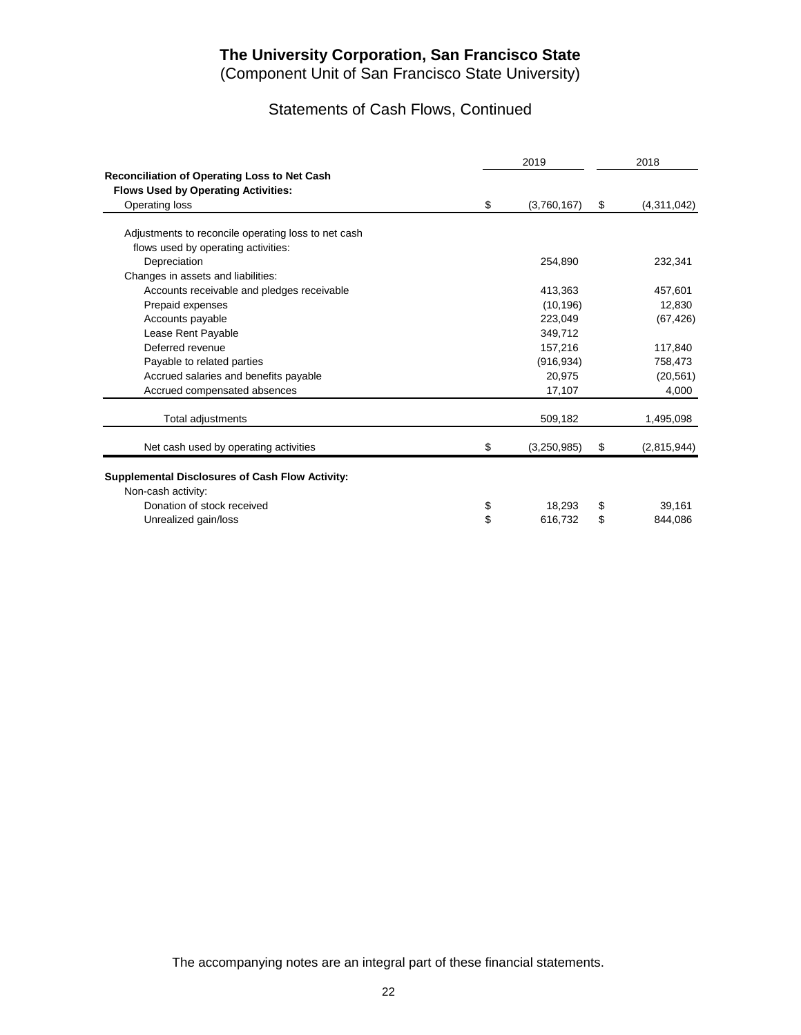# The University Corporation, San Francisco State

(Component Unit of San Francisco State University)

## Statements of Cash Flows, Continued

| | 2019 | 2018 |
|---|---|---|
| **Reconciliation of Operating Loss to Net Cash Flows Used by Operating Activities:** | | |
| Operating loss | $ (3,760,167) | $ (4,311,042) |
| Adjustments to reconcile operating loss to net cash flows used by operating activities: | | |
| Depreciation | 254,890 | 232,341 |
| Changes in assets and liabilities: | | |
| Accounts receivable and pledges receivable | 413,363 | 457,601 |
| Prepaid expenses | (10,196) | 12,830 |
| Accounts payable | 223,049 | (67,426) |
| Lease Rent Payable | 349,712 | |
| Deferred revenue | 157,216 | 117,840 |
| Payable to related parties | (916,934) | 758,473 |
| Accrued salaries and benefits payable | 20,975 | (20,561) |
| Accrued compensated absences | 17,107 | 4,000 |
| Total adjustments | 509,182 | 1,495,098 |
| Net cash used by operating activities | $ (3,250,985) | $ (2,815,944) |
| **Supplemental Disclosures of Cash Flow Activity:** | | |
| Non-cash activity: | | |
| Donation of stock received | $ 18,293 | $ 39,161 |
| Unrealized gain/loss | $ 616,732 | $ 844,086 |

The accompanying notes are an integral part of these financial statements.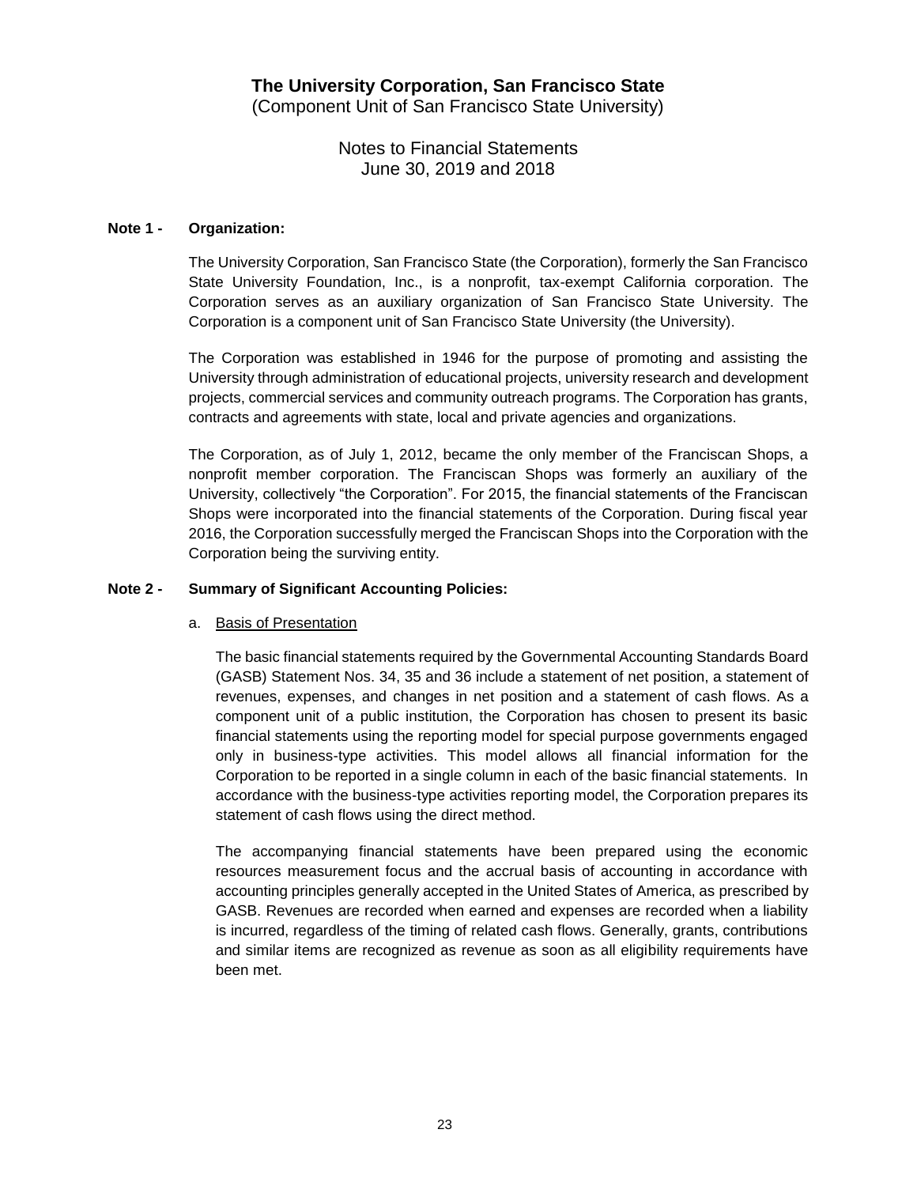# The University Corporation, San Francisco State

(Component Unit of San Francisco State University)

Notes to Financial Statements
June 30, 2019 and 2018

## Note 1 - Organization:

The University Corporation, San Francisco State (the Corporation), formerly the San Francisco State University Foundation, Inc., is a nonprofit, tax-exempt California corporation. The Corporation serves as an auxiliary organization of San Francisco State University. The Corporation is a component unit of San Francisco State University (the University).

The Corporation was established in 1946 for the purpose of promoting and assisting the University through administration of educational projects, university research and development projects, commercial services and community outreach programs. The Corporation has grants, contracts and agreements with state, local and private agencies and organizations.

The Corporation, as of July 1, 2012, became the only member of the Franciscan Shops, a nonprofit member corporation. The Franciscan Shops was formerly an auxiliary of the University, collectively "the Corporation". For 2015, the financial statements of the Franciscan Shops were incorporated into the financial statements of the Corporation. During fiscal year 2016, the Corporation successfully merged the Franciscan Shops into the Corporation with the Corporation being the surviving entity.

## Note 2 - Summary of Significant Accounting Policies:

a. Basis of Presentation

The basic financial statements required by the Governmental Accounting Standards Board (GASB) Statement Nos. 34, 35 and 36 include a statement of net position, a statement of revenues, expenses, and changes in net position and a statement of cash flows. As a component unit of a public institution, the Corporation has chosen to present its basic financial statements using the reporting model for special purpose governments engaged only in business-type activities. This model allows all financial information for the Corporation to be reported in a single column in each of the basic financial statements. In accordance with the business-type activities reporting model, the Corporation prepares its statement of cash flows using the direct method.

The accompanying financial statements have been prepared using the economic resources measurement focus and the accrual basis of accounting in accordance with accounting principles generally accepted in the United States of America, as prescribed by GASB. Revenues are recorded when earned and expenses are recorded when a liability is incurred, regardless of the timing of related cash flows. Generally, grants, contributions and similar items are recognized as revenue as soon as all eligibility requirements have been met.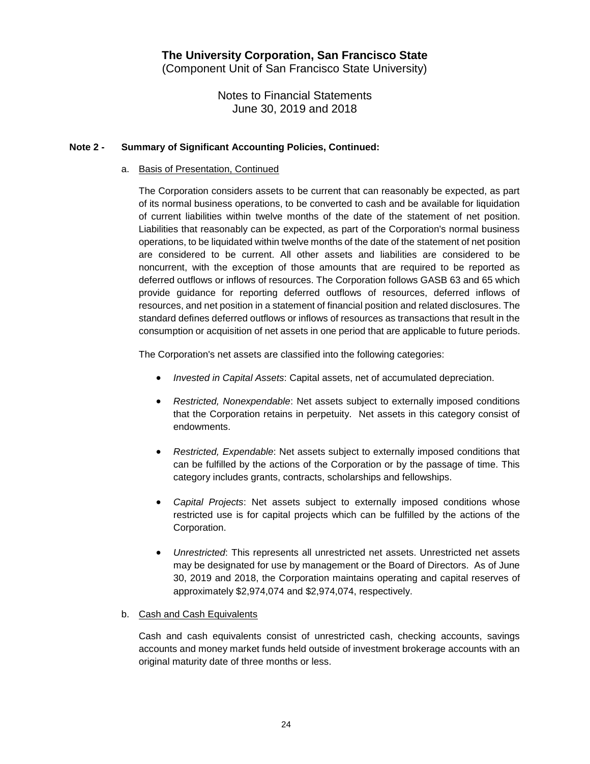# The University Corporation, San Francisco State

(Component Unit of San Francisco State University)

Notes to Financial Statements
June 30, 2019 and 2018

**Note 2 - Summary of Significant Accounting Policies, Continued:**

a. Basis of Presentation, Continued

The Corporation considers assets to be current that can reasonably be expected, as part of its normal business operations, to be converted to cash and be available for liquidation of current liabilities within twelve months of the date of the statement of net position. Liabilities that reasonably can be expected, as part of the Corporation's normal business operations, to be liquidated within twelve months of the date of the statement of net position are considered to be current. All other assets and liabilities are considered to be noncurrent, with the exception of those amounts that are required to be reported as deferred outflows or inflows of resources. The Corporation follows GASB 63 and 65 which provide guidance for reporting deferred outflows of resources, deferred inflows of resources, and net position in a statement of financial position and related disclosures. The standard defines deferred outflows or inflows of resources as transactions that result in the consumption or acquisition of net assets in one period that are applicable to future periods.

The Corporation's net assets are classified into the following categories:

- *Invested in Capital Assets*: Capital assets, net of accumulated depreciation.
- *Restricted, Nonexpendable*: Net assets subject to externally imposed conditions that the Corporation retains in perpetuity. Net assets in this category consist of endowments.
- *Restricted, Expendable*: Net assets subject to externally imposed conditions that can be fulfilled by the actions of the Corporation or by the passage of time. This category includes grants, contracts, scholarships and fellowships.
- *Capital Projects*: Net assets subject to externally imposed conditions whose restricted use is for capital projects which can be fulfilled by the actions of the Corporation.
- *Unrestricted*: This represents all unrestricted net assets. Unrestricted net assets may be designated for use by management or the Board of Directors. As of June 30, 2019 and 2018, the Corporation maintains operating and capital reserves of approximately $2,974,074 and $2,974,074, respectively.

b. Cash and Cash Equivalents

Cash and cash equivalents consist of unrestricted cash, checking accounts, savings accounts and money market funds held outside of investment brokerage accounts with an original maturity date of three months or less.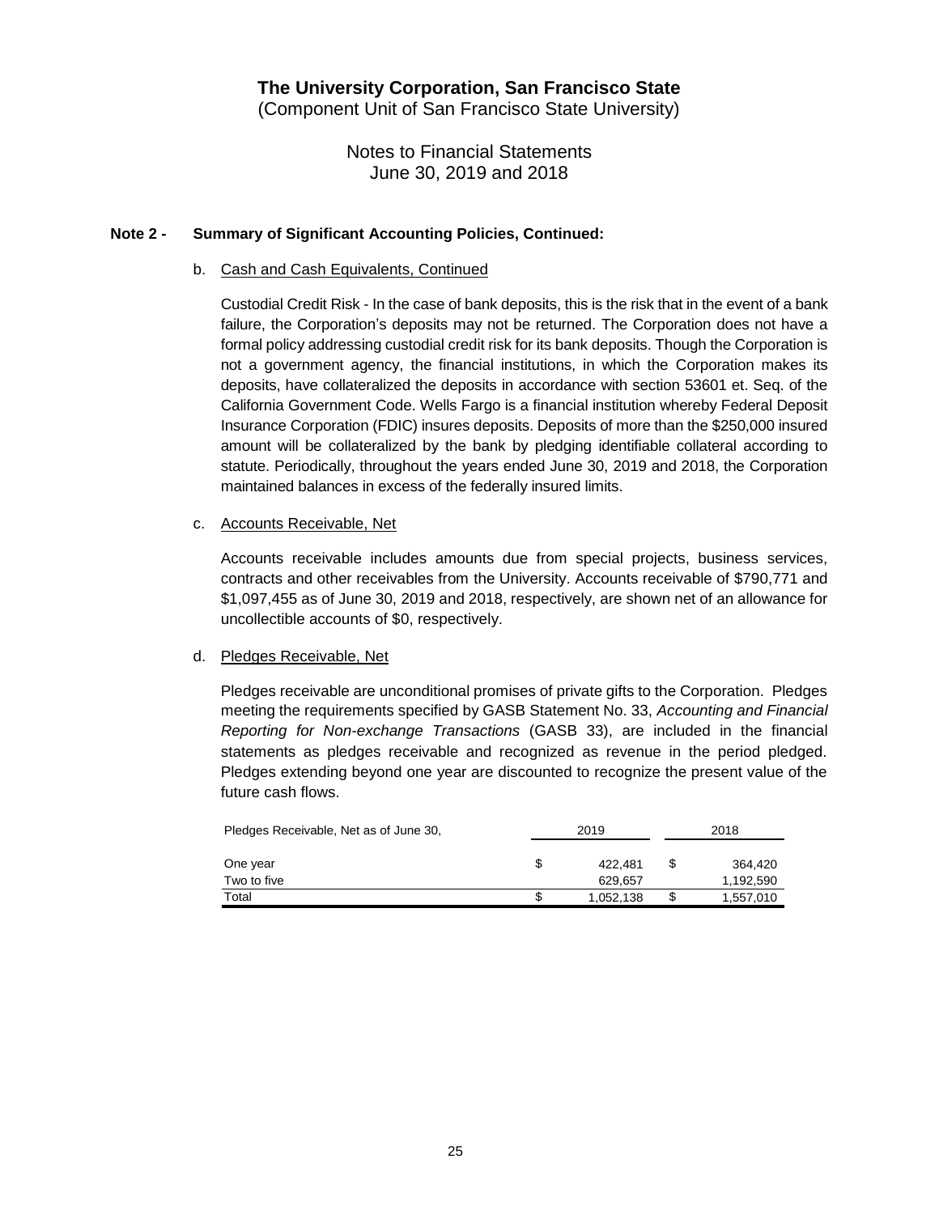# The University Corporation, San Francisco State

(Component Unit of San Francisco State University)

Notes to Financial Statements
June 30, 2019 and 2018

## Note 2 - Summary of Significant Accounting Policies, Continued:

b. Cash and Cash Equivalents, Continued

Custodial Credit Risk - In the case of bank deposits, this is the risk that in the event of a bank failure, the Corporation's deposits may not be returned. The Corporation does not have a formal policy addressing custodial credit risk for its bank deposits. Though the Corporation is not a government agency, the financial institutions, in which the Corporation makes its deposits, have collateralized the deposits in accordance with section 53601 et. Seq. of the California Government Code. Wells Fargo is a financial institution whereby Federal Deposit Insurance Corporation (FDIC) insures deposits. Deposits of more than the $250,000 insured amount will be collateralized by the bank by pledging identifiable collateral according to statute. Periodically, throughout the years ended June 30, 2019 and 2018, the Corporation maintained balances in excess of the federally insured limits.

c. Accounts Receivable, Net

Accounts receivable includes amounts due from special projects, business services, contracts and other receivables from the University. Accounts receivable of $790,771 and $1,097,455 as of June 30, 2019 and 2018, respectively, are shown net of an allowance for uncollectible accounts of $0, respectively.

d. Pledges Receivable, Net

Pledges receivable are unconditional promises of private gifts to the Corporation. Pledges meeting the requirements specified by GASB Statement No. 33, *Accounting and Financial Reporting for Non-exchange Transactions* (GASB 33), are included in the financial statements as pledges receivable and recognized as revenue in the period pledged. Pledges extending beyond one year are discounted to recognize the present value of the future cash flows.

| Pledges Receivable, Net as of June 30, | 2019 | 2018 |
|---|---|---|
| One year | $ 422,481 | $ 364,420 |
| Two to five | 629,657 | 1,192,590 |
| Total | $ 1,052,138 | $ 1,557,010 |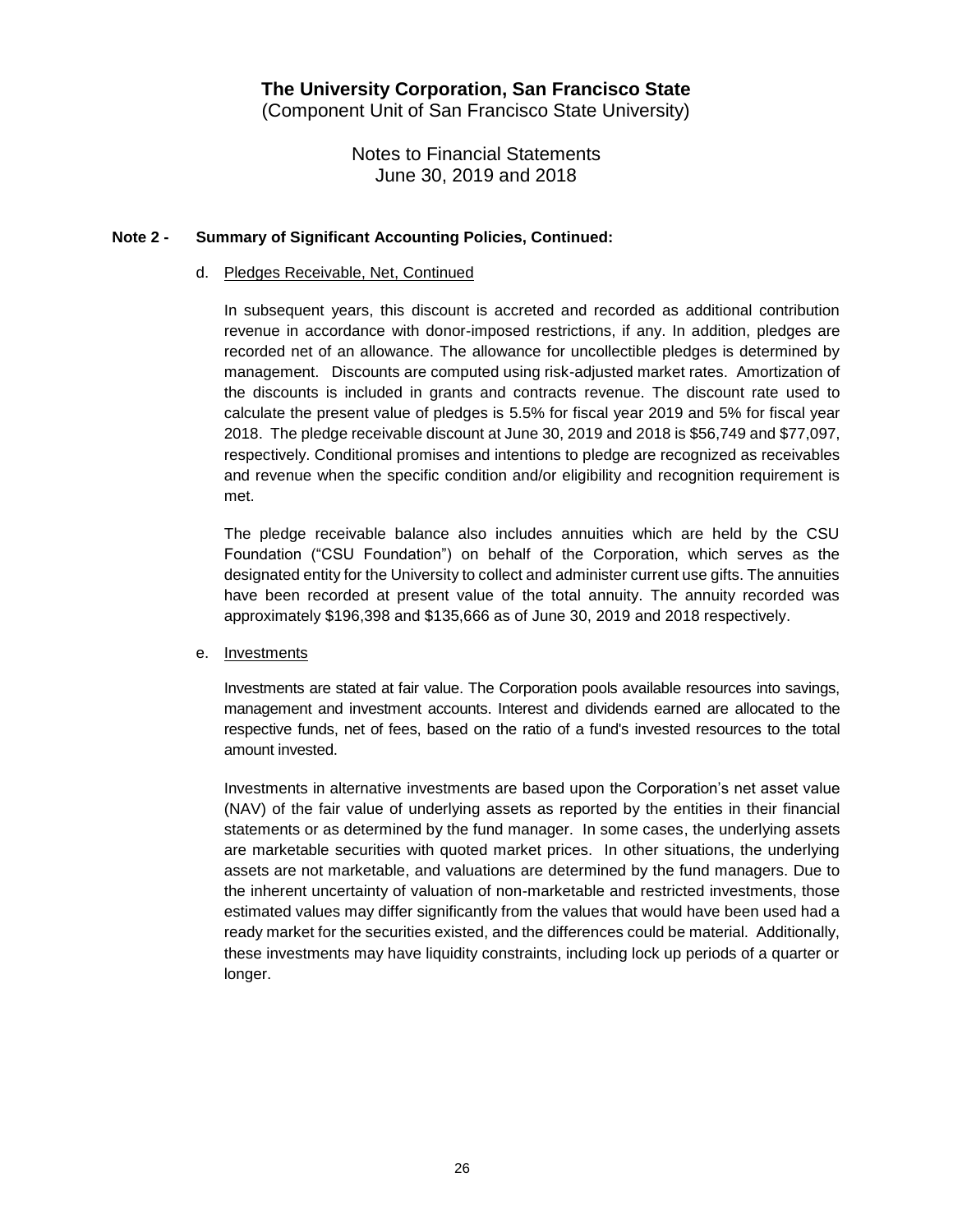# The University Corporation, San Francisco State

(Component Unit of San Francisco State University)

Notes to Financial Statements
June 30, 2019 and 2018

## Note 2 - Summary of Significant Accounting Policies, Continued:

### d. Pledges Receivable, Net, Continued

In subsequent years, this discount is accreted and recorded as additional contribution revenue in accordance with donor-imposed restrictions, if any. In addition, pledges are recorded net of an allowance. The allowance for uncollectible pledges is determined by management. Discounts are computed using risk-adjusted market rates. Amortization of the discounts is included in grants and contracts revenue. The discount rate used to calculate the present value of pledges is 5.5% for fiscal year 2019 and 5% for fiscal year 2018. The pledge receivable discount at June 30, 2019 and 2018 is $56,749 and $77,097, respectively. Conditional promises and intentions to pledge are recognized as receivables and revenue when the specific condition and/or eligibility and recognition requirement is met.

The pledge receivable balance also includes annuities which are held by the CSU Foundation ("CSU Foundation") on behalf of the Corporation, which serves as the designated entity for the University to collect and administer current use gifts. The annuities have been recorded at present value of the total annuity. The annuity recorded was approximately $196,398 and $135,666 as of June 30, 2019 and 2018 respectively.

### e. Investments

Investments are stated at fair value. The Corporation pools available resources into savings, management and investment accounts. Interest and dividends earned are allocated to the respective funds, net of fees, based on the ratio of a fund's invested resources to the total amount invested.

Investments in alternative investments are based upon the Corporation's net asset value (NAV) of the fair value of underlying assets as reported by the entities in their financial statements or as determined by the fund manager. In some cases, the underlying assets are marketable securities with quoted market prices. In other situations, the underlying assets are not marketable, and valuations are determined by the fund managers. Due to the inherent uncertainty of valuation of non-marketable and restricted investments, those estimated values may differ significantly from the values that would have been used had a ready market for the securities existed, and the differences could be material. Additionally, these investments may have liquidity constraints, including lock up periods of a quarter or longer.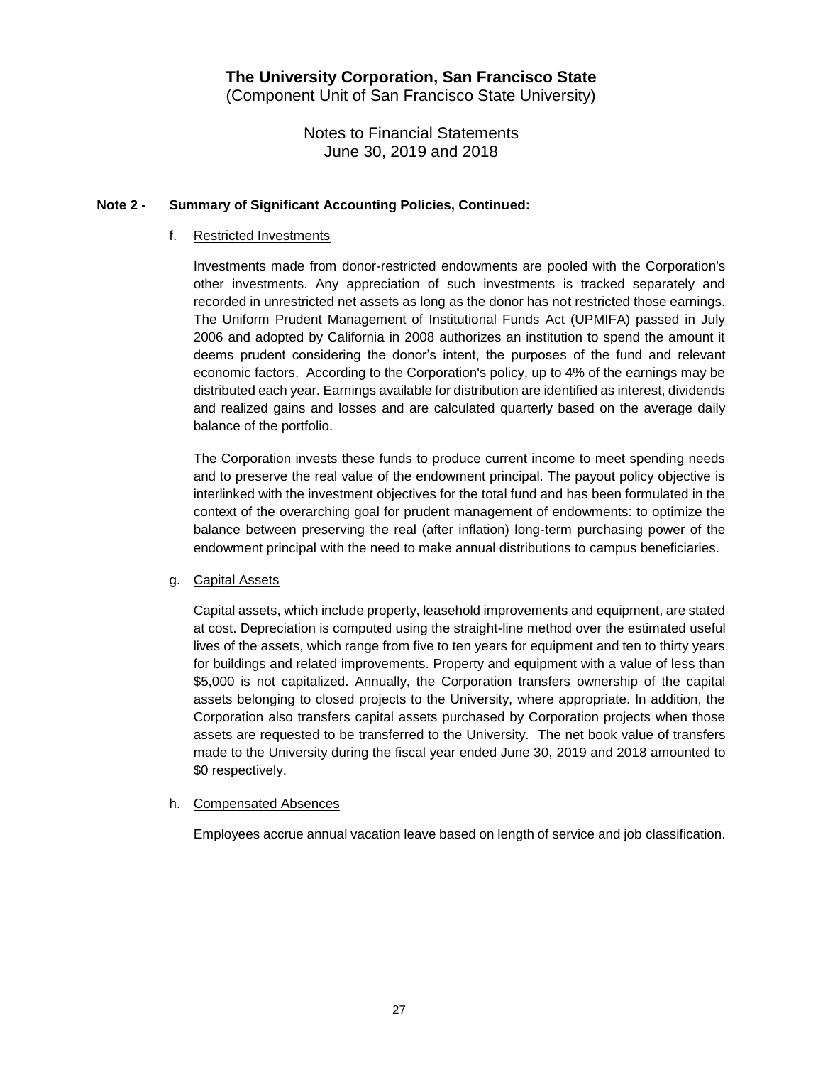**The University Corporation, San Francisco State**
(Component Unit of San Francisco State University)

Notes to Financial Statements
June 30, 2019 and 2018

**Note 2 - Summary of Significant Accounting Policies, Continued:**

f. Restricted Investments

Investments made from donor-restricted endowments are pooled with the Corporation's other investments. Any appreciation of such investments is tracked separately and recorded in unrestricted net assets as long as the donor has not restricted those earnings. The Uniform Prudent Management of Institutional Funds Act (UPMIFA) passed in July 2006 and adopted by California in 2008 authorizes an institution to spend the amount it deems prudent considering the donor's intent, the purposes of the fund and relevant economic factors. According to the Corporation's policy, up to 4% of the earnings may be distributed each year. Earnings available for distribution are identified as interest, dividends and realized gains and losses and are calculated quarterly based on the average daily balance of the portfolio.

The Corporation invests these funds to produce current income to meet spending needs and to preserve the real value of the endowment principal. The payout policy objective is interlinked with the investment objectives for the total fund and has been formulated in the context of the overarching goal for prudent management of endowments: to optimize the balance between preserving the real (after inflation) long-term purchasing power of the endowment principal with the need to make annual distributions to campus beneficiaries.

g. Capital Assets

Capital assets, which include property, leasehold improvements and equipment, are stated at cost. Depreciation is computed using the straight-line method over the estimated useful lives of the assets, which range from five to ten years for equipment and ten to thirty years for buildings and related improvements. Property and equipment with a value of less than $5,000 is not capitalized. Annually, the Corporation transfers ownership of the capital assets belonging to closed projects to the University, where appropriate. In addition, the Corporation also transfers capital assets purchased by Corporation projects when those assets are requested to be transferred to the University. The net book value of transfers made to the University during the fiscal year ended June 30, 2019 and 2018 amounted to $0 respectively.

h. Compensated Absences

Employees accrue annual vacation leave based on length of service and job classification.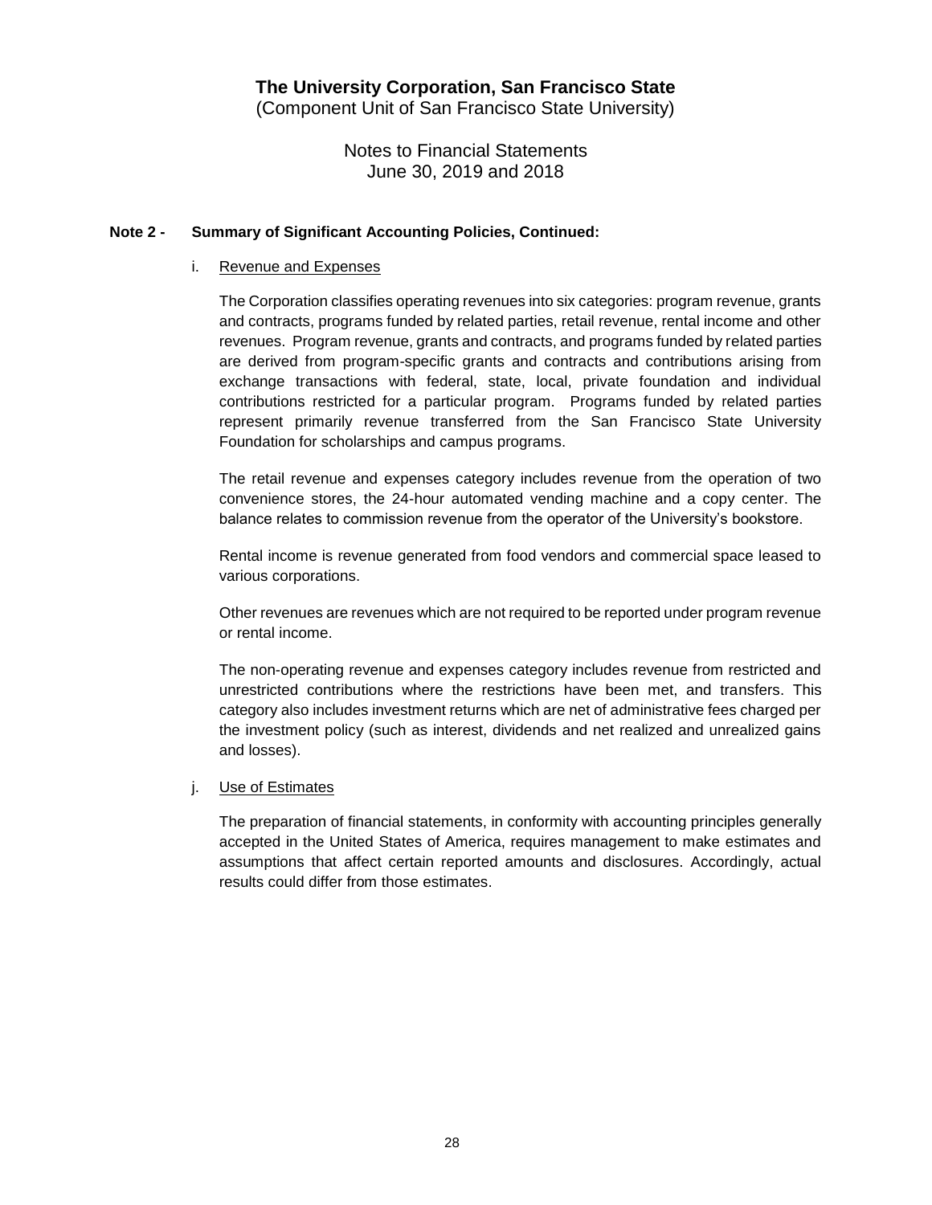# The University Corporation, San Francisco State

(Component Unit of San Francisco State University)

Notes to Financial Statements
June 30, 2019 and 2018

## Note 2 - Summary of Significant Accounting Policies, Continued:

### i. Revenue and Expenses

The Corporation classifies operating revenues into six categories: program revenue, grants and contracts, programs funded by related parties, retail revenue, rental income and other revenues. Program revenue, grants and contracts, and programs funded by related parties are derived from program-specific grants and contracts and contributions arising from exchange transactions with federal, state, local, private foundation and individual contributions restricted for a particular program. Programs funded by related parties represent primarily revenue transferred from the San Francisco State University Foundation for scholarships and campus programs.

The retail revenue and expenses category includes revenue from the operation of two convenience stores, the 24-hour automated vending machine and a copy center. The balance relates to commission revenue from the operator of the University's bookstore.

Rental income is revenue generated from food vendors and commercial space leased to various corporations.

Other revenues are revenues which are not required to be reported under program revenue or rental income.

The non-operating revenue and expenses category includes revenue from restricted and unrestricted contributions where the restrictions have been met, and transfers. This category also includes investment returns which are net of administrative fees charged per the investment policy (such as interest, dividends and net realized and unrealized gains and losses).

### j. Use of Estimates

The preparation of financial statements, in conformity with accounting principles generally accepted in the United States of America, requires management to make estimates and assumptions that affect certain reported amounts and disclosures. Accordingly, actual results could differ from those estimates.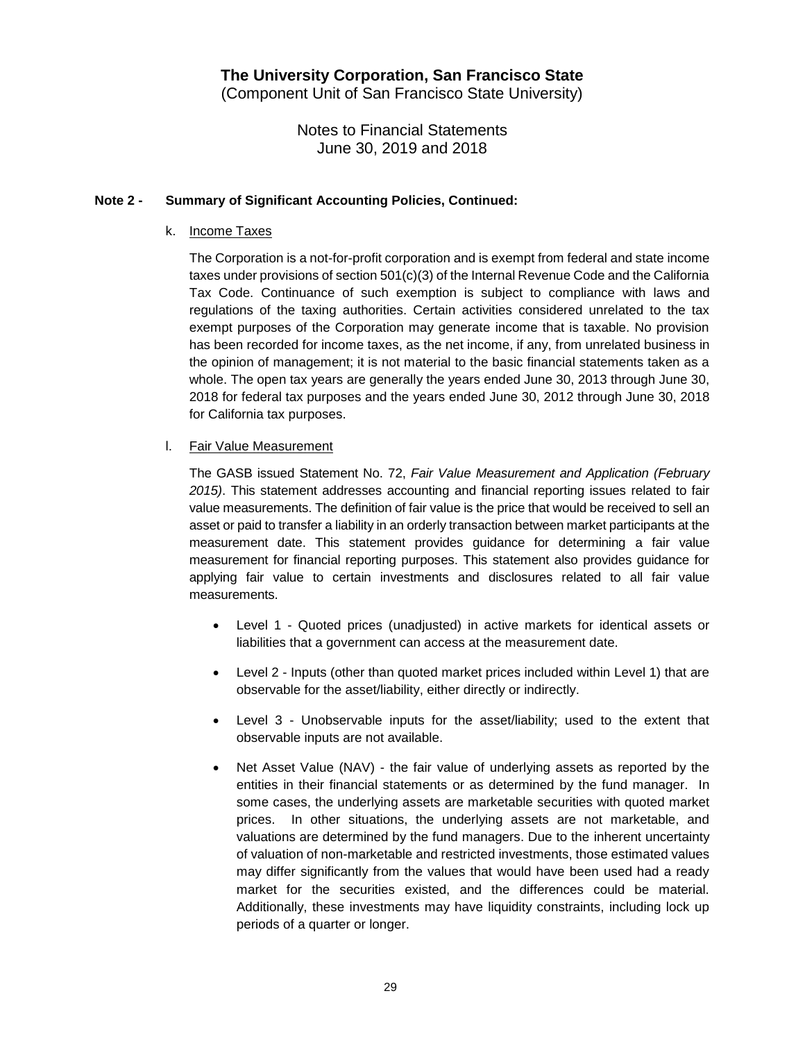# The University Corporation, San Francisco State

(Component Unit of San Francisco State University)

Notes to Financial Statements
June 30, 2019 and 2018

## Note 2 - Summary of Significant Accounting Policies, Continued:

### k. Income Taxes

The Corporation is a not-for-profit corporation and is exempt from federal and state income taxes under provisions of section 501(c)(3) of the Internal Revenue Code and the California Tax Code. Continuance of such exemption is subject to compliance with laws and regulations of the taxing authorities. Certain activities considered unrelated to the tax exempt purposes of the Corporation may generate income that is taxable. No provision has been recorded for income taxes, as the net income, if any, from unrelated business in the opinion of management; it is not material to the basic financial statements taken as a whole. The open tax years are generally the years ended June 30, 2013 through June 30, 2018 for federal tax purposes and the years ended June 30, 2012 through June 30, 2018 for California tax purposes.

### l. Fair Value Measurement

The GASB issued Statement No. 72, *Fair Value Measurement and Application (February 2015)*. This statement addresses accounting and financial reporting issues related to fair value measurements. The definition of fair value is the price that would be received to sell an asset or paid to transfer a liability in an orderly transaction between market participants at the measurement date. This statement provides guidance for determining a fair value measurement for financial reporting purposes. This statement also provides guidance for applying fair value to certain investments and disclosures related to all fair value measurements.

- Level 1 - Quoted prices (unadjusted) in active markets for identical assets or liabilities that a government can access at the measurement date.
- Level 2 - Inputs (other than quoted market prices included within Level 1) that are observable for the asset/liability, either directly or indirectly.
- Level 3 - Unobservable inputs for the asset/liability; used to the extent that observable inputs are not available.
- Net Asset Value (NAV) - the fair value of underlying assets as reported by the entities in their financial statements or as determined by the fund manager. In some cases, the underlying assets are marketable securities with quoted market prices. In other situations, the underlying assets are not marketable, and valuations are determined by the fund managers. Due to the inherent uncertainty of valuation of non-marketable and restricted investments, those estimated values may differ significantly from the values that would have been used had a ready market for the securities existed, and the differences could be material. Additionally, these investments may have liquidity constraints, including lock up periods of a quarter or longer.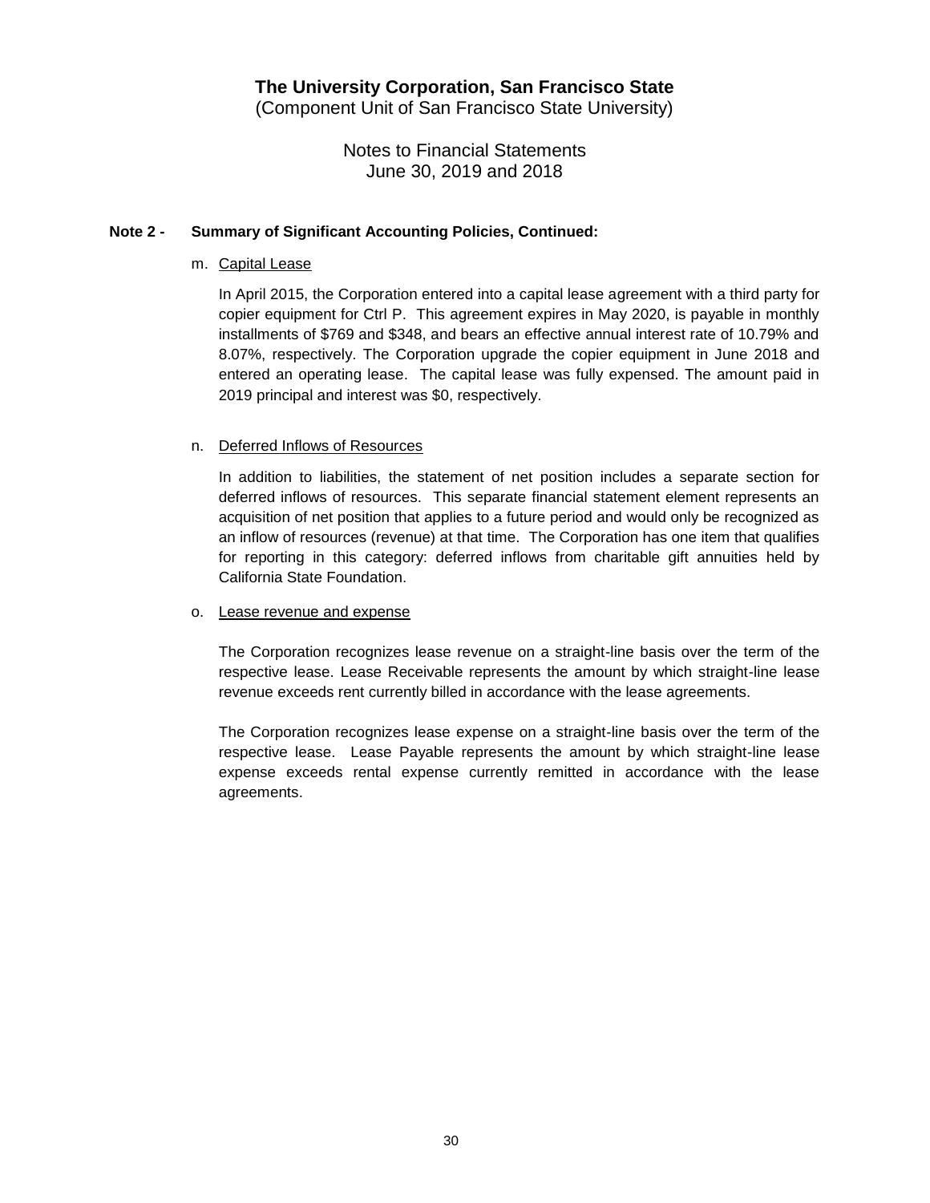# The University Corporation, San Francisco State

(Component Unit of San Francisco State University)

Notes to Financial Statements
June 30, 2019 and 2018

**Note 2 - Summary of Significant Accounting Policies, Continued:**

m. Capital Lease

In April 2015, the Corporation entered into a capital lease agreement with a third party for copier equipment for Ctrl P. This agreement expires in May 2020, is payable in monthly installments of $769 and $348, and bears an effective annual interest rate of 10.79% and 8.07%, respectively. The Corporation upgrade the copier equipment in June 2018 and entered an operating lease. The capital lease was fully expensed. The amount paid in 2019 principal and interest was $0, respectively.

n. Deferred Inflows of Resources

In addition to liabilities, the statement of net position includes a separate section for deferred inflows of resources. This separate financial statement element represents an acquisition of net position that applies to a future period and would only be recognized as an inflow of resources (revenue) at that time. The Corporation has one item that qualifies for reporting in this category: deferred inflows from charitable gift annuities held by California State Foundation.

o. Lease revenue and expense

The Corporation recognizes lease revenue on a straight-line basis over the term of the respective lease. Lease Receivable represents the amount by which straight-line lease revenue exceeds rent currently billed in accordance with the lease agreements.

The Corporation recognizes lease expense on a straight-line basis over the term of the respective lease. Lease Payable represents the amount by which straight-line lease expense exceeds rental expense currently remitted in accordance with the lease agreements.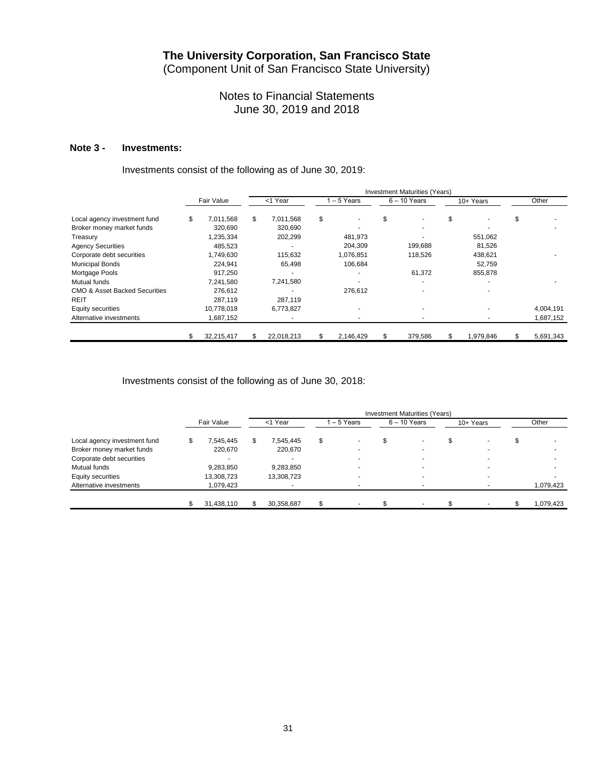# The University Corporation, San Francisco State
(Component Unit of San Francisco State University)

## Notes to Financial Statements
June 30, 2019 and 2018

### Note 3 - Investments:

Investments consist of the following as of June 30, 2019:

| | Fair Value | Investment Maturities (Years) <1 Year | 1 – 5 Years | 6 – 10 Years | 10+ Years | Other |
|---|---|---|---|---|---|---|
| Local agency investment fund | $ 7,011,568 | $ 7,011,568 | $ - | $ - | $ - | $ - |
| Broker money market funds | 320,690 | 320,690 | - | - | - | - |
| Treasury | 1,235,334 | 202,299 | 481,973 | - | 551,062 | |
| Agency Securities | 485,523 | - | 204,309 | 199,688 | 81,526 | |
| Corporate debt securities | 1,749,630 | 115,632 | 1,076,851 | 118,526 | 438,621 | - |
| Municipal Bonds | 224,941 | 65,498 | 106,684 | | 52,759 | |
| Mortgage Pools | 917,250 | - | - | 61,372 | 855,878 | |
| Mutual funds | 7,241,580 | 7,241,580 | - | - | - | - |
| CMO & Asset Backed Securities | 276,612 | - | 276,612 | - | - | |
| REIT | 287,119 | 287,119 | | | | |
| Equity securities | 10,778,018 | 6,773,827 | - | - | - | 4,004,191 |
| Alternative investments | 1,687,152 | - | - | - | - | 1,687,152 |
| | $ 32,215,417 | $ 22,018,213 | $ 2,146,429 | $ 379,586 | $ 1,979,846 | $ 5,691,343 |

Investments consist of the following as of June 30, 2018:

| | Fair Value | Investment Maturities (Years) <1 Year | 1 – 5 Years | 6 – 10 Years | 10+ Years | Other |
|---|---|---|---|---|---|---|
| Local agency investment fund | $ 7,545,445 | $ 7,545,445 | $ - | $ - | $ - | $ - |
| Broker money market funds | 220,670 | 220,670 | - | - | - | - |
| Corporate debt securities | - | - | - | - | - | - |
| Mutual funds | 9,283,850 | 9,283,850 | - | - | - | - |
| Equity securities | 13,308,723 | 13,308,723 | - | - | - | - |
| Alternative investments | 1,079,423 | - | - | - | - | 1,079,423 |
| | $ 31,438,110 | $ 30,358,687 | $ - | $ - | $ - | $ 1,079,423 |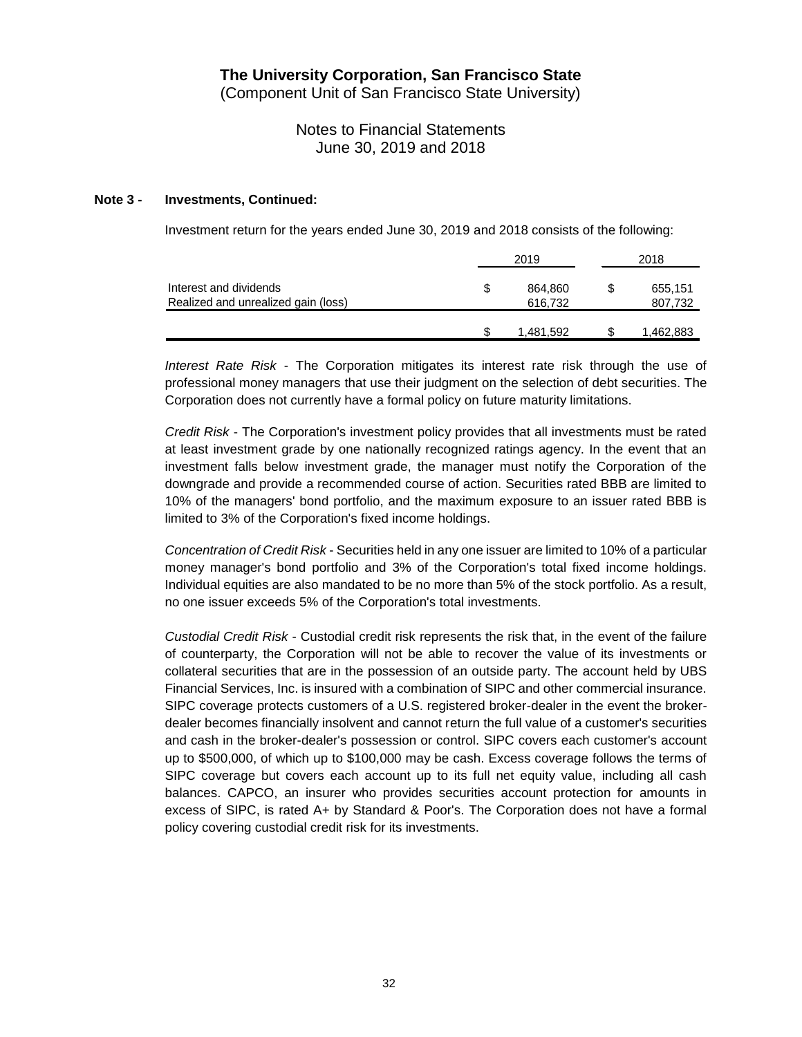# The University Corporation, San Francisco State

(Component Unit of San Francisco State University)

Notes to Financial Statements
June 30, 2019 and 2018

## Note 3 - Investments, Continued:

Investment return for the years ended June 30, 2019 and 2018 consists of the following:

| | 2019 | 2018 |
|---|---|---|
| Interest and dividends | $ 864,860 | $ 655,151 |
| Realized and unrealized gain (loss) | 616,732 | 807,732 |
| | $ 1,481,592 | $ 1,462,883 |

*Interest Rate Risk* - The Corporation mitigates its interest rate risk through the use of professional money managers that use their judgment on the selection of debt securities. The Corporation does not currently have a formal policy on future maturity limitations.

*Credit Risk* - The Corporation's investment policy provides that all investments must be rated at least investment grade by one nationally recognized ratings agency. In the event that an investment falls below investment grade, the manager must notify the Corporation of the downgrade and provide a recommended course of action. Securities rated BBB are limited to 10% of the managers' bond portfolio, and the maximum exposure to an issuer rated BBB is limited to 3% of the Corporation's fixed income holdings.

*Concentration of Credit Risk* - Securities held in any one issuer are limited to 10% of a particular money manager's bond portfolio and 3% of the Corporation's total fixed income holdings. Individual equities are also mandated to be no more than 5% of the stock portfolio. As a result, no one issuer exceeds 5% of the Corporation's total investments.

*Custodial Credit Risk* - Custodial credit risk represents the risk that, in the event of the failure of counterparty, the Corporation will not be able to recover the value of its investments or collateral securities that are in the possession of an outside party. The account held by UBS Financial Services, Inc. is insured with a combination of SIPC and other commercial insurance. SIPC coverage protects customers of a U.S. registered broker-dealer in the event the broker-dealer becomes financially insolvent and cannot return the full value of a customer's securities and cash in the broker-dealer's possession or control. SIPC covers each customer's account up to $500,000, of which up to $100,000 may be cash. Excess coverage follows the terms of SIPC coverage but covers each account up to its full net equity value, including all cash balances. CAPCO, an insurer who provides securities account protection for amounts in excess of SIPC, is rated A+ by Standard & Poor's. The Corporation does not have a formal policy covering custodial credit risk for its investments.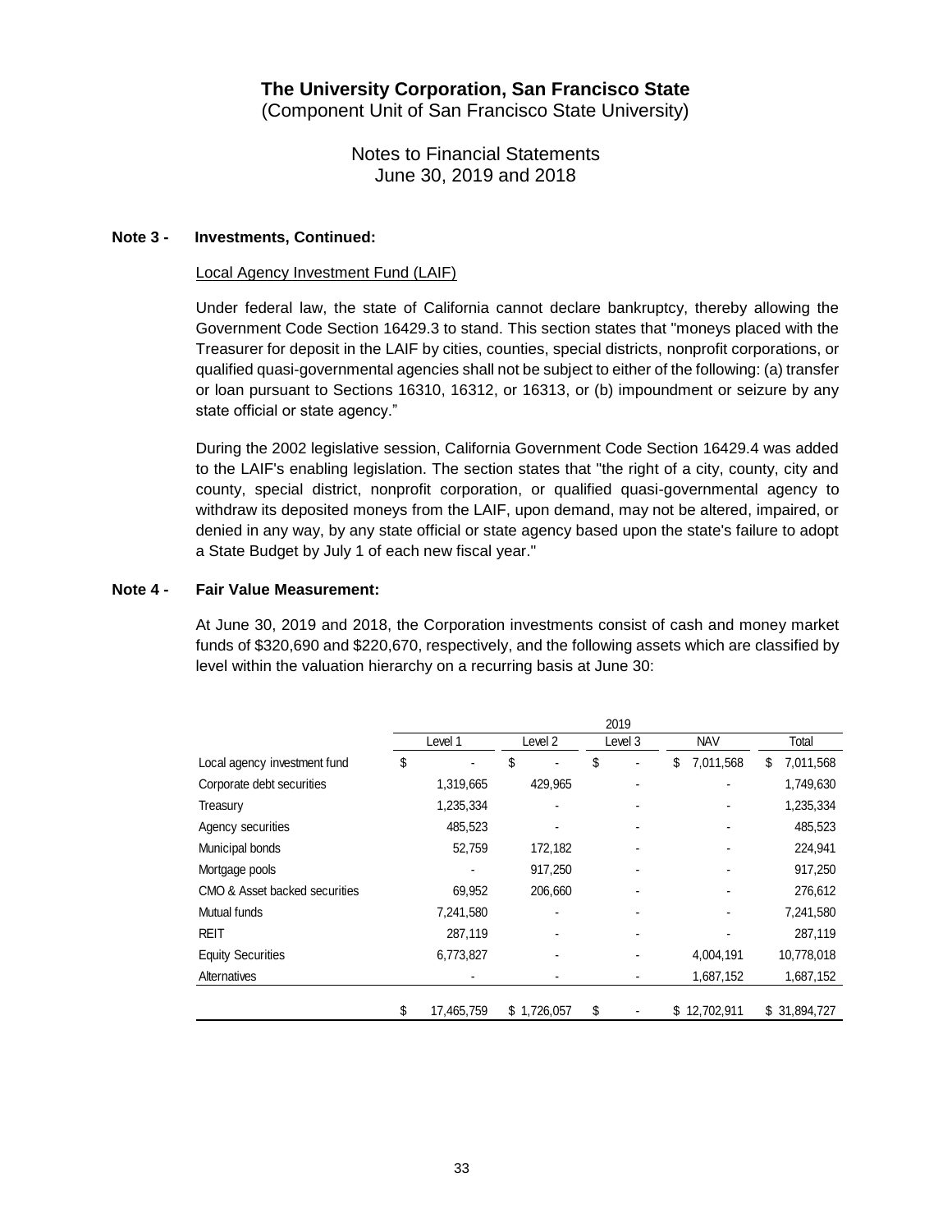# The University Corporation, San Francisco State

(Component Unit of San Francisco State University)

Notes to Financial Statements
June 30, 2019 and 2018

**Note 3 - Investments, Continued:**

Local Agency Investment Fund (LAIF)

Under federal law, the state of California cannot declare bankruptcy, thereby allowing the Government Code Section 16429.3 to stand. This section states that "moneys placed with the Treasurer for deposit in the LAIF by cities, counties, special districts, nonprofit corporations, or qualified quasi-governmental agencies shall not be subject to either of the following: (a) transfer or loan pursuant to Sections 16310, 16312, or 16313, or (b) impoundment or seizure by any state official or state agency."

During the 2002 legislative session, California Government Code Section 16429.4 was added to the LAIF's enabling legislation. The section states that "the right of a city, county, city and county, special district, nonprofit corporation, or qualified quasi-governmental agency to withdraw its deposited moneys from the LAIF, upon demand, may not be altered, impaired, or denied in any way, by any state official or state agency based upon the state's failure to adopt a State Budget by July 1 of each new fiscal year."

**Note 4 - Fair Value Measurement:**

At June 30, 2019 and 2018, the Corporation investments consist of cash and money market funds of $320,690 and $220,670, respectively, and the following assets which are classified by level within the valuation hierarchy on a recurring basis at June 30:

| | 2019 | | | | |
|---|---|---|---|---|---|
| | Level 1 | Level 2 | Level 3 | NAV | Total |
| Local agency investment fund | $ - | $ - | $ - | $ 7,011,568 | $ 7,011,568 |
| Corporate debt securities | 1,319,665 | 429,965 | - | - | 1,749,630 |
| Treasury | 1,235,334 | - | - | - | 1,235,334 |
| Agency securities | 485,523 | - | - | - | 485,523 |
| Municipal bonds | 52,759 | 172,182 | - | - | 224,941 |
| Mortgage pools | - | 917,250 | - | - | 917,250 |
| CMO & Asset backed securities | 69,952 | 206,660 | - | - | 276,612 |
| Mutual funds | 7,241,580 | - | - | - | 7,241,580 |
| REIT | 287,119 | - | - | - | 287,119 |
| Equity Securities | 6,773,827 | - | - | 4,004,191 | 10,778,018 |
| Alternatives | - | - | - | 1,687,152 | 1,687,152 |
| | $ 17,465,759 | $ 1,726,057 | $ - | $ 12,702,911 | $ 31,894,727 |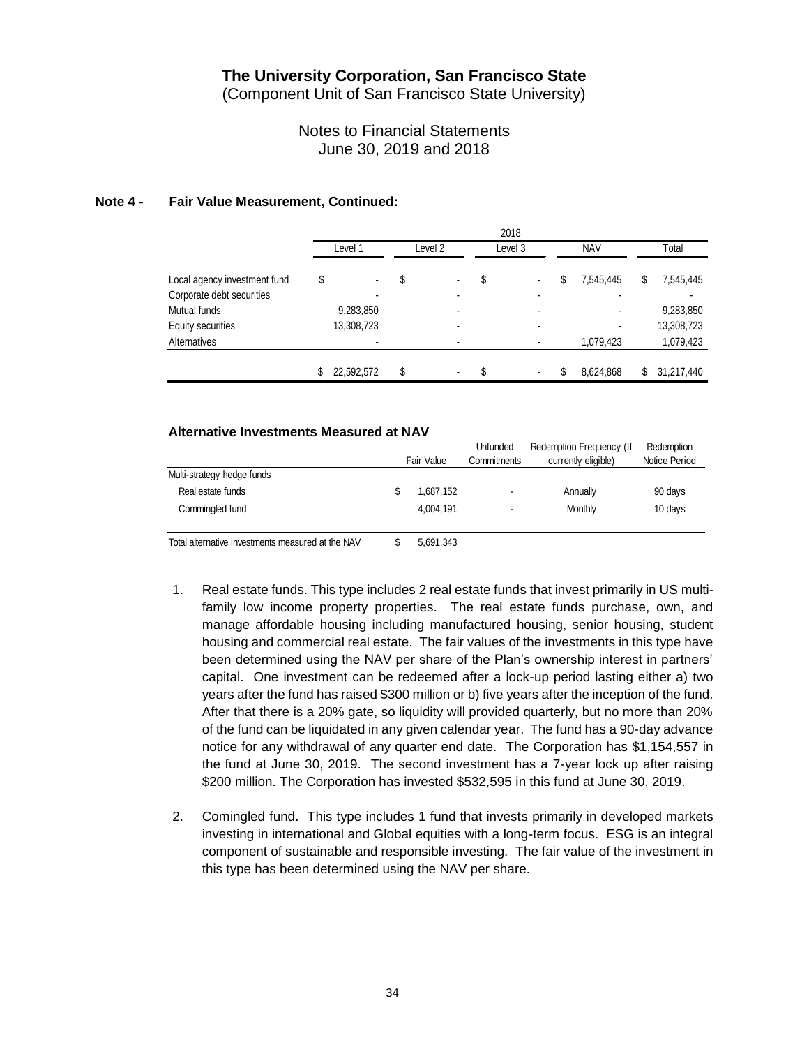# The University Corporation, San Francisco State

(Component Unit of San Francisco State University)

Notes to Financial Statements
June 30, 2019 and 2018

## Note 4 - Fair Value Measurement, Continued:

| | 2018 | | | | |
|---|---|---|---|---|---|
| | Level 1 | Level 2 | Level 3 | NAV | Total |
| Local agency investment fund | $ - | $ - | $ - | $ 7,545,445 | $ 7,545,445 |
| Corporate debt securities | - | - | - | - | - |
| Mutual funds | 9,283,850 | - | - | - | 9,283,850 |
| Equity securities | 13,308,723 | - | - | - | 13,308,723 |
| Alternatives | - | - | - | 1,079,423 | 1,079,423 |
| | $ 22,592,572 | $ - | $ - | $ 8,624,868 | $ 31,217,440 |

### Alternative Investments Measured at NAV

| | Fair Value | Unfunded Commitments | Redemption Frequency (If currently eligible) | Redemption Notice Period |
|---|---|---|---|---|
| Multi-strategy hedge funds | | | | |
| Real estate funds | $ 1,687,152 | - | Annually | 90 days |
| Commingled fund | 4,004,191 | - | Monthly | 10 days |
| Total alternative investments measured at the NAV | $ 5,691,343 | | | |

1. Real estate funds. This type includes 2 real estate funds that invest primarily in US multi-family low income property properties. The real estate funds purchase, own, and manage affordable housing including manufactured housing, senior housing, student housing and commercial real estate. The fair values of the investments in this type have been determined using the NAV per share of the Plan's ownership interest in partners' capital. One investment can be redeemed after a lock-up period lasting either a) two years after the fund has raised $300 million or b) five years after the inception of the fund. After that there is a 20% gate, so liquidity will provided quarterly, but no more than 20% of the fund can be liquidated in any given calendar year. The fund has a 90-day advance notice for any withdrawal of any quarter end date. The Corporation has $1,154,557 in the fund at June 30, 2019. The second investment has a 7-year lock up after raising $200 million. The Corporation has invested $532,595 in this fund at June 30, 2019.

2. Comingled fund. This type includes 1 fund that invests primarily in developed markets investing in international and Global equities with a long-term focus. ESG is an integral component of sustainable and responsible investing. The fair value of the investment in this type has been determined using the NAV per share.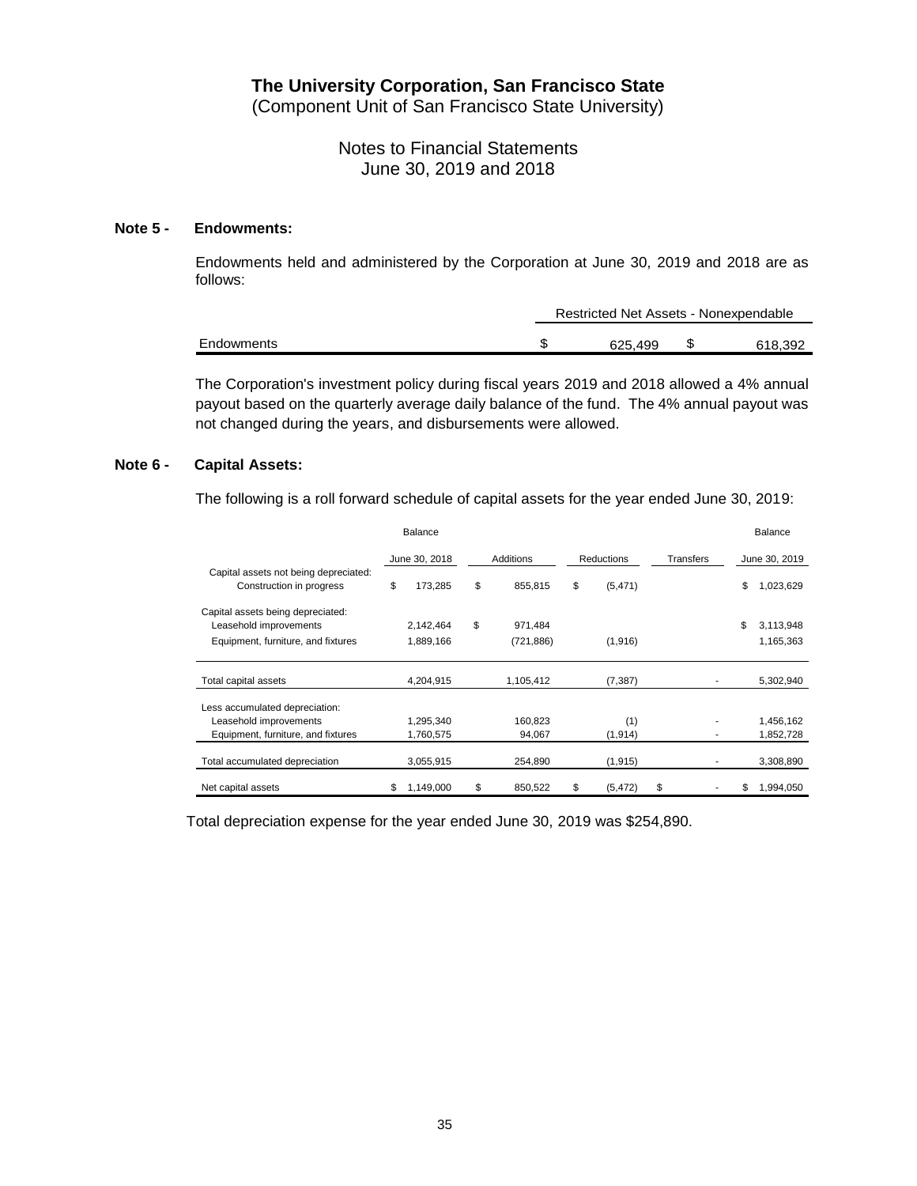# The University Corporation, San Francisco State
(Component Unit of San Francisco State University)

Notes to Financial Statements
June 30, 2019 and 2018

## Note 5 - Endowments:

Endowments held and administered by the Corporation at June 30, 2019 and 2018 are as follows:

| | Restricted Net Assets - Nonexpendable | |
|---|---|---|
| Endowments | $ 625,499 | $ 618,392 |

The Corporation's investment policy during fiscal years 2019 and 2018 allowed a 4% annual payout based on the quarterly average daily balance of the fund. The 4% annual payout was not changed during the years, and disbursements were allowed.

## Note 6 - Capital Assets:

The following is a roll forward schedule of capital assets for the year ended June 30, 2019:

| | Balance June 30, 2018 | Additions | Reductions | Transfers | Balance June 30, 2019 |
|---|---|---|---|---|---|
| Capital assets not being depreciated: | | | | | |
| Construction in progress | $ 173,285 | $ 855,815 | $ (5,471) | | $ 1,023,629 |
| Capital assets being depreciated: | | | | | |
| Leasehold improvements | 2,142,464 | $ 971,484 | | | $ 3,113,948 |
| Equipment, furniture, and fixtures | 1,889,166 | (721,886) | (1,916) | | 1,165,363 |
| Total capital assets | 4,204,915 | 1,105,412 | (7,387) | - | 5,302,940 |
| Less accumulated depreciation: | | | | | |
| Leasehold improvements | 1,295,340 | 160,823 | (1) | - | 1,456,162 |
| Equipment, furniture, and fixtures | 1,760,575 | 94,067 | (1,914) | - | 1,852,728 |
| Total accumulated depreciation | 3,055,915 | 254,890 | (1,915) | - | 3,308,890 |
| Net capital assets | $ 1,149,000 | $ 850,522 | $ (5,472) | $ - | $ 1,994,050 |

Total depreciation expense for the year ended June 30, 2019 was $254,890.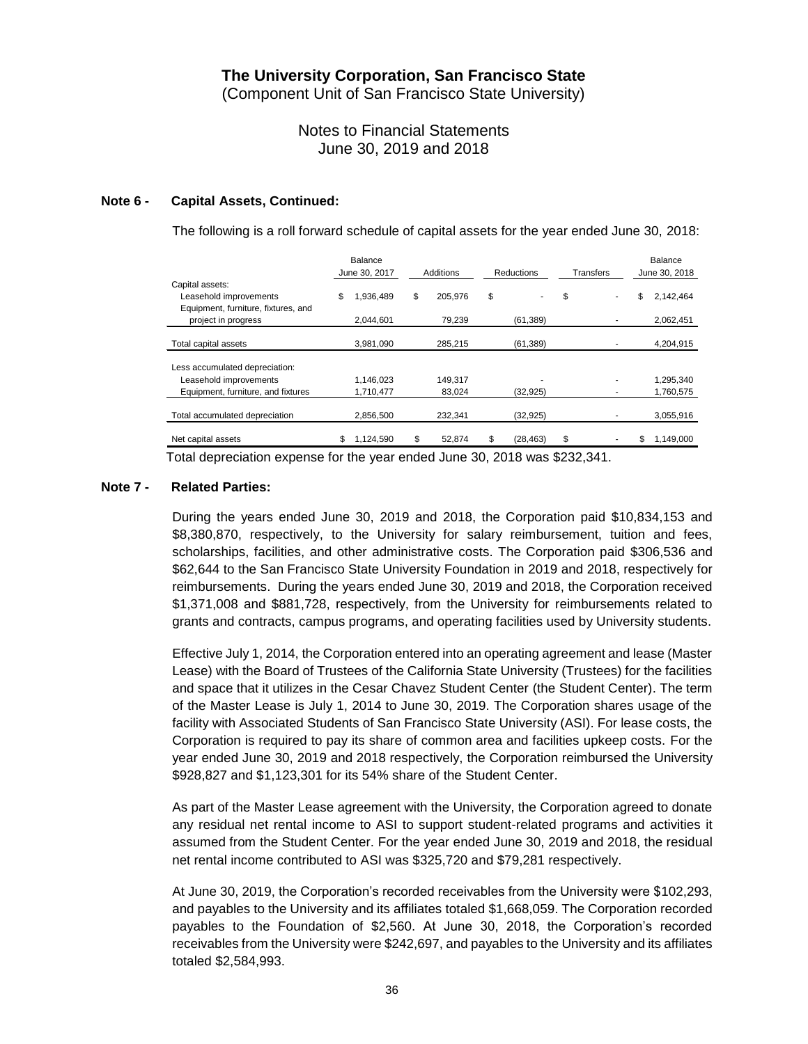# The University Corporation, San Francisco State

(Component Unit of San Francisco State University)

Notes to Financial Statements
June 30, 2019 and 2018

## Note 6 - Capital Assets, Continued:

The following is a roll forward schedule of capital assets for the year ended June 30, 2018:

| | Balance June 30, 2017 | Additions | Reductions | Transfers | Balance June 30, 2018 |
|---|---|---|---|---|---|
| Capital assets: | | | | | |
| Leasehold improvements | $ 1,936,489 | $ 205,976 | $ - | $ - | $ 2,142,464 |
| Equipment, furniture, fixtures, and project in progress | 2,044,601 | 79,239 | (61,389) | - | 2,062,451 |
| Total capital assets | 3,981,090 | 285,215 | (61,389) | - | 4,204,915 |
| Less accumulated depreciation: | | | | | |
| Leasehold improvements | 1,146,023 | 149,317 | - | - | 1,295,340 |
| Equipment, furniture, and fixtures | 1,710,477 | 83,024 | (32,925) | - | 1,760,575 |
| Total accumulated depreciation | 2,856,500 | 232,341 | (32,925) | - | 3,055,916 |
| Net capital assets | $ 1,124,590 | $ 52,874 | $ (28,463) | $ - | $ 1,149,000 |

Total depreciation expense for the year ended June 30, 2018 was $232,341.

## Note 7 - Related Parties:

During the years ended June 30, 2019 and 2018, the Corporation paid $10,834,153 and $8,380,870, respectively, to the University for salary reimbursement, tuition and fees, scholarships, facilities, and other administrative costs. The Corporation paid $306,536 and $62,644 to the San Francisco State University Foundation in 2019 and 2018, respectively for reimbursements. During the years ended June 30, 2019 and 2018, the Corporation received $1,371,008 and $881,728, respectively, from the University for reimbursements related to grants and contracts, campus programs, and operating facilities used by University students.

Effective July 1, 2014, the Corporation entered into an operating agreement and lease (Master Lease) with the Board of Trustees of the California State University (Trustees) for the facilities and space that it utilizes in the Cesar Chavez Student Center (the Student Center). The term of the Master Lease is July 1, 2014 to June 30, 2019. The Corporation shares usage of the facility with Associated Students of San Francisco State University (ASI). For lease costs, the Corporation is required to pay its share of common area and facilities upkeep costs. For the year ended June 30, 2019 and 2018 respectively, the Corporation reimbursed the University $928,827 and $1,123,301 for its 54% share of the Student Center.

As part of the Master Lease agreement with the University, the Corporation agreed to donate any residual net rental income to ASI to support student-related programs and activities it assumed from the Student Center. For the year ended June 30, 2019 and 2018, the residual net rental income contributed to ASI was $325,720 and $79,281 respectively.

At June 30, 2019, the Corporation's recorded receivables from the University were $102,293, and payables to the University and its affiliates totaled $1,668,059. The Corporation recorded payables to the Foundation of $2,560. At June 30, 2018, the Corporation's recorded receivables from the University were $242,697, and payables to the University and its affiliates totaled $2,584,993.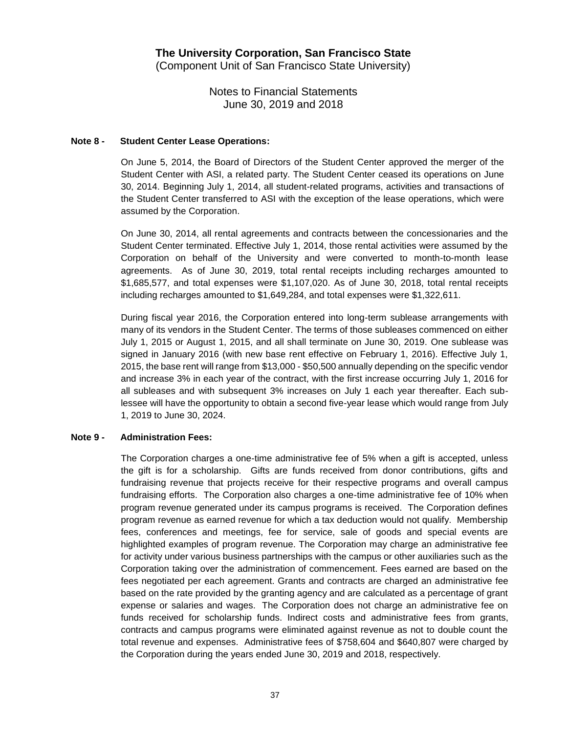# The University Corporation, San Francisco State
(Component Unit of San Francisco State University)

Notes to Financial Statements
June 30, 2019 and 2018

## Note 8 - Student Center Lease Operations:

On June 5, 2014, the Board of Directors of the Student Center approved the merger of the Student Center with ASI, a related party. The Student Center ceased its operations on June 30, 2014. Beginning July 1, 2014, all student-related programs, activities and transactions of the Student Center transferred to ASI with the exception of the lease operations, which were assumed by the Corporation.

On June 30, 2014, all rental agreements and contracts between the concessionaries and the Student Center terminated. Effective July 1, 2014, those rental activities were assumed by the Corporation on behalf of the University and were converted to month-to-month lease agreements. As of June 30, 2019, total rental receipts including recharges amounted to $1,685,577, and total expenses were $1,107,020. As of June 30, 2018, total rental receipts including recharges amounted to $1,649,284, and total expenses were $1,322,611.

During fiscal year 2016, the Corporation entered into long-term sublease arrangements with many of its vendors in the Student Center. The terms of those subleases commenced on either July 1, 2015 or August 1, 2015, and all shall terminate on June 30, 2019. One sublease was signed in January 2016 (with new base rent effective on February 1, 2016). Effective July 1, 2015, the base rent will range from $13,000 - $50,500 annually depending on the specific vendor and increase 3% in each year of the contract, with the first increase occurring July 1, 2016 for all subleases and with subsequent 3% increases on July 1 each year thereafter. Each sub-lessee will have the opportunity to obtain a second five-year lease which would range from July 1, 2019 to June 30, 2024.

## Note 9 - Administration Fees:

The Corporation charges a one-time administrative fee of 5% when a gift is accepted, unless the gift is for a scholarship. Gifts are funds received from donor contributions, gifts and fundraising revenue that projects receive for their respective programs and overall campus fundraising efforts. The Corporation also charges a one-time administrative fee of 10% when program revenue generated under its campus programs is received. The Corporation defines program revenue as earned revenue for which a tax deduction would not qualify. Membership fees, conferences and meetings, fee for service, sale of goods and special events are highlighted examples of program revenue. The Corporation may charge an administrative fee for activity under various business partnerships with the campus or other auxiliaries such as the Corporation taking over the administration of commencement. Fees earned are based on the fees negotiated per each agreement. Grants and contracts are charged an administrative fee based on the rate provided by the granting agency and are calculated as a percentage of grant expense or salaries and wages. The Corporation does not charge an administrative fee on funds received for scholarship funds. Indirect costs and administrative fees from grants, contracts and campus programs were eliminated against revenue as not to double count the total revenue and expenses. Administrative fees of $758,604 and $640,807 were charged by the Corporation during the years ended June 30, 2019 and 2018, respectively.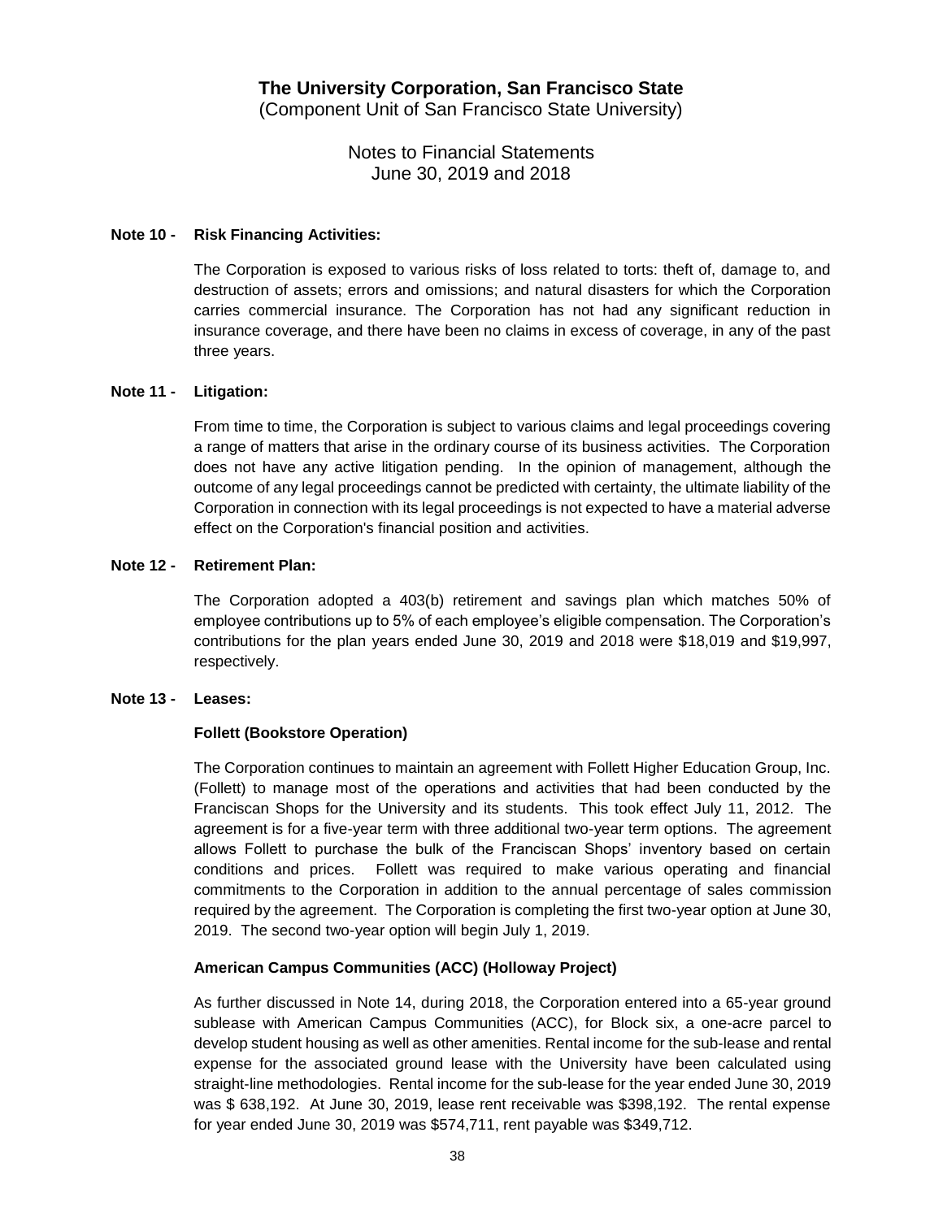# The University Corporation, San Francisco State

(Component Unit of San Francisco State University)

Notes to Financial Statements
June 30, 2019 and 2018

## Note 10 - Risk Financing Activities:

The Corporation is exposed to various risks of loss related to torts: theft of, damage to, and destruction of assets; errors and omissions; and natural disasters for which the Corporation carries commercial insurance. The Corporation has not had any significant reduction in insurance coverage, and there have been no claims in excess of coverage, in any of the past three years.

## Note 11 - Litigation:

From time to time, the Corporation is subject to various claims and legal proceedings covering a range of matters that arise in the ordinary course of its business activities. The Corporation does not have any active litigation pending. In the opinion of management, although the outcome of any legal proceedings cannot be predicted with certainty, the ultimate liability of the Corporation in connection with its legal proceedings is not expected to have a material adverse effect on the Corporation's financial position and activities.

## Note 12 - Retirement Plan:

The Corporation adopted a 403(b) retirement and savings plan which matches 50% of employee contributions up to 5% of each employee's eligible compensation. The Corporation's contributions for the plan years ended June 30, 2019 and 2018 were $18,019 and $19,997, respectively.

## Note 13 - Leases:

### Follett (Bookstore Operation)

The Corporation continues to maintain an agreement with Follett Higher Education Group, Inc. (Follett) to manage most of the operations and activities that had been conducted by the Franciscan Shops for the University and its students. This took effect July 11, 2012. The agreement is for a five-year term with three additional two-year term options. The agreement allows Follett to purchase the bulk of the Franciscan Shops' inventory based on certain conditions and prices. Follett was required to make various operating and financial commitments to the Corporation in addition to the annual percentage of sales commission required by the agreement. The Corporation is completing the first two-year option at June 30, 2019. The second two-year option will begin July 1, 2019.

### American Campus Communities (ACC) (Holloway Project)

As further discussed in Note 14, during 2018, the Corporation entered into a 65-year ground sublease with American Campus Communities (ACC), for Block six, a one-acre parcel to develop student housing as well as other amenities. Rental income for the sub-lease and rental expense for the associated ground lease with the University have been calculated using straight-line methodologies. Rental income for the sub-lease for the year ended June 30, 2019 was $ 638,192. At June 30, 2019, lease rent receivable was $398,192. The rental expense for year ended June 30, 2019 was $574,711, rent payable was $349,712.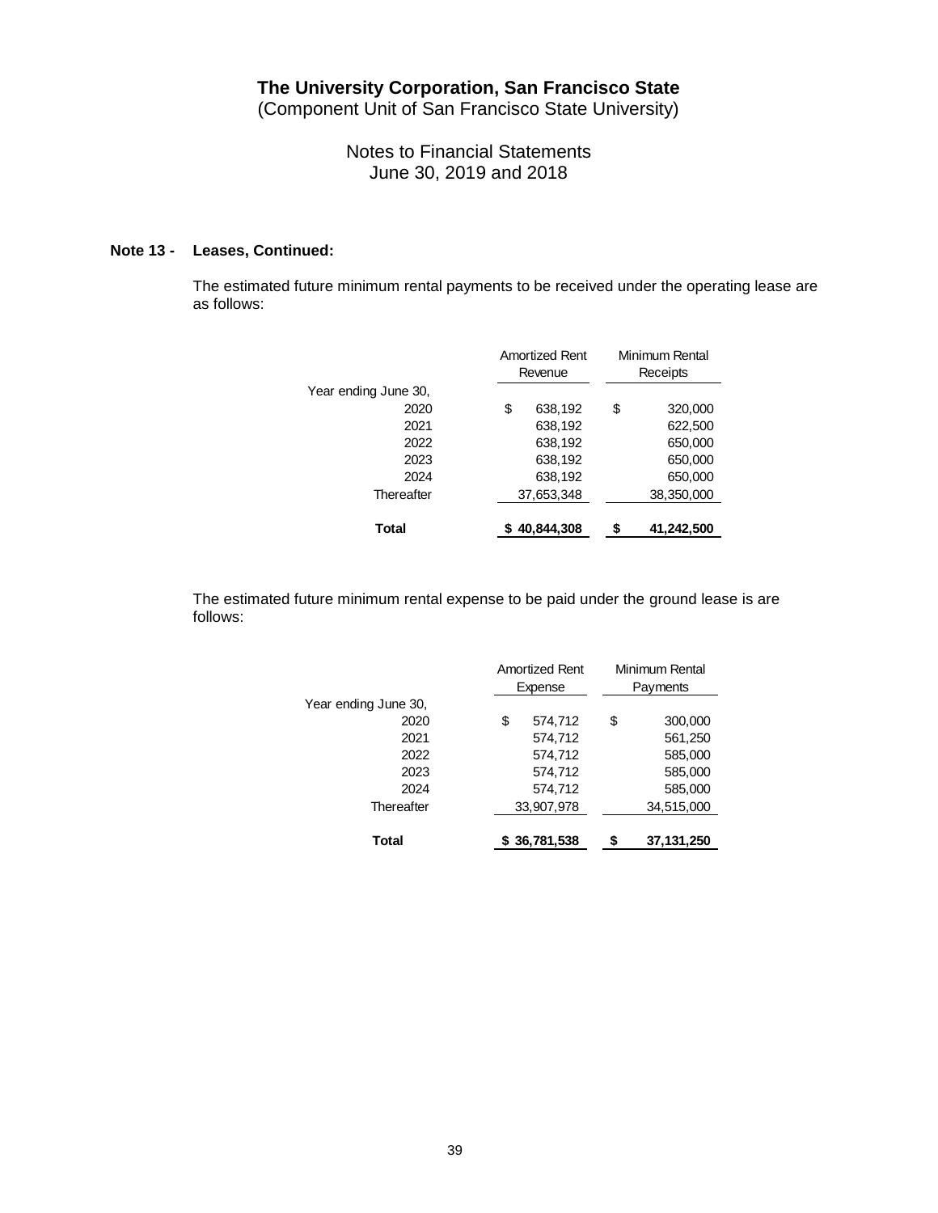**The University Corporation, San Francisco State**
(Component Unit of San Francisco State University)

Notes to Financial Statements
June 30, 2019 and 2018

**Note 13 - Leases, Continued:**

The estimated future minimum rental payments to be received under the operating lease are as follows:

| | Amortized Rent Revenue | Minimum Rental Receipts |
|---|---|---|
| Year ending June 30, | | |
| 2020 | $ 638,192 | $ 320,000 |
| 2021 | 638,192 | 622,500 |
| 2022 | 638,192 | 650,000 |
| 2023 | 638,192 | 650,000 |
| 2024 | 638,192 | 650,000 |
| Thereafter | 37,653,348 | 38,350,000 |
| **Total** | **$ 40,844,308** | **$ 41,242,500** |

The estimated future minimum rental expense to be paid under the ground lease is are follows:

| | Amortized Rent Expense | Minimum Rental Payments |
|---|---|---|
| Year ending June 30, | | |
| 2020 | $ 574,712 | $ 300,000 |
| 2021 | 574,712 | 561,250 |
| 2022 | 574,712 | 585,000 |
| 2023 | 574,712 | 585,000 |
| 2024 | 574,712 | 585,000 |
| Thereafter | 33,907,978 | 34,515,000 |
| **Total** | **$ 36,781,538** | **$ 37,131,250** |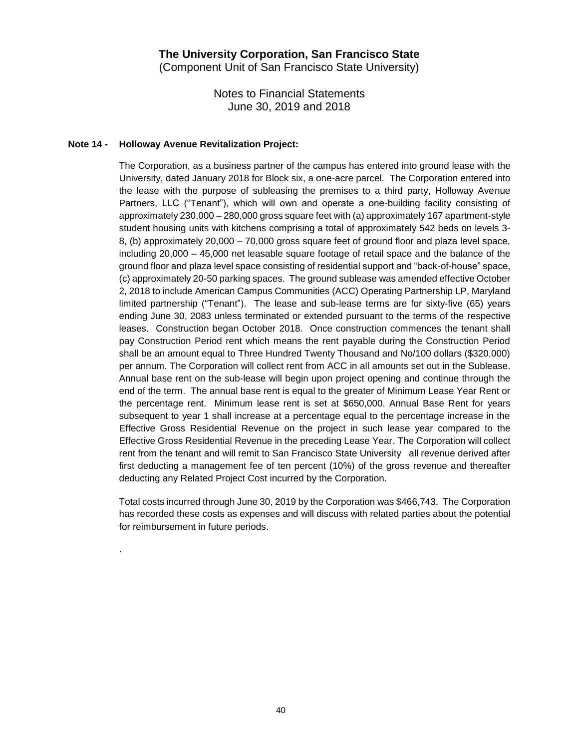# The University Corporation, San Francisco State

(Component Unit of San Francisco State University)

Notes to Financial Statements
June 30, 2019 and 2018

### Note 14 - Holloway Avenue Revitalization Project:

The Corporation, as a business partner of the campus has entered into ground lease with the University, dated January 2018 for Block six, a one-acre parcel. The Corporation entered into the lease with the purpose of subleasing the premises to a third party, Holloway Avenue Partners, LLC ("Tenant"), which will own and operate a one-building facility consisting of approximately 230,000 – 280,000 gross square feet with (a) approximately 167 apartment-style student housing units with kitchens comprising a total of approximately 542 beds on levels 3-8, (b) approximately 20,000 – 70,000 gross square feet of ground floor and plaza level space, including 20,000 – 45,000 net leasable square footage of retail space and the balance of the ground floor and plaza level space consisting of residential support and "back-of-house" space, (c) approximately 20-50 parking spaces. The ground sublease was amended effective October 2, 2018 to include American Campus Communities (ACC) Operating Partnership LP, Maryland limited partnership ("Tenant"). The lease and sub-lease terms are for sixty-five (65) years ending June 30, 2083 unless terminated or extended pursuant to the terms of the respective leases. Construction began October 2018. Once construction commences the tenant shall pay Construction Period rent which means the rent payable during the Construction Period shall be an amount equal to Three Hundred Twenty Thousand and No/100 dollars ($320,000) per annum. The Corporation will collect rent from ACC in all amounts set out in the Sublease. Annual base rent on the sub-lease will begin upon project opening and continue through the end of the term. The annual base rent is equal to the greater of Minimum Lease Year Rent or the percentage rent. Minimum lease rent is set at $650,000. Annual Base Rent for years subsequent to year 1 shall increase at a percentage equal to the percentage increase in the Effective Gross Residential Revenue on the project in such lease year compared to the Effective Gross Residential Revenue in the preceding Lease Year. The Corporation will collect rent from the tenant and will remit to San Francisco State University all revenue derived after first deducting a management fee of ten percent (10%) of the gross revenue and thereafter deducting any Related Project Cost incurred by the Corporation.

Total costs incurred through June 30, 2019 by the Corporation was $466,743. The Corporation has recorded these costs as expenses and will discuss with related parties about the potential for reimbursement in future periods.

.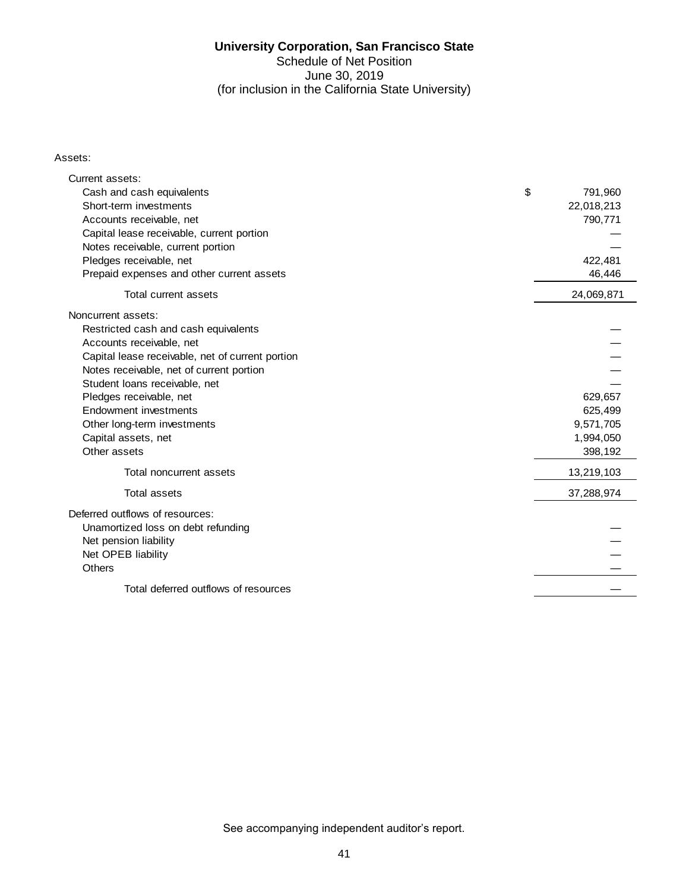**University Corporation, San Francisco State**

Schedule of Net Position

June 30, 2019

(for inclusion in the California State University)

Assets:

| | |
|---|---|
| Current assets: | |
| Cash and cash equivalents | $ 791,960 |
| Short-term investments | 22,018,213 |
| Accounts receivable, net | 790,771 |
| Capital lease receivable, current portion | — |
| Notes receivable, current portion | — |
| Pledges receivable, net | 422,481 |
| Prepaid expenses and other current assets | 46,446 |
| Total current assets | 24,069,871 |
| Noncurrent assets: | |
| Restricted cash and cash equivalents | — |
| Accounts receivable, net | — |
| Capital lease receivable, net of current portion | — |
| Notes receivable, net of current portion | — |
| Student loans receivable, net | — |
| Pledges receivable, net | 629,657 |
| Endowment investments | 625,499 |
| Other long-term investments | 9,571,705 |
| Capital assets, net | 1,994,050 |
| Other assets | 398,192 |
| Total noncurrent assets | 13,219,103 |
| Total assets | 37,288,974 |
| Deferred outflows of resources: | |
| Unamortized loss on debt refunding | — |
| Net pension liability | — |
| Net OPEB liability | — |
| Others | — |
| Total deferred outflows of resources | — |

See accompanying independent auditor's report.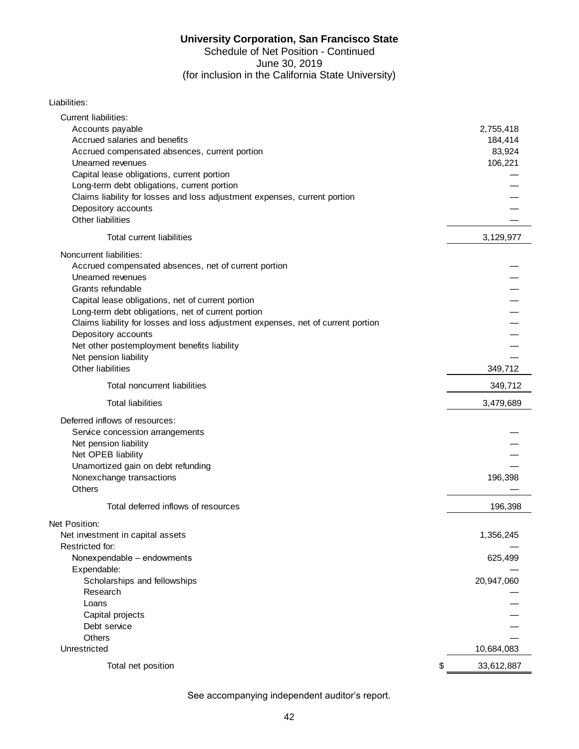# University Corporation, San Francisco State

Schedule of Net Position - Continued
June 30, 2019
(for inclusion in the California State University)

| | |
|---|---|
| **Liabilities:** | |
| Current liabilities: | |
| Accounts payable | 2,755,418 |
| Accrued salaries and benefits | 184,414 |
| Accrued compensated absences, current portion | 83,924 |
| Unearned revenues | 106,221 |
| Capital lease obligations, current portion | — |
| Long-term debt obligations, current portion | — |
| Claims liability for losses and loss adjustment expenses, current portion | — |
| Depository accounts | — |
| Other liabilities | — |
| Total current liabilities | 3,129,977 |
| Noncurrent liabilities: | |
| Accrued compensated absences, net of current portion | — |
| Unearned revenues | — |
| Grants refundable | — |
| Capital lease obligations, net of current portion | — |
| Long-term debt obligations, net of current portion | — |
| Claims liability for losses and loss adjustment expenses, net of current portion | — |
| Depository accounts | — |
| Net other postemployment benefits liability | — |
| Net pension liability | — |
| Other liabilities | 349,712 |
| Total noncurrent liabilities | 349,712 |
| Total liabilities | 3,479,689 |
| Deferred inflows of resources: | |
| Service concession arrangements | — |
| Net pension liability | — |
| Net OPEB liability | — |
| Unamortized gain on debt refunding | — |
| Nonexchange transactions | 196,398 |
| Others | — |
| Total deferred inflows of resources | 196,398 |
| **Net Position:** | |
| Net investment in capital assets | 1,356,245 |
| Restricted for: | — |
| Nonexpendable – endowments | 625,499 |
| Expendable: | — |
| Scholarships and fellowships | 20,947,060 |
| Research | — |
| Loans | — |
| Capital projects | — |
| Debt service | — |
| Others | — |
| Unrestricted | 10,684,083 |
| Total net position | $ 33,612,887 |

See accompanying independent auditor's report.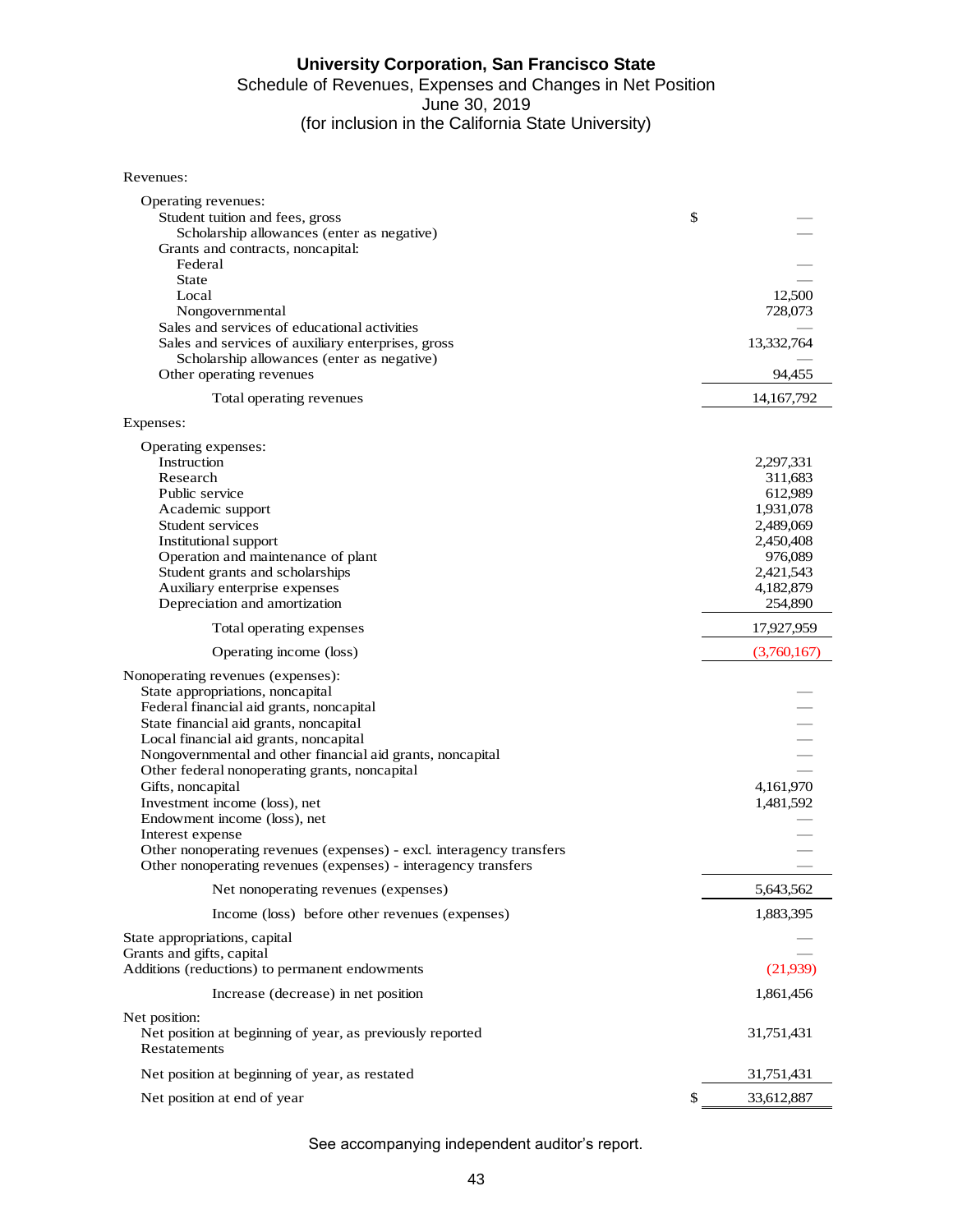# University Corporation, San Francisco State

## Schedule of Revenues, Expenses and Changes in Net Position

June 30, 2019

(for inclusion in the California State University)

| | |
|---|---|
| **Revenues:** | |
| Operating revenues: | |
| Student tuition and fees, gross | $ — |
| Scholarship allowances (enter as negative) | — |
| Grants and contracts, noncapital: | |
| Federal | — |
| State | — |
| Local | 12,500 |
| Nongovernmental | 728,073 |
| Sales and services of educational activities | — |
| Sales and services of auxiliary enterprises, gross | 13,332,764 |
| Scholarship allowances (enter as negative) | — |
| Other operating revenues | 94,455 |
| Total operating revenues | 14,167,792 |
| **Expenses:** | |
| Operating expenses: | |
| Instruction | 2,297,331 |
| Research | 311,683 |
| Public service | 612,989 |
| Academic support | 1,931,078 |
| Student services | 2,489,069 |
| Institutional support | 2,450,408 |
| Operation and maintenance of plant | 976,089 |
| Student grants and scholarships | 2,421,543 |
| Auxiliary enterprise expenses | 4,182,879 |
| Depreciation and amortization | 254,890 |
| Total operating expenses | 17,927,959 |
| Operating income (loss) | (3,760,167) |
| **Nonoperating revenues (expenses):** | |
| State appropriations, noncapital | — |
| Federal financial aid grants, noncapital | — |
| State financial aid grants, noncapital | — |
| Local financial aid grants, noncapital | — |
| Nongovernmental and other financial aid grants, noncapital | — |
| Other federal nonoperating grants, noncapital | — |
| Gifts, noncapital | 4,161,970 |
| Investment income (loss), net | 1,481,592 |
| Endowment income (loss), net | — |
| Interest expense | — |
| Other nonoperating revenues (expenses) - excl. interagency transfers | — |
| Other nonoperating revenues (expenses) - interagency transfers | — |
| Net nonoperating revenues (expenses) | 5,643,562 |
| Income (loss) before other revenues (expenses) | 1,883,395 |
| State appropriations, capital | — |
| Grants and gifts, capital | — |
| Additions (reductions) to permanent endowments | (21,939) |
| Increase (decrease) in net position | 1,861,456 |
| **Net position:** | |
| Net position at beginning of year, as previously reported | 31,751,431 |
| Restatements | |
| Net position at beginning of year, as restated | 31,751,431 |
| Net position at end of year | $ 33,612,887 |

See accompanying independent auditor's report.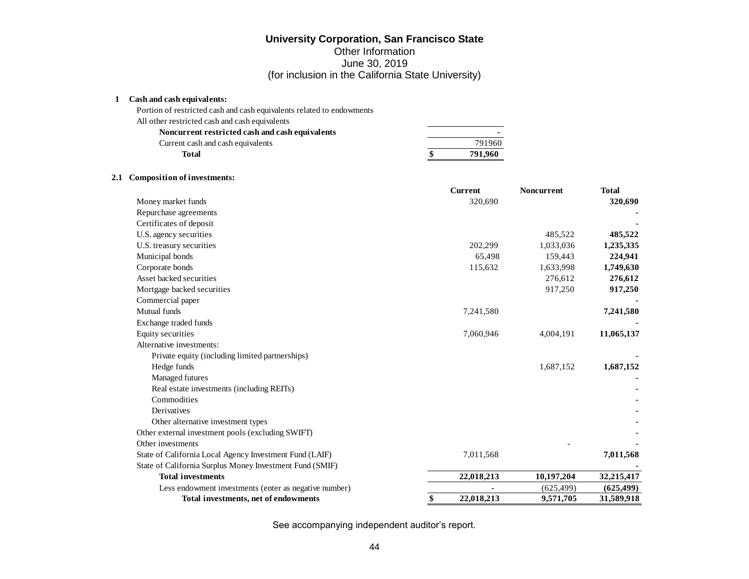# University Corporation, San Francisco State

Other Information
June 30, 2019
(for inclusion in the California State University)

**1 Cash and cash equivalents:**

| | |
|---|---|
| Portion of restricted cash and cash equivalents related to endowments | |
| All other restricted cash and cash equivalents | |
| **Noncurrent restricted cash and cash equivalents** | - |
| Current cash and cash equivalents | 791960 |
| **Total** | $ **791,960** |

**2.1 Composition of investments:**

| | Current | Noncurrent | Total |
|---|---|---|---|
| Money market funds | 320,690 | | **320,690** |
| Repurchase agreements | | | - |
| Certificates of deposit | | | - |
| U.S. agency securities | | 485,522 | **485,522** |
| U.S. treasury securities | 202,299 | 1,033,036 | **1,235,335** |
| Municipal bonds | 65,498 | 159,443 | **224,941** |
| Corporate bonds | 115,632 | 1,633,998 | **1,749,630** |
| Asset backed securities | | 276,612 | **276,612** |
| Mortgage backed securities | | 917,250 | **917,250** |
| Commercial paper | | | - |
| Mutual funds | 7,241,580 | | **7,241,580** |
| Exchange traded funds | | | - |
| Equity securities | 7,060,946 | 4,004,191 | **11,065,137** |
| Alternative investments: | | | |
| Private equity (including limited partnerships) | | | - |
| Hedge funds | | 1,687,152 | **1,687,152** |
| Managed futures | | | - |
| Real estate investments (including REITs) | | | - |
| Commodities | | | - |
| Derivatives | | | - |
| Other alternative investment types | | | - |
| Other external investment pools (excluding SWIFT) | | | - |
| Other investments | | - | - |
| State of California Local Agency Investment Fund (LAIF) | 7,011,568 | | **7,011,568** |
| State of California Surplus Money Investment Fund (SMIF) | | | - |
| **Total investments** | **22,018,213** | **10,197,204** | **32,215,417** |
| Less endowment investments (enter as negative number) | - | (625,499) | **(625,499)** |
| **Total investments, net of endowments** | $ **22,018,213** | **9,571,705** | **31,589,918** |

See accompanying independent auditor's report.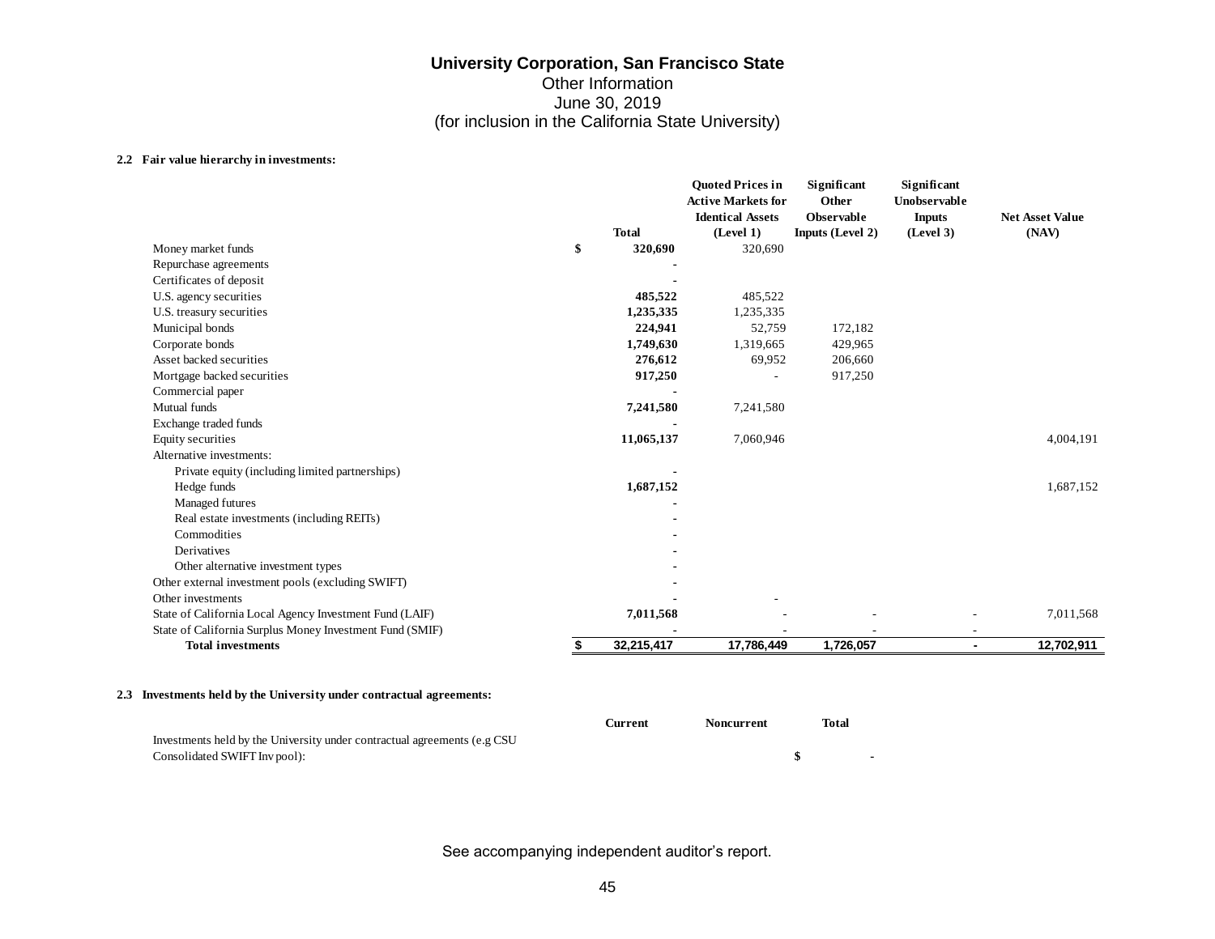# University Corporation, San Francisco State

Other Information
June 30, 2019
(for inclusion in the California State University)

**2.2 Fair value hierarchy in investments:**

| | Total | Quoted Prices in Active Markets for Identical Assets (Level 1) | Significant Other Observable Inputs (Level 2) | Significant Unobservable Inputs (Level 3) | Net Asset Value (NAV) |
|---|---|---|---|---|---|
| Money market funds | $ **320,690** | 320,690 | | | |
| Repurchase agreements | - | | | | |
| Certificates of deposit | - | | | | |
| U.S. agency securities | **485,522** | 485,522 | | | |
| U.S. treasury securities | **1,235,335** | 1,235,335 | | | |
| Municipal bonds | **224,941** | 52,759 | 172,182 | | |
| Corporate bonds | **1,749,630** | 1,319,665 | 429,965 | | |
| Asset backed securities | **276,612** | 69,952 | 206,660 | | |
| Mortgage backed securities | **917,250** | - | 917,250 | | |
| Commercial paper | - | | | | |
| Mutual funds | **7,241,580** | 7,241,580 | | | |
| Exchange traded funds | - | | | | |
| Equity securities | **11,065,137** | 7,060,946 | | | 4,004,191 |
| Alternative investments: | | | | | |
| Private equity (including limited partnerships) | - | | | | |
| Hedge funds | **1,687,152** | | | | 1,687,152 |
| Managed futures | - | | | | |
| Real estate investments (including REITs) | - | | | | |
| Commodities | - | | | | |
| Derivatives | - | | | | |
| Other alternative investment types | - | | | | |
| Other external investment pools (excluding SWIFT) | - | | | | |
| Other investments | - | - | | | |
| State of California Local Agency Investment Fund (LAIF) | **7,011,568** | - | - | - | 7,011,568 |
| State of California Surplus Money Investment Fund (SMIF) | - | - | - | - | |
| **Total investments** | **$ 32,215,417** | **17,786,449** | **1,726,057** | **-** | **12,702,911** |

**2.3 Investments held by the University under contractual agreements:**

| | Current | Noncurrent | Total |
|---|---|---|---|
| Investments held by the University under contractual agreements (e.g CSU Consolidated SWIFT Inv pool): | | | $ - |

See accompanying independent auditor's report.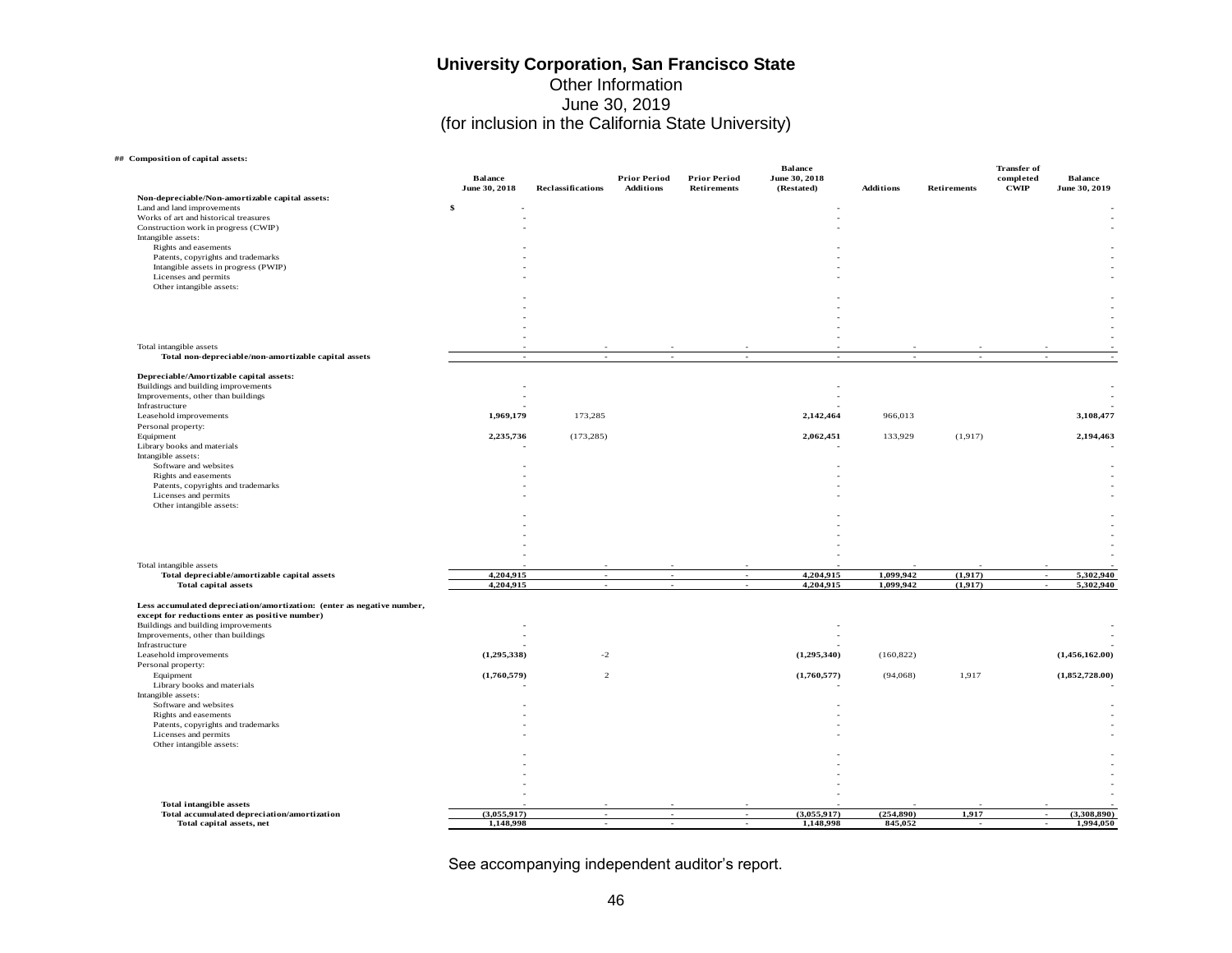# University Corporation, San Francisco State
Other Information
June 30, 2019
(for inclusion in the California State University)

## Composition of capital assets:

| | Balance June 30, 2018 | Reclassifications | Prior Period Additions | Prior Period Retirements | Balance June 30, 2018 (Restated) | Additions | Retirements | Transfer of completed CWIP | Balance June 30, 2019 |
|---|---|---|---|---|---|---|---|---|---|
| **Non-depreciable/Non-amortizable capital assets:** | | | | | | | | | |
| Land and land improvements | $ - | | | | - | | | | - |
| Works of art and historical treasures | - | | | | - | | | | - |
| Construction work in progress (CWIP) | - | | | | - | | | | - |
| Intangible assets: | | | | | | | | | |
| Rights and easements | - | | | | - | | | | - |
| Patents, copyrights and trademarks | - | | | | - | | | | - |
| Intangible assets in progress (PWIP) | - | | | | - | | | | - |
| Licenses and permits | - | | | | - | | | | - |
| Other intangible assets: | | | | | | | | | |
| | - | | | | - | | | | - |
| | - | | | | - | | | | - |
| | - | | | | - | | | | - |
| | - | | | | - | | | | - |
| | - | | | | - | | | | - |
| Total intangible assets | - | - | - | - | - | - | - | - | - |
| **Total non-depreciable/non-amortizable capital assets** | - | - | - | - | - | - | - | - | - |
| **Depreciable/Amortizable capital assets:** | | | | | | | | | |
| Buildings and building improvements | - | | | | - | | | | - |
| Improvements, other than buildings | - | | | | - | | | | - |
| Infrastructure | - | | | | - | | | | - |
| Leasehold improvements | **1,969,179** | 173,285 | | | **2,142,464** | 966,013 | | | **3,108,477** |
| Personal property: | | | | | | | | | |
| Equipment | **2,235,736** | (173,285) | | | **2,062,451** | 133,929 | (1,917) | | **2,194,463** |
| Library books and materials | - | | | | - | | | | - |
| Intangible assets: | | | | | | | | | |
| Software and websites | - | | | | - | | | | - |
| Rights and easements | - | | | | - | | | | - |
| Patents, copyrights and trademarks | - | | | | - | | | | - |
| Licenses and permits | - | | | | - | | | | - |
| Other intangible assets: | | | | | | | | | |
| | - | | | | - | | | | - |
| | - | | | | - | | | | - |
| | - | | | | - | | | | - |
| | - | | | | - | | | | - |
| | - | | | | - | | | | - |
| Total intangible assets | - | - | - | - | - | - | - | - | - |
| **Total depreciable/amortizable capital assets** | **4,204,915** | - | - | - | **4,204,915** | **1,099,942** | **(1,917)** | - | **5,302,940** |
| **Total capital assets** | **4,204,915** | - | - | - | **4,204,915** | **1,099,942** | **(1,917)** | - | **5,302,940** |
| **Less accumulated depreciation/amortization: (enter as negative number, except for reductions enter as positive number)** | | | | | | | | | |
| Buildings and building improvements | - | | | | - | | | | - |
| Improvements, other than buildings | - | | | | - | | | | - |
| Infrastructure | - | | | | - | | | | - |
| Leasehold improvements | **(1,295,338)** | -2 | | | **(1,295,340)** | (160,822) | | | **(1,456,162.00)** |
| Personal property: | | | | | | | | | |
| Equipment | **(1,760,579)** | 2 | | | **(1,760,577)** | (94,068) | 1,917 | | **(1,852,728.00)** |
| Library books and materials | - | | | | - | | | | - |
| Intangible assets: | | | | | | | | | |
| Software and websites | - | | | | - | | | | - |
| Rights and easements | - | | | | - | | | | - |
| Patents, copyrights and trademarks | - | | | | - | | | | - |
| Licenses and permits | - | | | | - | | | | - |
| Other intangible assets: | | | | | | | | | |
| | - | | | | - | | | | - |
| | - | | | | - | | | | - |
| | - | | | | - | | | | - |
| | - | | | | - | | | | - |
| | - | | | | - | | | | - |
| **Total intangible assets** | - | - | - | - | - | - | - | - | - |
| **Total accumulated depreciation/amortization** | **(3,055,917)** | - | - | - | **(3,055,917)** | **(254,890)** | **1,917** | - | **(3,308,890)** |
| **Total capital assets, net** | **1,148,998** | - | - | - | **1,148,998** | **845,052** | - | - | **1,994,050** |

See accompanying independent auditor's report.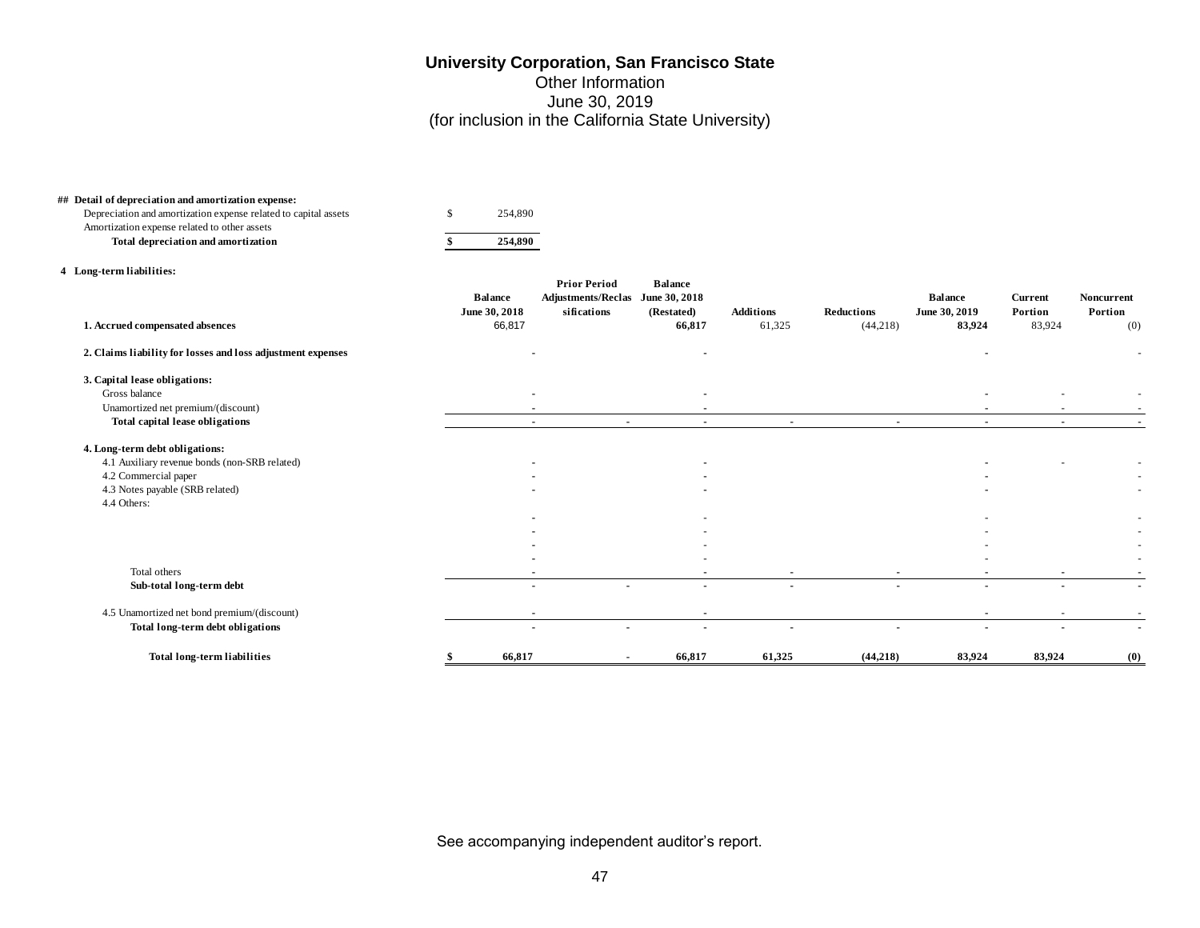# University Corporation, San Francisco State

Other Information
June 30, 2019
(for inclusion in the California State University)

## Detail of depreciation and amortization expense:

| | |
|---|---|
| Depreciation and amortization expense related to capital assets | $ 254,890 |
| Amortization expense related to other assets | |
| **Total depreciation and amortization** | **$ 254,890** |

**4 Long-term liabilities:**

| | Balance June 30, 2018 | Prior Period Adjustments/Reclassifications | Balance June 30, 2018 (Restated) | Additions | Reductions | Balance June 30, 2019 | Current Portion | Noncurrent Portion |
|---|---|---|---|---|---|---|---|---|
| **1. Accrued compensated absences** | 66,817 | | **66,817** | 61,325 | (44,218) | **83,924** | 83,924 | (0) |
| **2. Claims liability for losses and loss adjustment expenses** | - | | - | | | - | | - |
| **3. Capital lease obligations:** | | | | | | | | |
| Gross balance | - | | - | | | - | - | - |
| Unamortized net premium/(discount) | - | | - | | | - | - | - |
| **Total capital lease obligations** | - | - | - | - | - | - | - | - |
| **4. Long-term debt obligations:** | | | | | | | | |
| 4.1 Auxiliary revenue bonds (non-SRB related) | - | | - | | | - | - | - |
| 4.2 Commercial paper | - | | - | | | - | | - |
| 4.3 Notes payable (SRB related) | - | | - | | | - | | - |
| 4.4 Others: | | | | | | | | |
| | - | | - | | | - | | - |
| | - | | - | | | - | | - |
| | - | | - | | | - | | - |
| | - | | - | | | - | | - |
| Total others | - | | - | - | - | - | - | - |
| **Sub-total long-term debt** | - | - | - | - | - | - | - | - |
| 4.5 Unamortized net bond premium/(discount) | - | | - | | | - | - | - |
| **Total long-term debt obligations** | - | - | - | - | - | - | - | - |
| **Total long-term liabilities** | **$ 66,817** | **-** | **66,817** | **61,325** | **(44,218)** | **83,924** | **83,924** | **(0)** |

See accompanying independent auditor's report.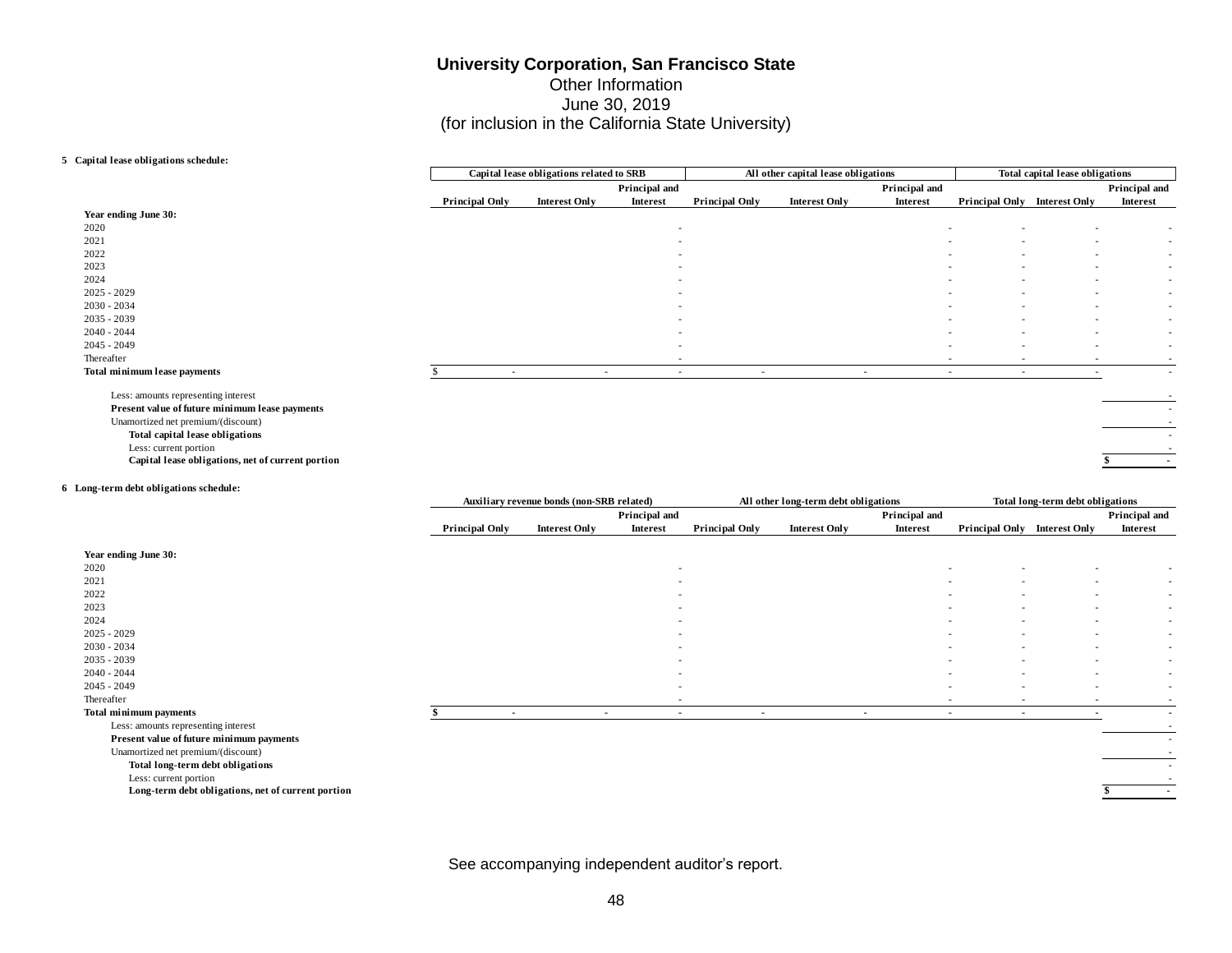# University Corporation, San Francisco State

Other Information
June 30, 2019
(for inclusion in the California State University)

**5 Capital lease obligations schedule:**

| | Capital lease obligations related to SRB | | | All other capital lease obligations | | | Total capital lease obligations | | |
|---|---|---|---|---|---|---|---|---|---|
| | **Principal Only** | **Interest Only** | **Principal and Interest** | **Principal Only** | **Interest Only** | **Principal and Interest** | **Principal Only** | **Interest Only** | **Principal and Interest** |
| **Year ending June 30:** | | | | | | | | | |
| 2020 | | | - | | | - | - | - | - |
| 2021 | | | - | | | - | - | - | - |
| 2022 | | | - | | | - | - | - | - |
| 2023 | | | - | | | - | - | - | - |
| 2024 | | | - | | | - | - | - | - |
| 2025 - 2029 | | | - | | | - | - | - | - |
| 2030 - 2034 | | | - | | | - | - | - | - |
| 2035 - 2039 | | | - | | | - | - | - | - |
| 2040 - 2044 | | | - | | | - | - | - | - |
| 2045 - 2049 | | | - | | | - | - | - | - |
| Thereafter | | | - | | | - | - | - | - |
| **Total minimum lease payments** | $ - | - | - | - | - | - | - | - | - |
| Less: amounts representing interest | | | | | | | | | - |
| **Present value of future minimum lease payments** | | | | | | | | | - |
| Unamortized net premium/(discount) | | | | | | | | | - |
| **Total capital lease obligations** | | | | | | | | | - |
| Less: current portion | | | | | | | | | - |
| **Capital lease obligations, net of current portion** | | | | | | | | | $ - |

**6 Long-term debt obligations schedule:**

| | Auxiliary revenue bonds (non-SRB related) | | | All other long-term debt obligations | | | Total long-term debt obligations | | |
|---|---|---|---|---|---|---|---|---|---|
| | **Principal Only** | **Interest Only** | **Principal and Interest** | **Principal Only** | **Interest Only** | **Principal and Interest** | **Principal Only** | **Interest Only** | **Principal and Interest** |
| **Year ending June 30:** | | | | | | | | | |
| 2020 | | | - | | | - | - | - | - |
| 2021 | | | - | | | - | - | - | - |
| 2022 | | | - | | | - | - | - | - |
| 2023 | | | - | | | - | - | - | - |
| 2024 | | | - | | | - | - | - | - |
| 2025 - 2029 | | | - | | | - | - | - | - |
| 2030 - 2034 | | | - | | | - | - | - | - |
| 2035 - 2039 | | | - | | | - | - | - | - |
| 2040 - 2044 | | | - | | | - | - | - | - |
| 2045 - 2049 | | | - | | | - | - | - | - |
| Thereafter | | | - | | | - | - | - | - |
| **Total minimum payments** | $ - | - | - | - | - | - | - | - | - |
| Less: amounts representing interest | | | | | | | | | - |
| **Present value of future minimum payments** | | | | | | | | | - |
| Unamortized net premium/(discount) | | | | | | | | | - |
| **Total long-term debt obligations** | | | | | | | | | - |
| Less: current portion | | | | | | | | | - |
| **Long-term debt obligations, net of current portion** | | | | | | | | | $ - |

See accompanying independent auditor's report.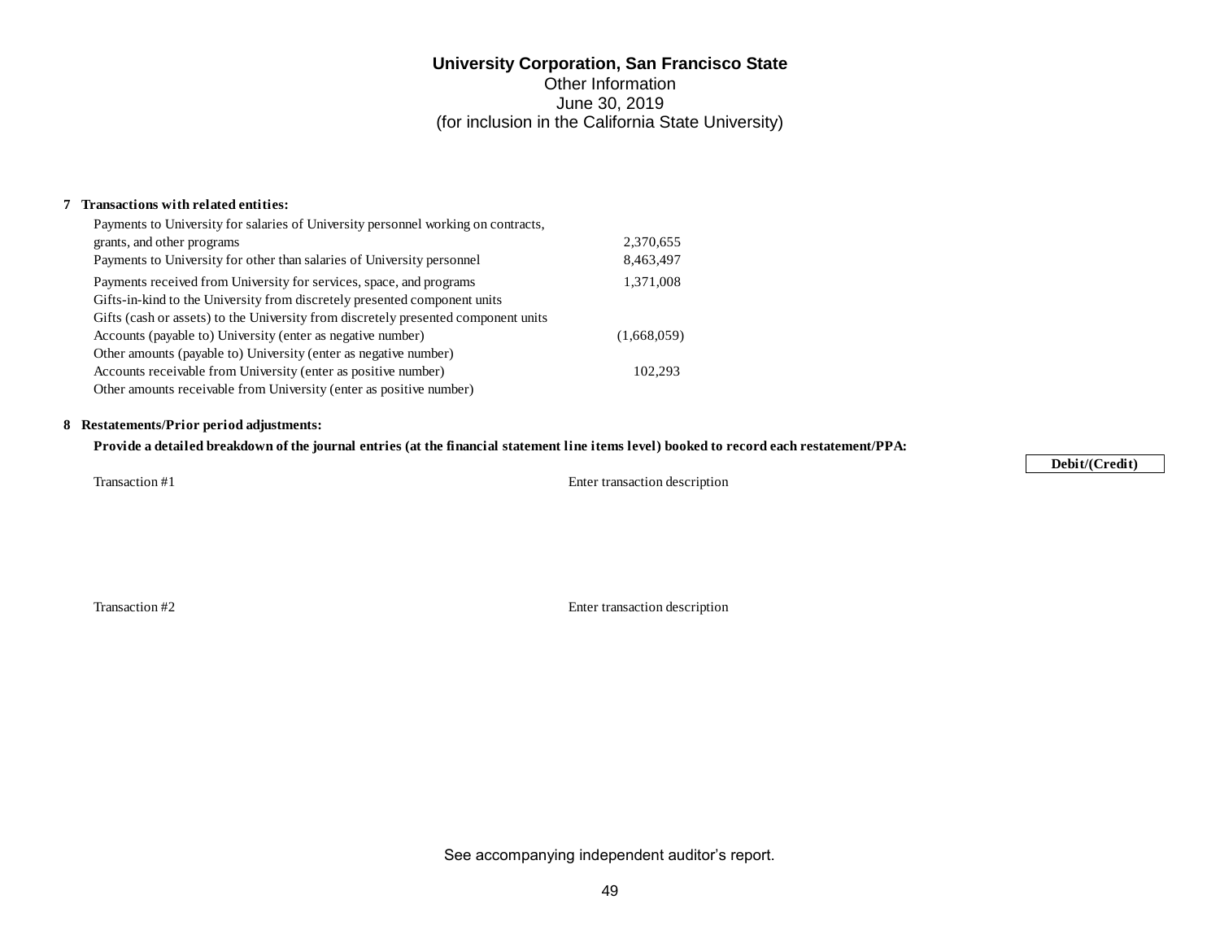# University Corporation, San Francisco State

Other Information
June 30, 2019
(for inclusion in the California State University)

**7 Transactions with related entities:**

| | |
|---|---|
| Payments to University for salaries of University personnel working on contracts, grants, and other programs | 2,370,655 |
| Payments to University for other than salaries of University personnel | 8,463,497 |
| Payments received from University for services, space, and programs | 1,371,008 |
| Gifts-in-kind to the University from discretely presented component units | |
| Gifts (cash or assets) to the University from discretely presented component units | |
| Accounts (payable to) University (enter as negative number) | (1,668,059) |
| Other amounts (payable to) University (enter as negative number) | |
| Accounts receivable from University (enter as positive number) | 102,293 |
| Other amounts receivable from University (enter as positive number) | |

**8 Restatements/Prior period adjustments:**

**Provide a detailed breakdown of the journal entries (at the financial statement line items level) booked to record each restatement/PPA:**

| | | Debit/(Credit) |
|---|---|---|
| Transaction #1 | Enter transaction description | |
| Transaction #2 | Enter transaction description | |

See accompanying independent auditor's report.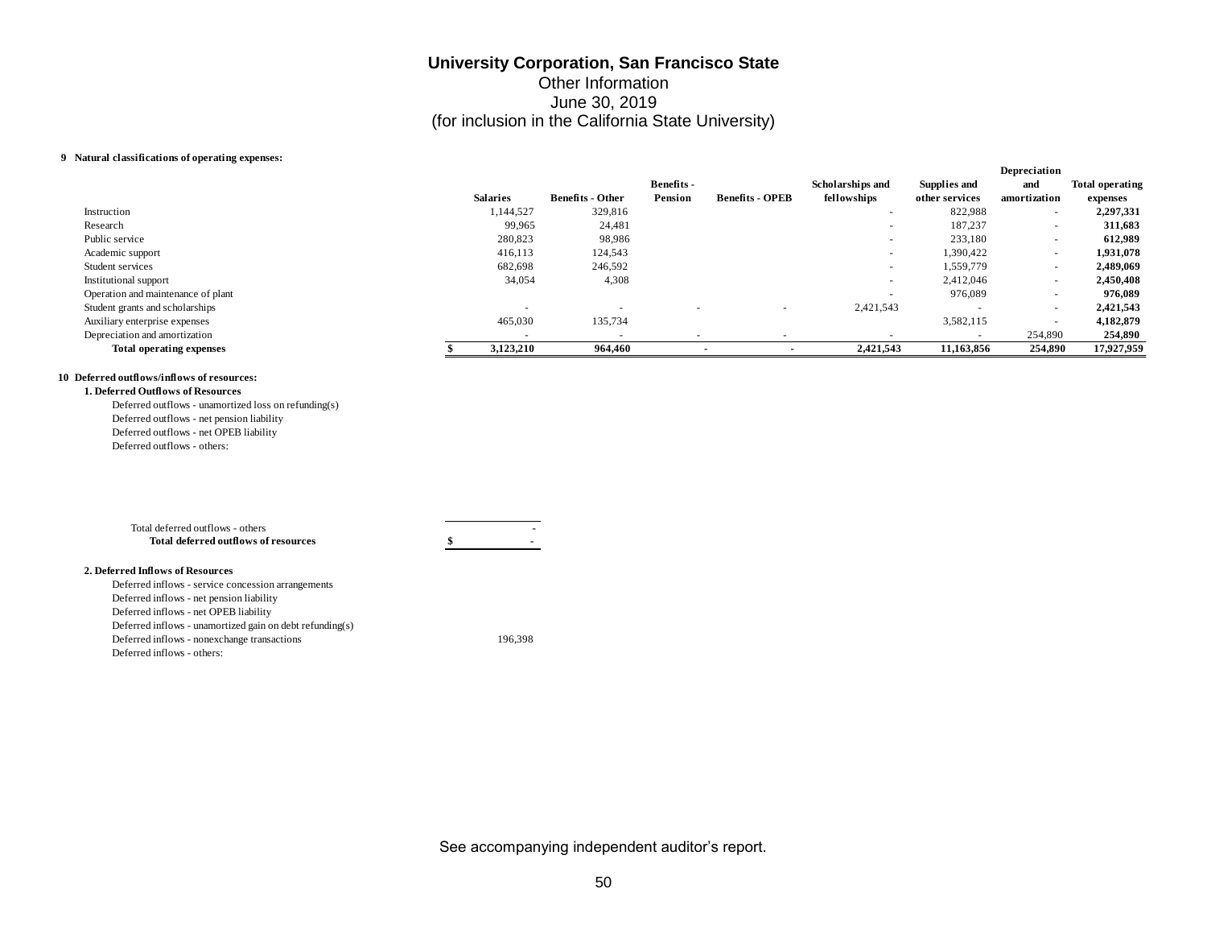# University Corporation, San Francisco State

Other Information

June 30, 2019

(for inclusion in the California State University)

**9 Natural classifications of operating expenses:**

| | Salaries | Benefits - Other | Benefits - Pension | Benefits - OPEB | Scholarships and fellowships | Supplies and other services | Depreciation and amortization | Total operating expenses |
|---|---|---|---|---|---|---|---|---|
| Instruction | 1,144,527 | 329,816 | | | - | 822,988 | - | **2,297,331** |
| Research | 99,965 | 24,481 | | | - | 187,237 | - | **311,683** |
| Public service | 280,823 | 98,986 | | | - | 233,180 | - | **612,989** |
| Academic support | 416,113 | 124,543 | | | - | 1,390,422 | - | **1,931,078** |
| Student services | 682,698 | 246,592 | | | - | 1,559,779 | - | **2,489,069** |
| Institutional support | 34,054 | 4,308 | | | - | 2,412,046 | - | **2,450,408** |
| Operation and maintenance of plant | | | | | - | 976,089 | - | **976,089** |
| Student grants and scholarships | - | - | - | - | 2,421,543 | - | - | **2,421,543** |
| Auxiliary enterprise expenses | 465,030 | 135,734 | | | | 3,582,115 | - | **4,182,879** |
| Depreciation and amortization | - | - | - | - | - | - | 254,890 | **254,890** |
| **Total operating expenses** | **$ 3,123,210** | **964,460** | **-** | **-** | **2,421,543** | **11,163,856** | **254,890** | **17,927,959** |

**10 Deferred outflows/inflows of resources:**

**1. Deferred Outflows of Resources**

| | |
|---|---|
| Deferred outflows - unamortized loss on refunding(s) | |
| Deferred outflows - net pension liability | |
| Deferred outflows - net OPEB liability | |
| Deferred outflows - others: | |
| Total deferred outflows - others | - |
| **Total deferred outflows of resources** | **$ -** |

**2. Deferred Inflows of Resources**

| | |
|---|---|
| Deferred inflows - service concession arrangements | |
| Deferred inflows - net pension liability | |
| Deferred inflows - net OPEB liability | |
| Deferred inflows - unamortized gain on debt refunding(s) | |
| Deferred inflows - nonexchange transactions | 196,398 |
| Deferred inflows - others: | |

See accompanying independent auditor's report.